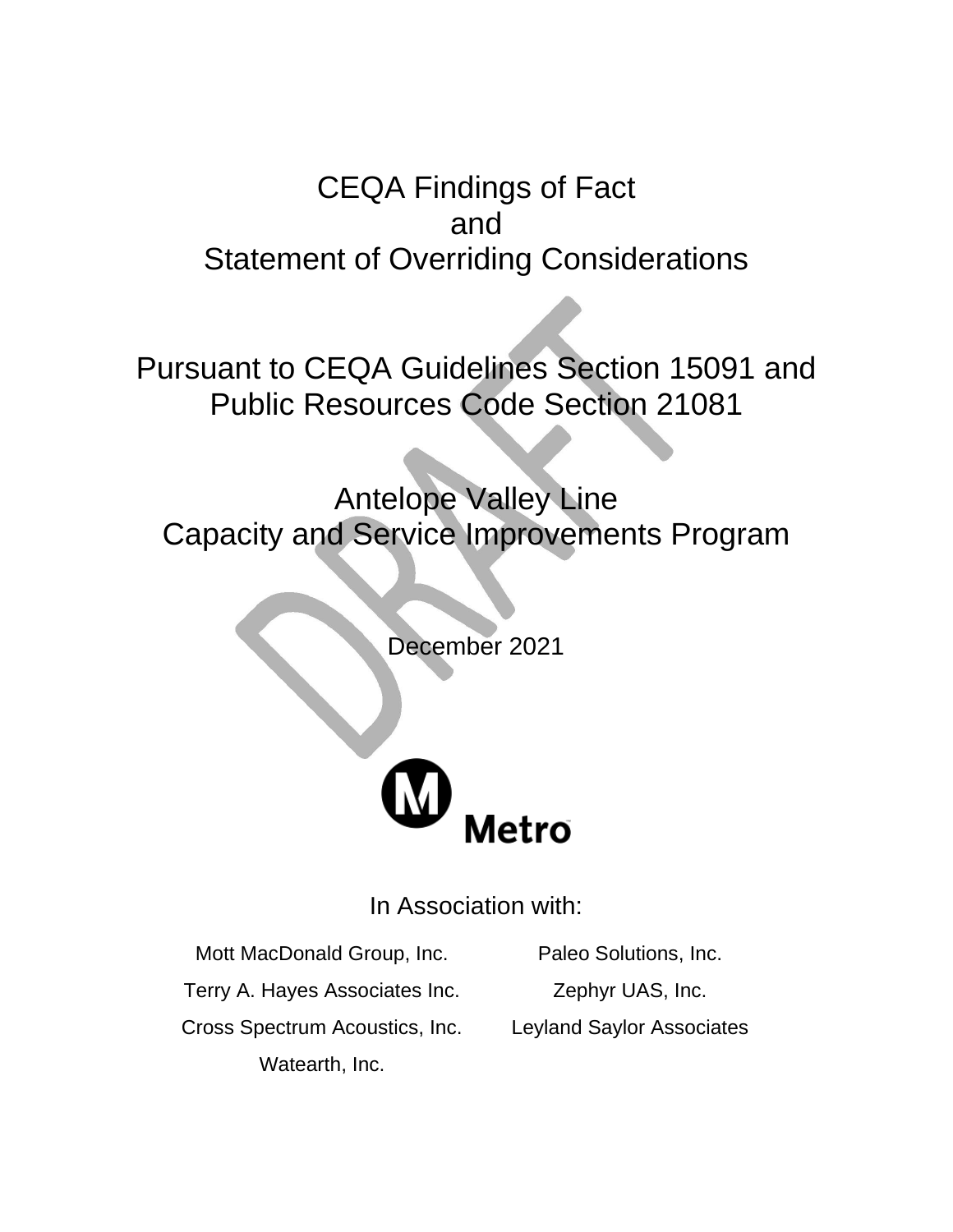# CEQA Findings of Fact
# and
# Statement of Overriding Considerations

## Pursuant to CEQA Guidelines Section 15091 and Public Resources Code Section 21081

## Antelope Valley Line
## Capacity and Service Improvements Program

December 2021

Metro

In Association with:

Mott MacDonald Group, Inc.

Terry A. Hayes Associates Inc.

Cross Spectrum Acoustics, Inc.

Watearth, Inc.

Paleo Solutions, Inc.

Zephyr UAS, Inc.

Leyland Saylor Associates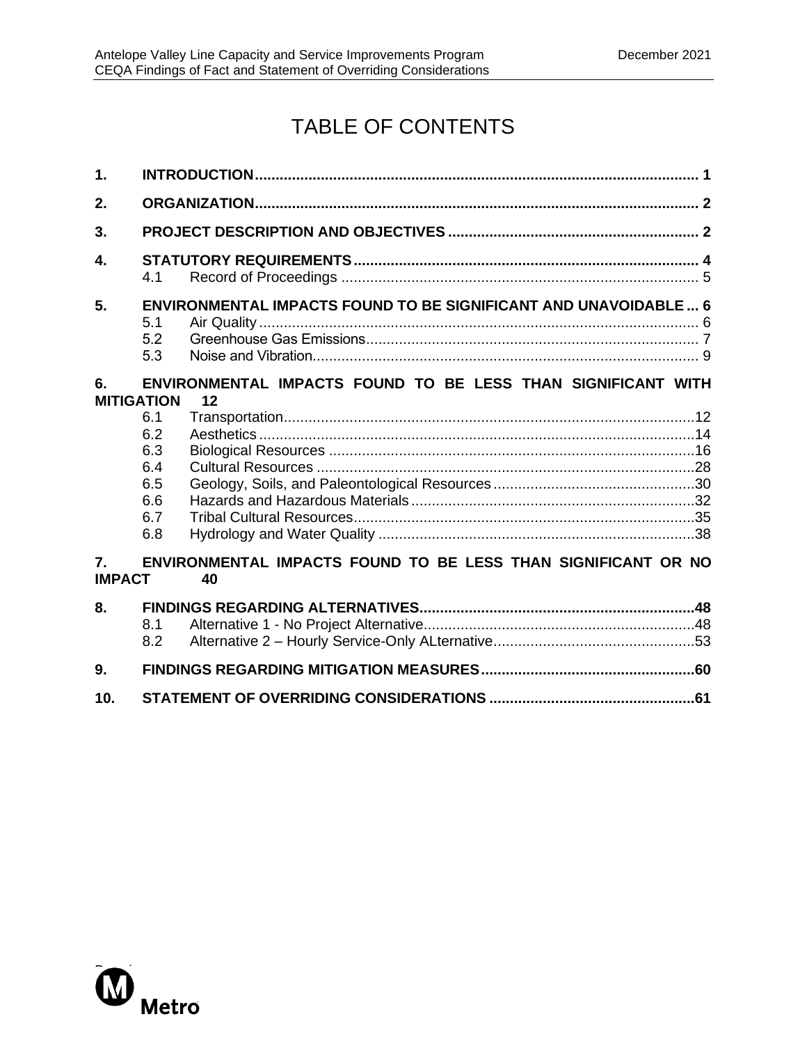# TABLE OF CONTENTS

**1. INTRODUCTION** ........................................................ 1

**2. ORGANIZATION** ........................................................ 2

**3. PROJECT DESCRIPTION AND OBJECTIVES** ........................................................ 2

**4. STATUTORY REQUIREMENTS** ........................................................ 4
- 4.1 Record of Proceedings ........................................................ 5

**5. ENVIRONMENTAL IMPACTS FOUND TO BE SIGNIFICANT AND UNAVOIDABLE** ... 6
- 5.1 Air Quality ........................................................ 6
- 5.2 Greenhouse Gas Emissions ........................................................ 7
- 5.3 Noise and Vibration ........................................................ 9

**6. ENVIRONMENTAL IMPACTS FOUND TO BE LESS THAN SIGNIFICANT WITH MITIGATION** 12
- 6.1 Transportation ........................................................ 12
- 6.2 Aesthetics ........................................................ 14
- 6.3 Biological Resources ........................................................ 16
- 6.4 Cultural Resources ........................................................ 28
- 6.5 Geology, Soils, and Paleontological Resources ........................................................ 30
- 6.6 Hazards and Hazardous Materials ........................................................ 32
- 6.7 Tribal Cultural Resources ........................................................ 35
- 6.8 Hydrology and Water Quality ........................................................ 38

**7. ENVIRONMENTAL IMPACTS FOUND TO BE LESS THAN SIGNIFICANT OR NO IMPACT** 40

**8. FINDINGS REGARDING ALTERNATIVES** ........................................................ 48
- 8.1 Alternative 1 - No Project Alternative ........................................................ 48
- 8.2 Alternative 2 – Hourly Service-Only ALternative ........................................................ 53

**9. FINDINGS REGARDING MITIGATION MEASURES** ........................................................ 60

**10. STATEMENT OF OVERRIDING CONSIDERATIONS** ........................................................ 61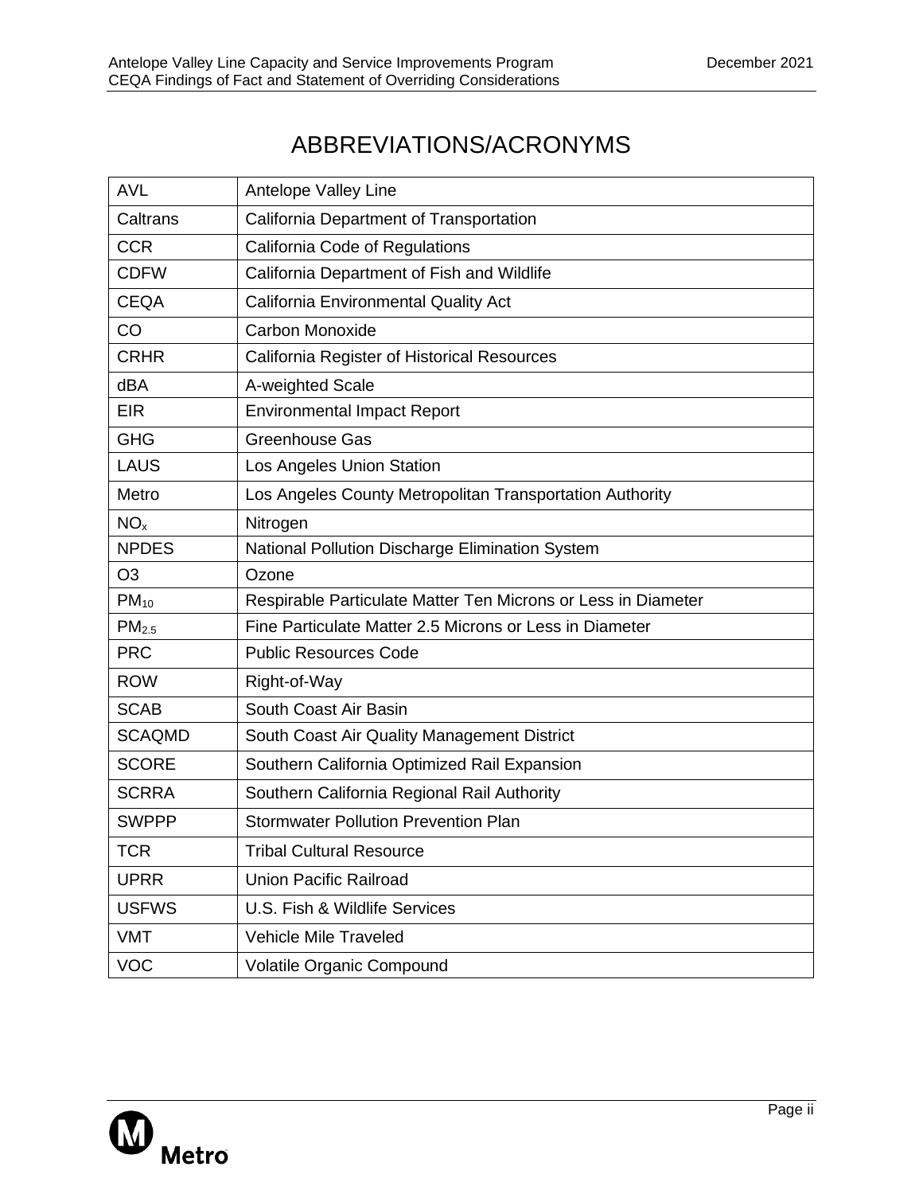# ABBREVIATIONS/ACRONYMS

| | |
|---|---|
| AVL | Antelope Valley Line |
| Caltrans | California Department of Transportation |
| CCR | California Code of Regulations |
| CDFW | California Department of Fish and Wildlife |
| CEQA | California Environmental Quality Act |
| CO | Carbon Monoxide |
| CRHR | California Register of Historical Resources |
| dBA | A-weighted Scale |
| EIR | Environmental Impact Report |
| GHG | Greenhouse Gas |
| LAUS | Los Angeles Union Station |
| Metro | Los Angeles County Metropolitan Transportation Authority |
| $NO_x$ | Nitrogen |
| NPDES | National Pollution Discharge Elimination System |
| O3 | Ozone |
| $PM_{10}$ | Respirable Particulate Matter Ten Microns or Less in Diameter |
| $PM_{2.5}$ | Fine Particulate Matter 2.5 Microns or Less in Diameter |
| PRC | Public Resources Code |
| ROW | Right-of-Way |
| SCAB | South Coast Air Basin |
| SCAQMD | South Coast Air Quality Management District |
| SCORE | Southern California Optimized Rail Expansion |
| SCRRA | Southern California Regional Rail Authority |
| SWPPP | Stormwater Pollution Prevention Plan |
| TCR | Tribal Cultural Resource |
| UPRR | Union Pacific Railroad |
| USFWS | U.S. Fish & Wildlife Services |
| VMT | Vehicle Mile Traveled |
| VOC | Volatile Organic Compound |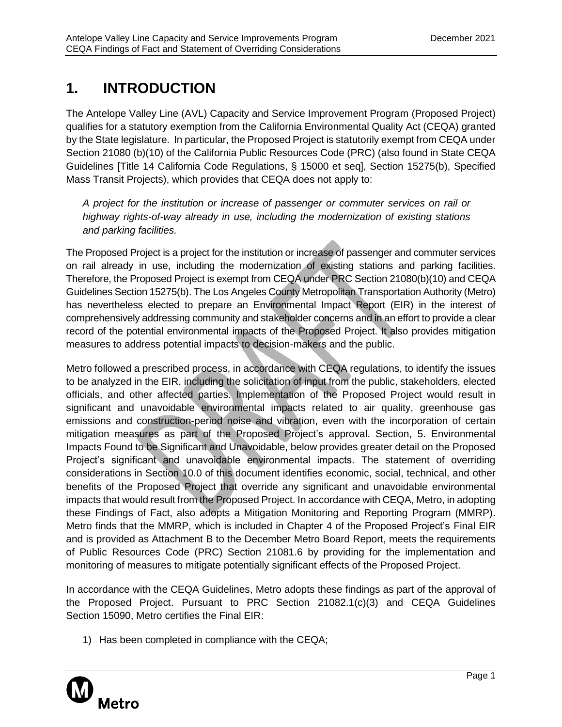# 1. INTRODUCTION

The Antelope Valley Line (AVL) Capacity and Service Improvement Program (Proposed Project) qualifies for a statutory exemption from the California Environmental Quality Act (CEQA) granted by the State legislature. In particular, the Proposed Project is statutorily exempt from CEQA under Section 21080 (b)(10) of the California Public Resources Code (PRC) (also found in State CEQA Guidelines [Title 14 California Code Regulations, § 15000 et seq], Section 15275(b), Specified Mass Transit Projects), which provides that CEQA does not apply to:

*A project for the institution or increase of passenger or commuter services on rail or highway rights-of-way already in use, including the modernization of existing stations and parking facilities.*

The Proposed Project is a project for the institution or increase of passenger and commuter services on rail already in use, including the modernization of existing stations and parking facilities. Therefore, the Proposed Project is exempt from CEQA under PRC Section 21080(b)(10) and CEQA Guidelines Section 15275(b). The Los Angeles County Metropolitan Transportation Authority (Metro) has nevertheless elected to prepare an Environmental Impact Report (EIR) in the interest of comprehensively addressing community and stakeholder concerns and in an effort to provide a clear record of the potential environmental impacts of the Proposed Project. It also provides mitigation measures to address potential impacts to decision-makers and the public.

Metro followed a prescribed process, in accordance with CEQA regulations, to identify the issues to be analyzed in the EIR, including the solicitation of input from the public, stakeholders, elected officials, and other affected parties. Implementation of the Proposed Project would result in significant and unavoidable environmental impacts related to air quality, greenhouse gas emissions and construction-period noise and vibration, even with the incorporation of certain mitigation measures as part of the Proposed Project's approval. Section, 5. Environmental Impacts Found to be Significant and Unavoidable, below provides greater detail on the Proposed Project's significant and unavoidable environmental impacts. The statement of overriding considerations in Section 10.0 of this document identifies economic, social, technical, and other benefits of the Proposed Project that override any significant and unavoidable environmental impacts that would result from the Proposed Project. In accordance with CEQA, Metro, in adopting these Findings of Fact, also adopts a Mitigation Monitoring and Reporting Program (MMRP). Metro finds that the MMRP, which is included in Chapter 4 of the Proposed Project's Final EIR and is provided as Attachment B to the December Metro Board Report, meets the requirements of Public Resources Code (PRC) Section 21081.6 by providing for the implementation and monitoring of measures to mitigate potentially significant effects of the Proposed Project.

In accordance with the CEQA Guidelines, Metro adopts these findings as part of the approval of the Proposed Project. Pursuant to PRC Section 21082.1(c)(3) and CEQA Guidelines Section 15090, Metro certifies the Final EIR:

1) Has been completed in compliance with the CEQA;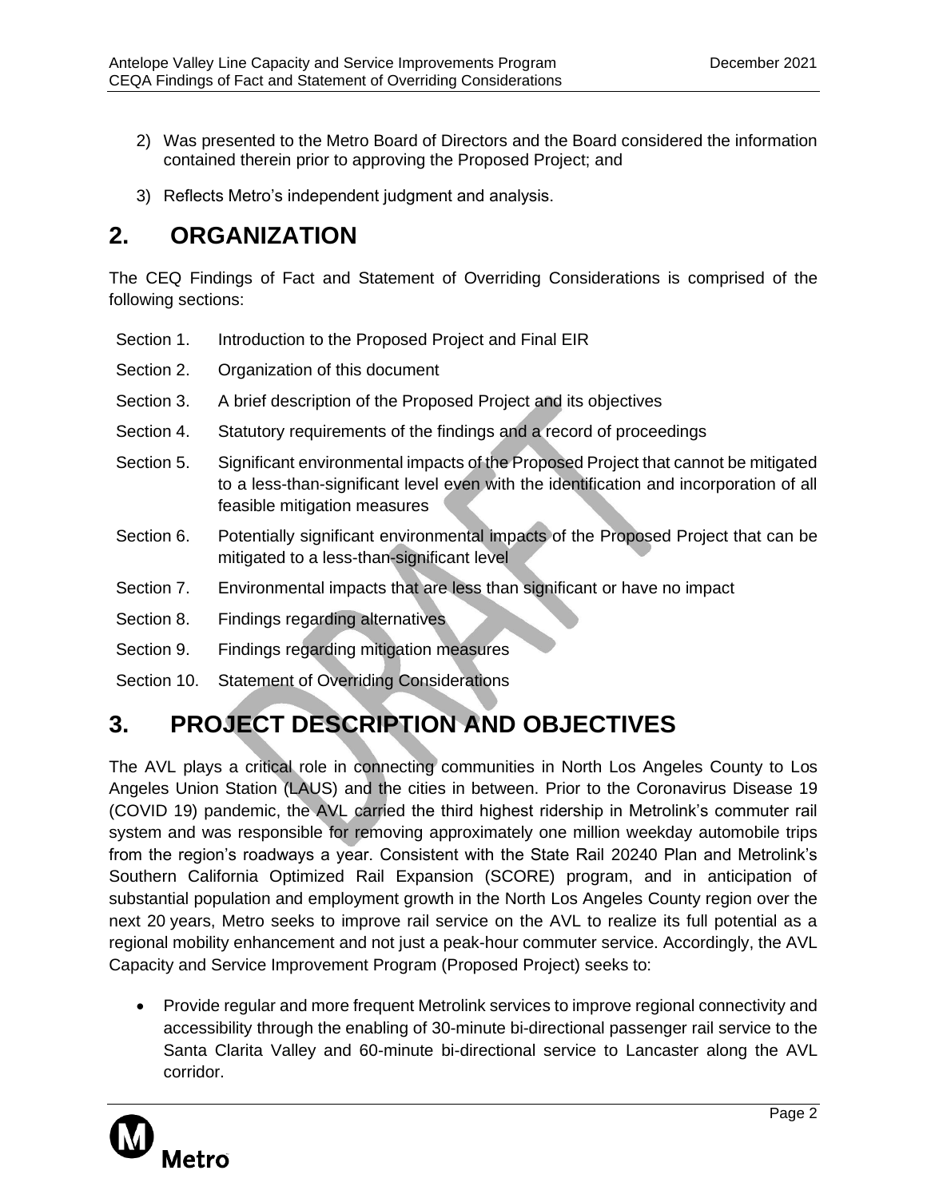2) Was presented to the Metro Board of Directors and the Board considered the information contained therein prior to approving the Proposed Project; and

3) Reflects Metro's independent judgment and analysis.

# 2. ORGANIZATION

The CEQ Findings of Fact and Statement of Overriding Considerations is comprised of the following sections:

- Section 1. Introduction to the Proposed Project and Final EIR
- Section 2. Organization of this document
- Section 3. A brief description of the Proposed Project and its objectives
- Section 4. Statutory requirements of the findings and a record of proceedings
- Section 5. Significant environmental impacts of the Proposed Project that cannot be mitigated to a less-than-significant level even with the identification and incorporation of all feasible mitigation measures
- Section 6. Potentially significant environmental impacts of the Proposed Project that can be mitigated to a less-than-significant level
- Section 7. Environmental impacts that are less than significant or have no impact
- Section 8. Findings regarding alternatives
- Section 9. Findings regarding mitigation measures
- Section 10. Statement of Overriding Considerations

# 3. PROJECT DESCRIPTION AND OBJECTIVES

The AVL plays a critical role in connecting communities in North Los Angeles County to Los Angeles Union Station (LAUS) and the cities in between. Prior to the Coronavirus Disease 19 (COVID 19) pandemic, the AVL carried the third highest ridership in Metrolink's commuter rail system and was responsible for removing approximately one million weekday automobile trips from the region's roadways a year. Consistent with the State Rail 20240 Plan and Metrolink's Southern California Optimized Rail Expansion (SCORE) program, and in anticipation of substantial population and employment growth in the North Los Angeles County region over the next 20 years, Metro seeks to improve rail service on the AVL to realize its full potential as a regional mobility enhancement and not just a peak-hour commuter service. Accordingly, the AVL Capacity and Service Improvement Program (Proposed Project) seeks to:

- Provide regular and more frequent Metrolink services to improve regional connectivity and accessibility through the enabling of 30-minute bi-directional passenger rail service to the Santa Clarita Valley and 60-minute bi-directional service to Lancaster along the AVL corridor.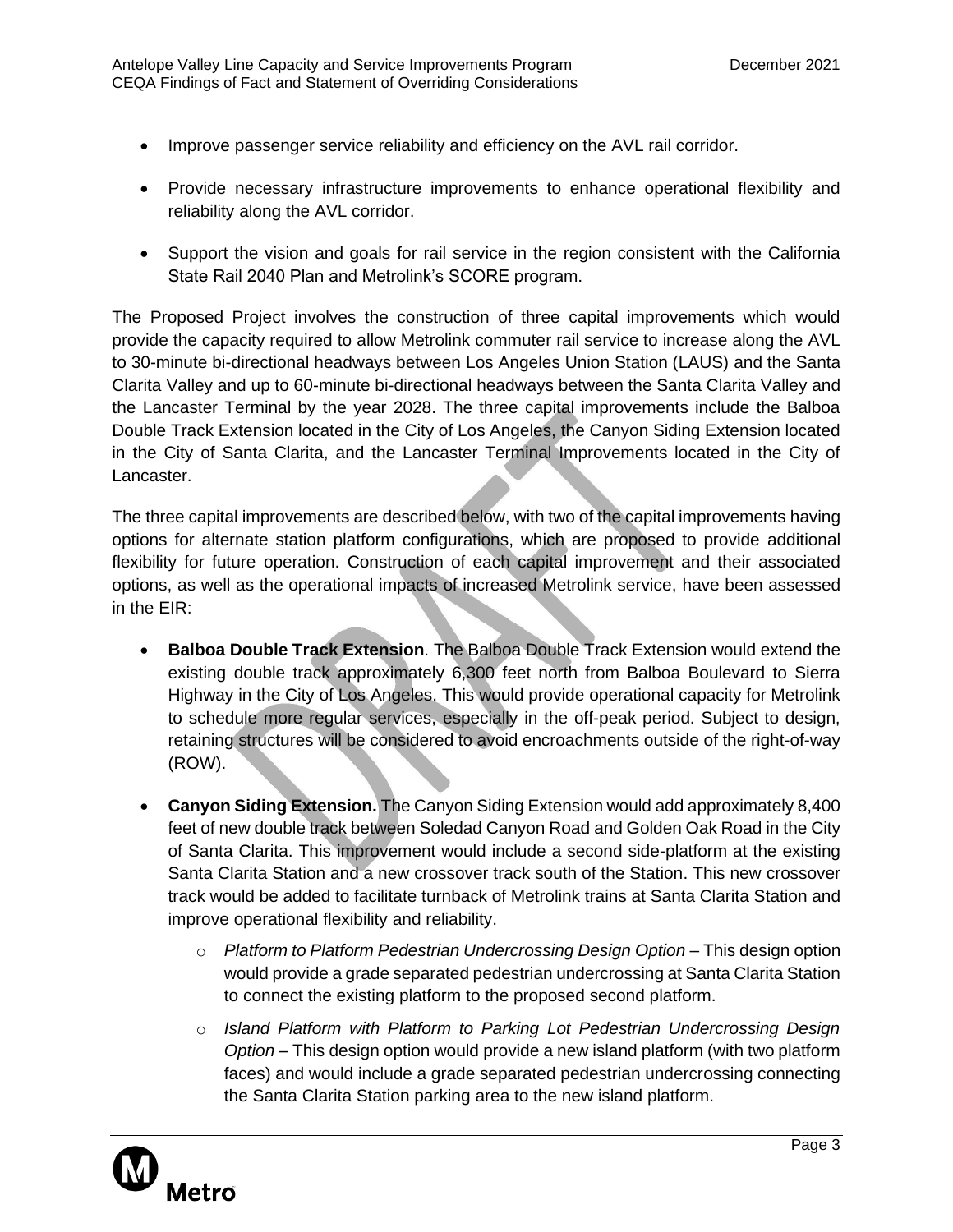- Improve passenger service reliability and efficiency on the AVL rail corridor.
- Provide necessary infrastructure improvements to enhance operational flexibility and reliability along the AVL corridor.
- Support the vision and goals for rail service in the region consistent with the California State Rail 2040 Plan and Metrolink's SCORE program.

The Proposed Project involves the construction of three capital improvements which would provide the capacity required to allow Metrolink commuter rail service to increase along the AVL to 30-minute bi-directional headways between Los Angeles Union Station (LAUS) and the Santa Clarita Valley and up to 60-minute bi-directional headways between the Santa Clarita Valley and the Lancaster Terminal by the year 2028. The three capital improvements include the Balboa Double Track Extension located in the City of Los Angeles, the Canyon Siding Extension located in the City of Santa Clarita, and the Lancaster Terminal Improvements located in the City of Lancaster.

The three capital improvements are described below, with two of the capital improvements having options for alternate station platform configurations, which are proposed to provide additional flexibility for future operation. Construction of each capital improvement and their associated options, as well as the operational impacts of increased Metrolink service, have been assessed in the EIR:

- **Balboa Double Track Extension**. The Balboa Double Track Extension would extend the existing double track approximately 6,300 feet north from Balboa Boulevard to Sierra Highway in the City of Los Angeles. This would provide operational capacity for Metrolink to schedule more regular services, especially in the off-peak period. Subject to design, retaining structures will be considered to avoid encroachments outside of the right-of-way (ROW).
- **Canyon Siding Extension.** The Canyon Siding Extension would add approximately 8,400 feet of new double track between Soledad Canyon Road and Golden Oak Road in the City of Santa Clarita. This improvement would include a second side-platform at the existing Santa Clarita Station and a new crossover track south of the Station. This new crossover track would be added to facilitate turnback of Metrolink trains at Santa Clarita Station and improve operational flexibility and reliability.
  - *Platform to Platform Pedestrian Undercrossing Design Option* – This design option would provide a grade separated pedestrian undercrossing at Santa Clarita Station to connect the existing platform to the proposed second platform.
  - *Island Platform with Platform to Parking Lot Pedestrian Undercrossing Design Option* – This design option would provide a new island platform (with two platform faces) and would include a grade separated pedestrian undercrossing connecting the Santa Clarita Station parking area to the new island platform.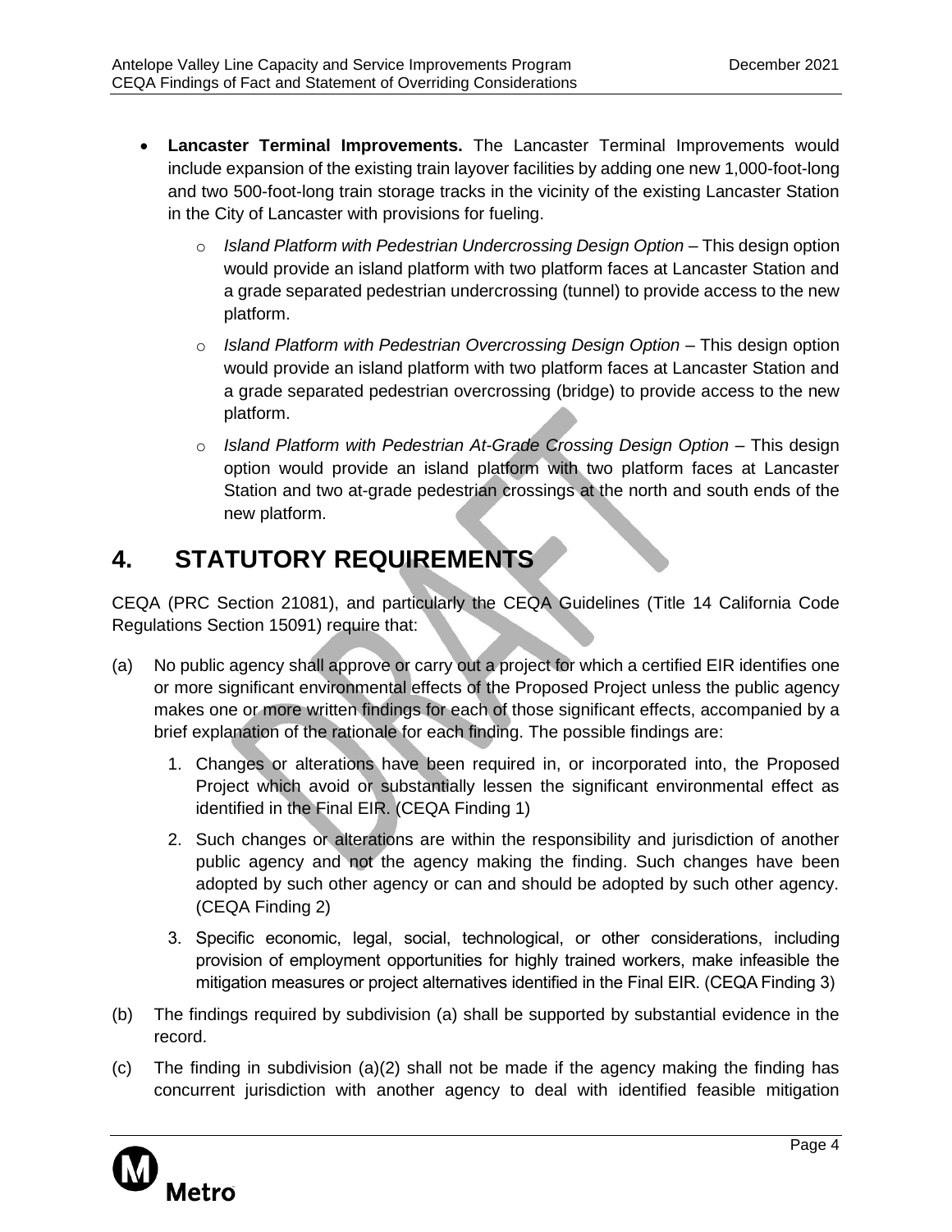- **Lancaster Terminal Improvements.** The Lancaster Terminal Improvements would include expansion of the existing train layover facilities by adding one new 1,000-foot-long and two 500-foot-long train storage tracks in the vicinity of the existing Lancaster Station in the City of Lancaster with provisions for fueling.
  - *Island Platform with Pedestrian Undercrossing Design Option* – This design option would provide an island platform with two platform faces at Lancaster Station and a grade separated pedestrian undercrossing (tunnel) to provide access to the new platform.
  - *Island Platform with Pedestrian Overcrossing Design Option* – This design option would provide an island platform with two platform faces at Lancaster Station and a grade separated pedestrian overcrossing (bridge) to provide access to the new platform.
  - *Island Platform with Pedestrian At-Grade Crossing Design Option* – This design option would provide an island platform with two platform faces at Lancaster Station and two at-grade pedestrian crossings at the north and south ends of the new platform.

# 4. STATUTORY REQUIREMENTS

CEQA (PRC Section 21081), and particularly the CEQA Guidelines (Title 14 California Code Regulations Section 15091) require that:

(a) No public agency shall approve or carry out a project for which a certified EIR identifies one or more significant environmental effects of the Proposed Project unless the public agency makes one or more written findings for each of those significant effects, accompanied by a brief explanation of the rationale for each finding. The possible findings are:

1. Changes or alterations have been required in, or incorporated into, the Proposed Project which avoid or substantially lessen the significant environmental effect as identified in the Final EIR. (CEQA Finding 1)
2. Such changes or alterations are within the responsibility and jurisdiction of another public agency and not the agency making the finding. Such changes have been adopted by such other agency or can and should be adopted by such other agency. (CEQA Finding 2)
3. Specific economic, legal, social, technological, or other considerations, including provision of employment opportunities for highly trained workers, make infeasible the mitigation measures or project alternatives identified in the Final EIR. (CEQA Finding 3)

(b) The findings required by subdivision (a) shall be supported by substantial evidence in the record.

(c) The finding in subdivision (a)(2) shall not be made if the agency making the finding has concurrent jurisdiction with another agency to deal with identified feasible mitigation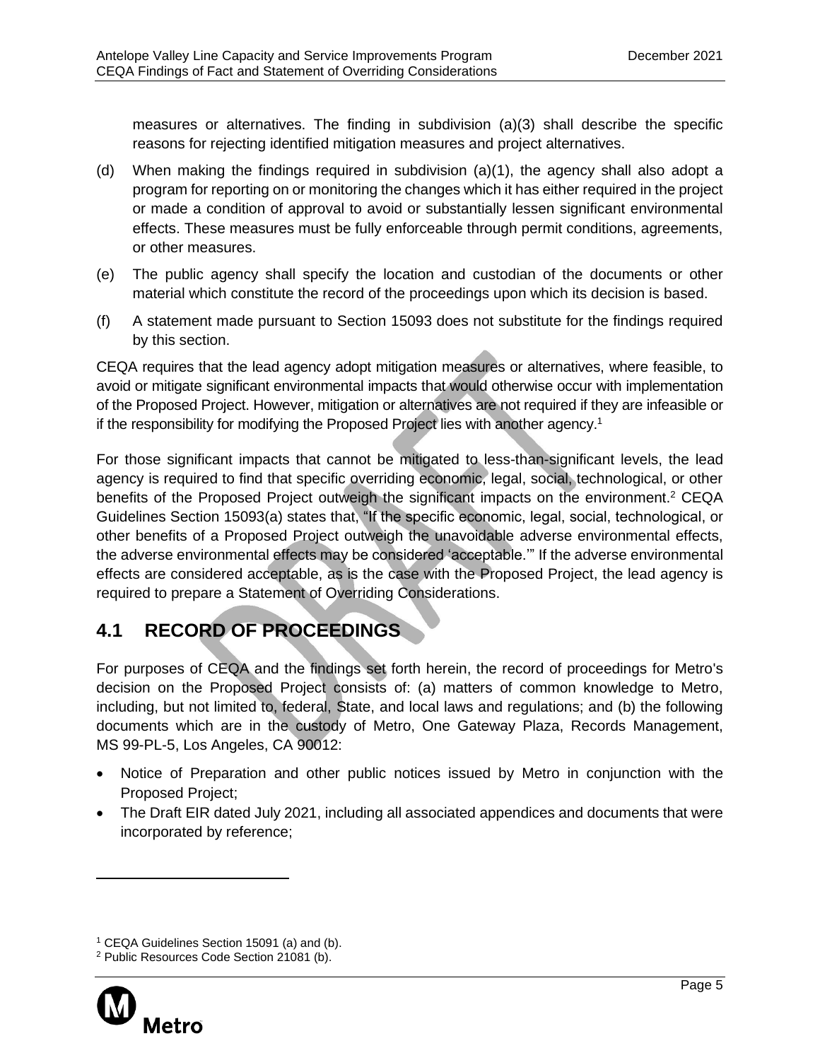measures or alternatives. The finding in subdivision (a)(3) shall describe the specific reasons for rejecting identified mitigation measures and project alternatives.

(d) When making the findings required in subdivision (a)(1), the agency shall also adopt a program for reporting on or monitoring the changes which it has either required in the project or made a condition of approval to avoid or substantially lessen significant environmental effects. These measures must be fully enforceable through permit conditions, agreements, or other measures.

(e) The public agency shall specify the location and custodian of the documents or other material which constitute the record of the proceedings upon which its decision is based.

(f) A statement made pursuant to Section 15093 does not substitute for the findings required by this section.

CEQA requires that the lead agency adopt mitigation measures or alternatives, where feasible, to avoid or mitigate significant environmental impacts that would otherwise occur with implementation of the Proposed Project. However, mitigation or alternatives are not required if they are infeasible or if the responsibility for modifying the Proposed Project lies with another agency.[1]

For those significant impacts that cannot be mitigated to less-than-significant levels, the lead agency is required to find that specific overriding economic, legal, social, technological, or other benefits of the Proposed Project outweigh the significant impacts on the environment.[2] CEQA Guidelines Section 15093(a) states that, "If the specific economic, legal, social, technological, or other benefits of a Proposed Project outweigh the unavoidable adverse environmental effects, the adverse environmental effects may be considered 'acceptable.'" If the adverse environmental effects are considered acceptable, as is the case with the Proposed Project, the lead agency is required to prepare a Statement of Overriding Considerations.

## 4.1 RECORD OF PROCEEDINGS

For purposes of CEQA and the findings set forth herein, the record of proceedings for Metro's decision on the Proposed Project consists of: (a) matters of common knowledge to Metro, including, but not limited to, federal, State, and local laws and regulations; and (b) the following documents which are in the custody of Metro, One Gateway Plaza, Records Management, MS 99-PL-5, Los Angeles, CA 90012:

- Notice of Preparation and other public notices issued by Metro in conjunction with the Proposed Project;
- The Draft EIR dated July 2021, including all associated appendices and documents that were incorporated by reference;

---

[1] CEQA Guidelines Section 15091 (a) and (b).

[2] Public Resources Code Section 21081 (b).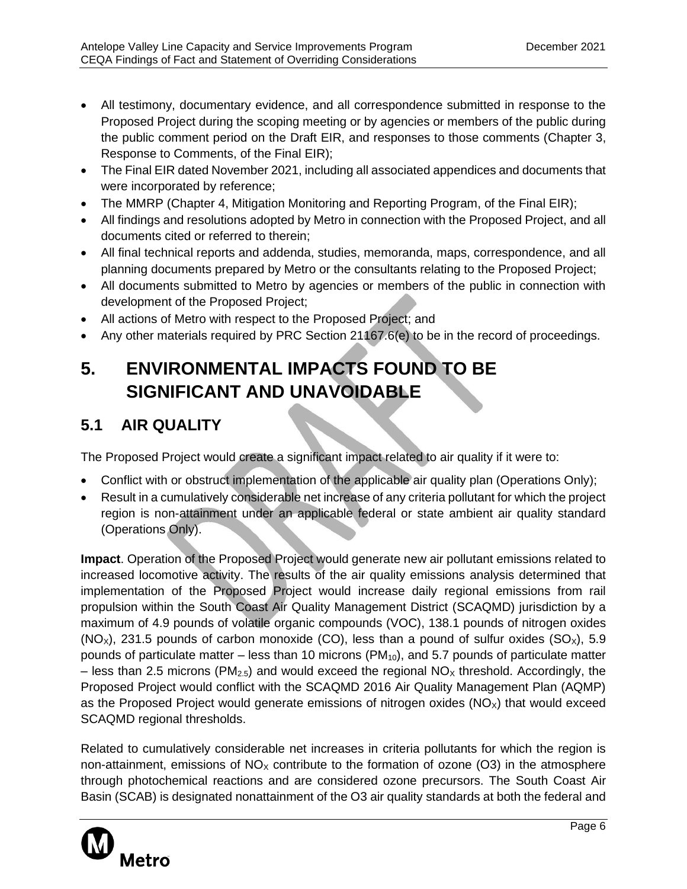- All testimony, documentary evidence, and all correspondence submitted in response to the Proposed Project during the scoping meeting or by agencies or members of the public during the public comment period on the Draft EIR, and responses to those comments (Chapter 3, Response to Comments, of the Final EIR);
- The Final EIR dated November 2021, including all associated appendices and documents that were incorporated by reference;
- The MMRP (Chapter 4, Mitigation Monitoring and Reporting Program, of the Final EIR);
- All findings and resolutions adopted by Metro in connection with the Proposed Project, and all documents cited or referred to therein;
- All final technical reports and addenda, studies, memoranda, maps, correspondence, and all planning documents prepared by Metro or the consultants relating to the Proposed Project;
- All documents submitted to Metro by agencies or members of the public in connection with development of the Proposed Project;
- All actions of Metro with respect to the Proposed Project; and
- Any other materials required by PRC Section 21167.6(e) to be in the record of proceedings.

# 5. ENVIRONMENTAL IMPACTS FOUND TO BE SIGNIFICANT AND UNAVOIDABLE

## 5.1 AIR QUALITY

The Proposed Project would create a significant impact related to air quality if it were to:

- Conflict with or obstruct implementation of the applicable air quality plan (Operations Only);
- Result in a cumulatively considerable net increase of any criteria pollutant for which the project region is non-attainment under an applicable federal or state ambient air quality standard (Operations Only).

**Impact**. Operation of the Proposed Project would generate new air pollutant emissions related to increased locomotive activity. The results of the air quality emissions analysis determined that implementation of the Proposed Project would increase daily regional emissions from rail propulsion within the South Coast Air Quality Management District (SCAQMD) jurisdiction by a maximum of 4.9 pounds of volatile organic compounds (VOC), 138.1 pounds of nitrogen oxides ($NO_X$), 231.5 pounds of carbon monoxide (CO), less than a pound of sulfur oxides ($SO_X$), 5.9 pounds of particulate matter – less than 10 microns ($PM_{10}$), and 5.7 pounds of particulate matter – less than 2.5 microns ($PM_{2.5}$) and would exceed the regional $NO_X$ threshold. Accordingly, the Proposed Project would conflict with the SCAQMD 2016 Air Quality Management Plan (AQMP) as the Proposed Project would generate emissions of nitrogen oxides ($NO_X$) that would exceed SCAQMD regional thresholds.

Related to cumulatively considerable net increases in criteria pollutants for which the region is non-attainment, emissions of $NO_X$ contribute to the formation of ozone (O3) in the atmosphere through photochemical reactions and are considered ozone precursors. The South Coast Air Basin (SCAB) is designated nonattainment of the O3 air quality standards at both the federal and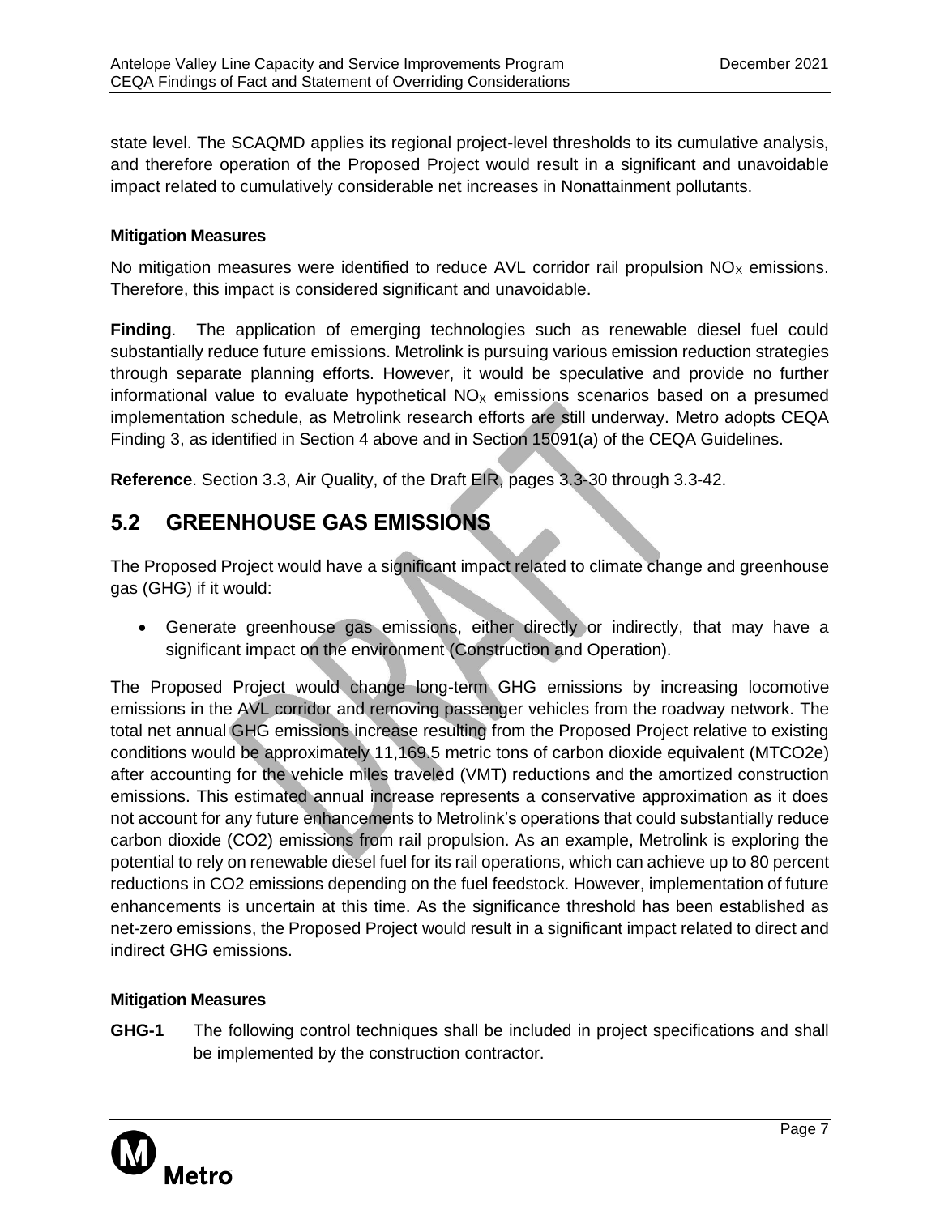state level. The SCAQMD applies its regional project-level thresholds to its cumulative analysis, and therefore operation of the Proposed Project would result in a significant and unavoidable impact related to cumulatively considerable net increases in Nonattainment pollutants.

#### Mitigation Measures

No mitigation measures were identified to reduce AVL corridor rail propulsion $NO_X$ emissions. Therefore, this impact is considered significant and unavoidable.

**Finding**. The application of emerging technologies such as renewable diesel fuel could substantially reduce future emissions. Metrolink is pursuing various emission reduction strategies through separate planning efforts. However, it would be speculative and provide no further informational value to evaluate hypothetical $NO_X$ emissions scenarios based on a presumed implementation schedule, as Metrolink research efforts are still underway. Metro adopts CEQA Finding 3, as identified in Section 4 above and in Section 15091(a) of the CEQA Guidelines.

**Reference**. Section 3.3, Air Quality, of the Draft EIR, pages 3.3-30 through 3.3-42.

## 5.2 GREENHOUSE GAS EMISSIONS

The Proposed Project would have a significant impact related to climate change and greenhouse gas (GHG) if it would:

- Generate greenhouse gas emissions, either directly or indirectly, that may have a significant impact on the environment (Construction and Operation).

The Proposed Project would change long-term GHG emissions by increasing locomotive emissions in the AVL corridor and removing passenger vehicles from the roadway network. The total net annual GHG emissions increase resulting from the Proposed Project relative to existing conditions would be approximately 11,169.5 metric tons of carbon dioxide equivalent (MTCO2e) after accounting for the vehicle miles traveled (VMT) reductions and the amortized construction emissions. This estimated annual increase represents a conservative approximation as it does not account for any future enhancements to Metrolink's operations that could substantially reduce carbon dioxide (CO2) emissions from rail propulsion. As an example, Metrolink is exploring the potential to rely on renewable diesel fuel for its rail operations, which can achieve up to 80 percent reductions in CO2 emissions depending on the fuel feedstock. However, implementation of future enhancements is uncertain at this time. As the significance threshold has been established as net-zero emissions, the Proposed Project would result in a significant impact related to direct and indirect GHG emissions.

#### Mitigation Measures

**GHG-1** The following control techniques shall be included in project specifications and shall be implemented by the construction contractor.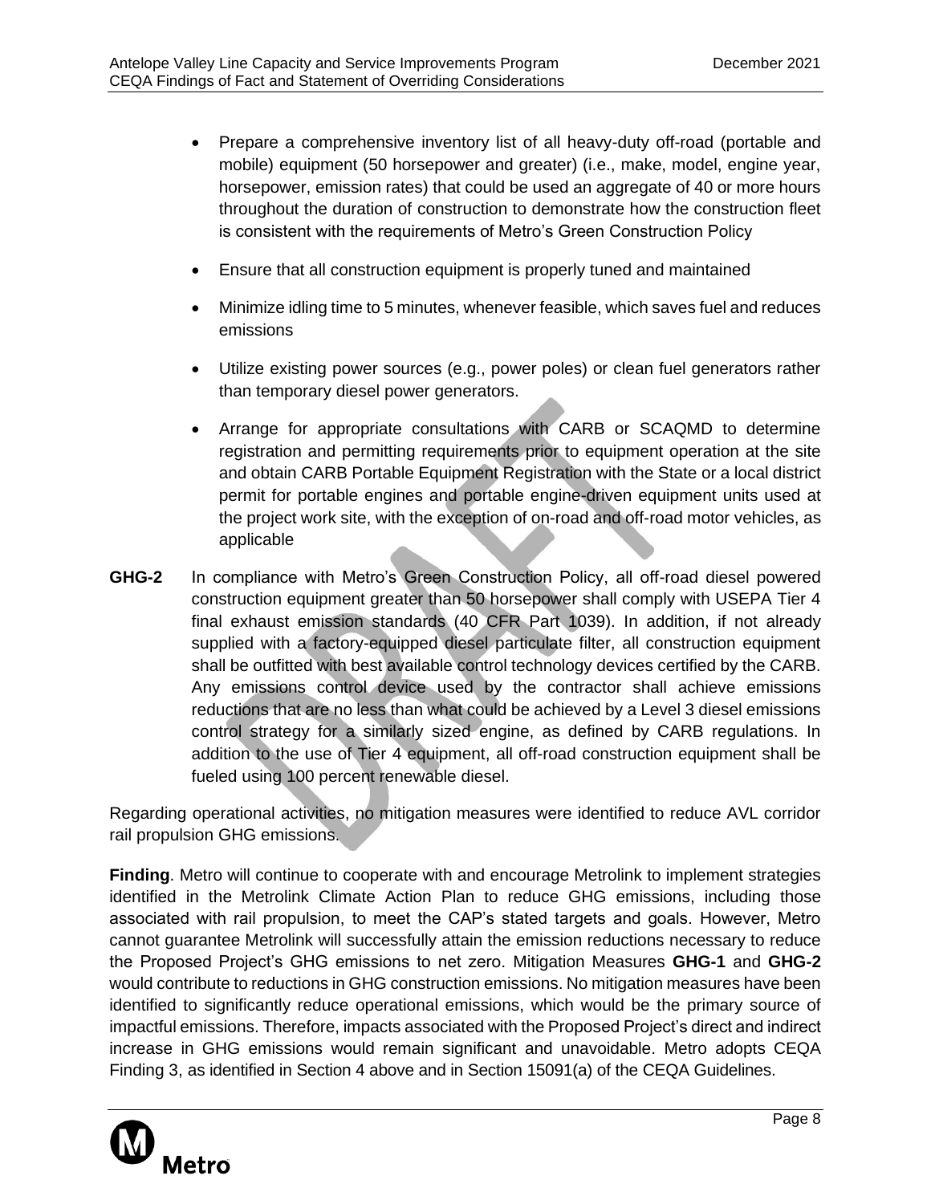- Prepare a comprehensive inventory list of all heavy-duty off-road (portable and mobile) equipment (50 horsepower and greater) (i.e., make, model, engine year, horsepower, emission rates) that could be used an aggregate of 40 or more hours throughout the duration of construction to demonstrate how the construction fleet is consistent with the requirements of Metro's Green Construction Policy
- Ensure that all construction equipment is properly tuned and maintained
- Minimize idling time to 5 minutes, whenever feasible, which saves fuel and reduces emissions
- Utilize existing power sources (e.g., power poles) or clean fuel generators rather than temporary diesel power generators.
- Arrange for appropriate consultations with CARB or SCAQMD to determine registration and permitting requirements prior to equipment operation at the site and obtain CARB Portable Equipment Registration with the State or a local district permit for portable engines and portable engine-driven equipment units used at the project work site, with the exception of on-road and off-road motor vehicles, as applicable

**GHG-2** In compliance with Metro's Green Construction Policy, all off-road diesel powered construction equipment greater than 50 horsepower shall comply with USEPA Tier 4 final exhaust emission standards (40 CFR Part 1039). In addition, if not already supplied with a factory-equipped diesel particulate filter, all construction equipment shall be outfitted with best available control technology devices certified by the CARB. Any emissions control device used by the contractor shall achieve emissions reductions that are no less than what could be achieved by a Level 3 diesel emissions control strategy for a similarly sized engine, as defined by CARB regulations. In addition to the use of Tier 4 equipment, all off-road construction equipment shall be fueled using 100 percent renewable diesel.

Regarding operational activities, no mitigation measures were identified to reduce AVL corridor rail propulsion GHG emissions.

**Finding**. Metro will continue to cooperate with and encourage Metrolink to implement strategies identified in the Metrolink Climate Action Plan to reduce GHG emissions, including those associated with rail propulsion, to meet the CAP's stated targets and goals. However, Metro cannot guarantee Metrolink will successfully attain the emission reductions necessary to reduce the Proposed Project's GHG emissions to net zero. Mitigation Measures **GHG-1** and **GHG-2** would contribute to reductions in GHG construction emissions. No mitigation measures have been identified to significantly reduce operational emissions, which would be the primary source of impactful emissions. Therefore, impacts associated with the Proposed Project's direct and indirect increase in GHG emissions would remain significant and unavoidable. Metro adopts CEQA Finding 3, as identified in Section 4 above and in Section 15091(a) of the CEQA Guidelines.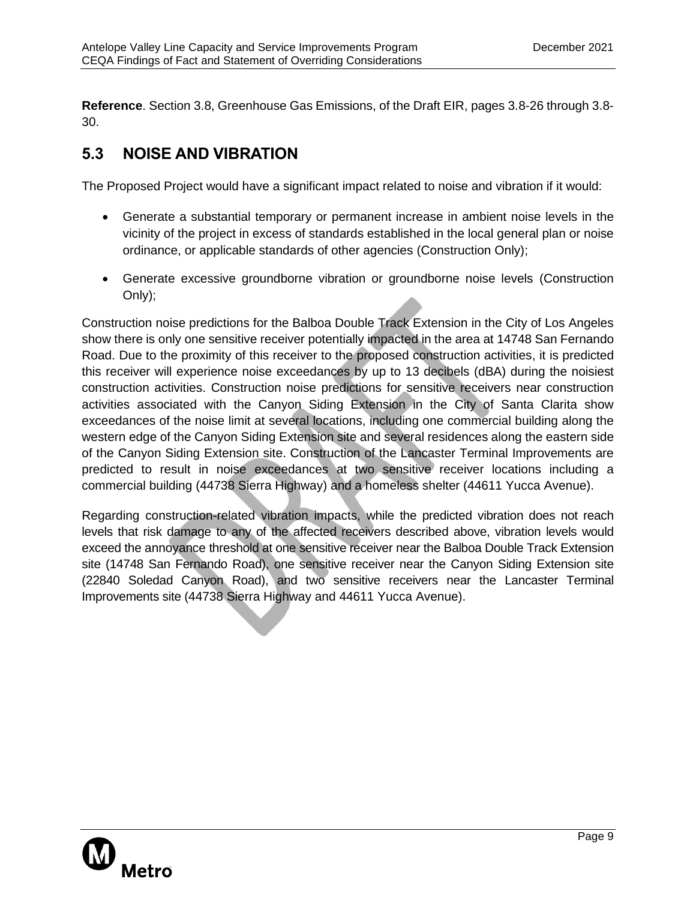**Reference**. Section 3.8, Greenhouse Gas Emissions, of the Draft EIR, pages 3.8-26 through 3.8-30.

## 5.3 NOISE AND VIBRATION

The Proposed Project would have a significant impact related to noise and vibration if it would:

- Generate a substantial temporary or permanent increase in ambient noise levels in the vicinity of the project in excess of standards established in the local general plan or noise ordinance, or applicable standards of other agencies (Construction Only);
- Generate excessive groundborne vibration or groundborne noise levels (Construction Only);

Construction noise predictions for the Balboa Double Track Extension in the City of Los Angeles show there is only one sensitive receiver potentially impacted in the area at 14748 San Fernando Road. Due to the proximity of this receiver to the proposed construction activities, it is predicted this receiver will experience noise exceedances by up to 13 decibels (dBA) during the noisiest construction activities. Construction noise predictions for sensitive receivers near construction activities associated with the Canyon Siding Extension in the City of Santa Clarita show exceedances of the noise limit at several locations, including one commercial building along the western edge of the Canyon Siding Extension site and several residences along the eastern side of the Canyon Siding Extension site. Construction of the Lancaster Terminal Improvements are predicted to result in noise exceedances at two sensitive receiver locations including a commercial building (44738 Sierra Highway) and a homeless shelter (44611 Yucca Avenue).

Regarding construction-related vibration impacts, while the predicted vibration does not reach levels that risk damage to any of the affected receivers described above, vibration levels would exceed the annoyance threshold at one sensitive receiver near the Balboa Double Track Extension site (14748 San Fernando Road), one sensitive receiver near the Canyon Siding Extension site (22840 Soledad Canyon Road), and two sensitive receivers near the Lancaster Terminal Improvements site (44738 Sierra Highway and 44611 Yucca Avenue).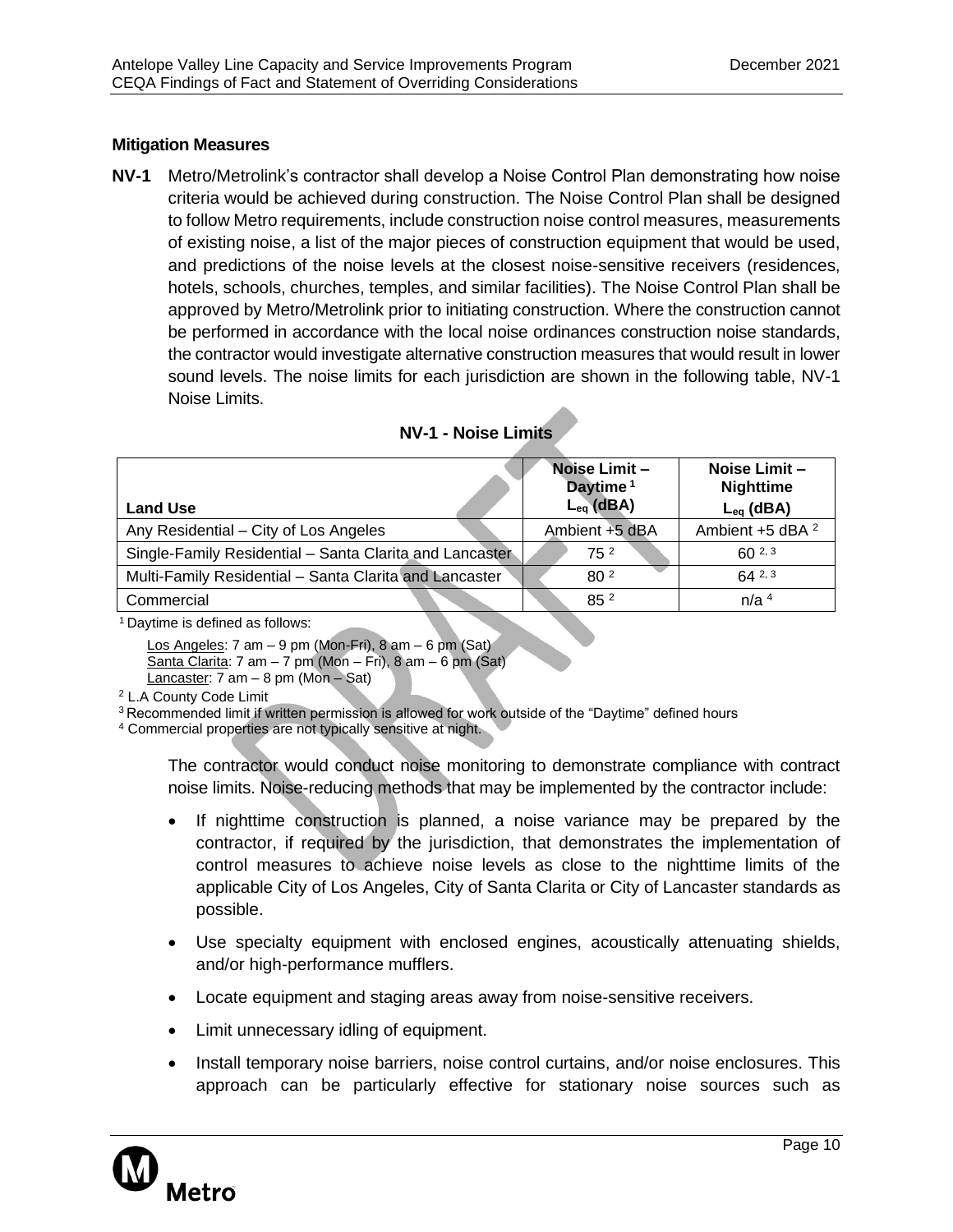**Mitigation Measures**

**NV-1** Metro/Metrolink's contractor shall develop a Noise Control Plan demonstrating how noise criteria would be achieved during construction. The Noise Control Plan shall be designed to follow Metro requirements, include construction noise control measures, measurements of existing noise, a list of the major pieces of construction equipment that would be used, and predictions of the noise levels at the closest noise-sensitive receivers (residences, hotels, schools, churches, temples, and similar facilities). The Noise Control Plan shall be approved by Metro/Metrolink prior to initiating construction. Where the construction cannot be performed in accordance with the local noise ordinances construction noise standards, the contractor would investigate alternative construction measures that would result in lower sound levels. The noise limits for each jurisdiction are shown in the following table, NV-1 Noise Limits.

**NV-1 - Noise Limits**

| Land Use | Noise Limit – Daytime [1] $L_{eq}$ (dBA) | Noise Limit – Nighttime $L_{eq}$ (dBA) |
|---|---|---|
| Any Residential – City of Los Angeles | Ambient +5 dBA | Ambient +5 dBA [2] |
| Single-Family Residential – Santa Clarita and Lancaster | 75 [2] | 60 [2, 3] |
| Multi-Family Residential – Santa Clarita and Lancaster | 80 [2] | 64 [2, 3] |
| Commercial | 85 [2] | n/a [4] |

[1] Daytime is defined as follows:

<u>Los Angeles</u>: 7 am – 9 pm (Mon-Fri), 8 am – 6 pm (Sat)
<u>Santa Clarita</u>: 7 am – 7 pm (Mon – Fri), 8 am – 6 pm (Sat)
<u>Lancaster</u>: 7 am – 8 pm (Mon – Sat)

[2] L.A County Code Limit

[3] Recommended limit if written permission is allowed for work outside of the "Daytime" defined hours

[4] Commercial properties are not typically sensitive at night.

The contractor would conduct noise monitoring to demonstrate compliance with contract noise limits. Noise-reducing methods that may be implemented by the contractor include:

- If nighttime construction is planned, a noise variance may be prepared by the contractor, if required by the jurisdiction, that demonstrates the implementation of control measures to achieve noise levels as close to the nighttime limits of the applicable City of Los Angeles, City of Santa Clarita or City of Lancaster standards as possible.
- Use specialty equipment with enclosed engines, acoustically attenuating shields, and/or high-performance mufflers.
- Locate equipment and staging areas away from noise-sensitive receivers.
- Limit unnecessary idling of equipment.
- Install temporary noise barriers, noise control curtains, and/or noise enclosures. This approach can be particularly effective for stationary noise sources such as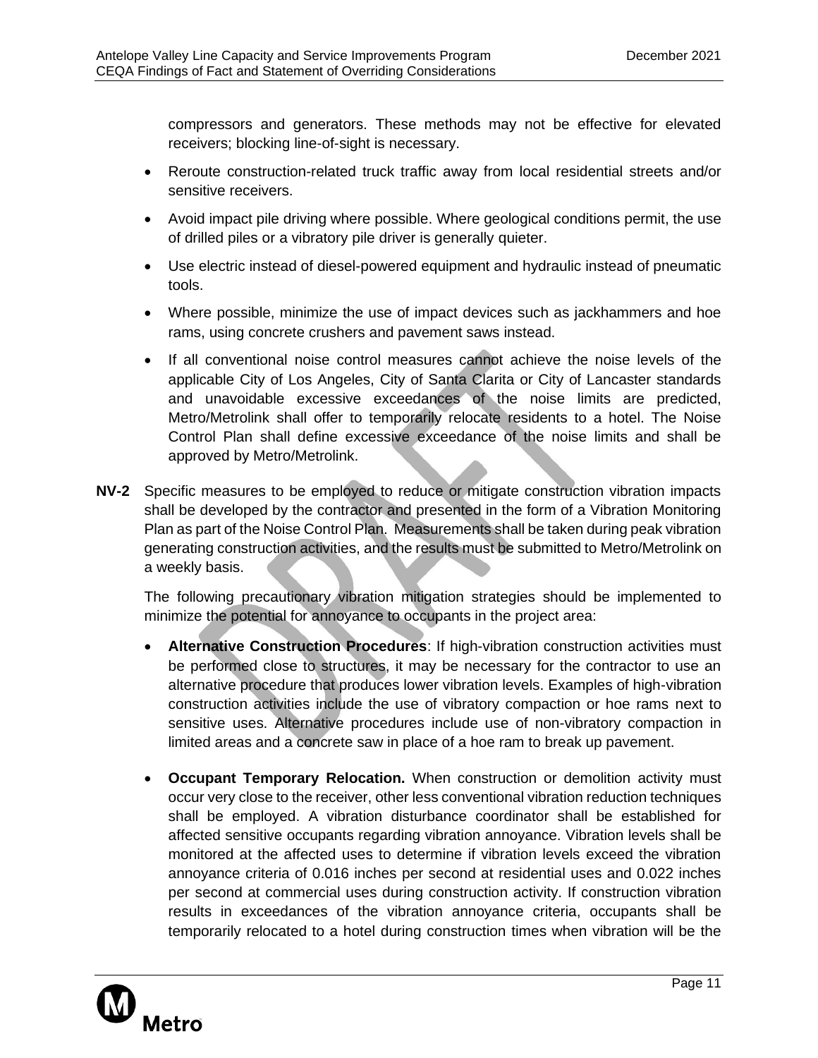compressors and generators. These methods may not be effective for elevated receivers; blocking line-of-sight is necessary.

- Reroute construction-related truck traffic away from local residential streets and/or sensitive receivers.
- Avoid impact pile driving where possible. Where geological conditions permit, the use of drilled piles or a vibratory pile driver is generally quieter.
- Use electric instead of diesel-powered equipment and hydraulic instead of pneumatic tools.
- Where possible, minimize the use of impact devices such as jackhammers and hoe rams, using concrete crushers and pavement saws instead.
- If all conventional noise control measures cannot achieve the noise levels of the applicable City of Los Angeles, City of Santa Clarita or City of Lancaster standards and unavoidable excessive exceedances of the noise limits are predicted, Metro/Metrolink shall offer to temporarily relocate residents to a hotel. The Noise Control Plan shall define excessive exceedance of the noise limits and shall be approved by Metro/Metrolink.

**NV-2** Specific measures to be employed to reduce or mitigate construction vibration impacts shall be developed by the contractor and presented in the form of a Vibration Monitoring Plan as part of the Noise Control Plan. Measurements shall be taken during peak vibration generating construction activities, and the results must be submitted to Metro/Metrolink on a weekly basis.

The following precautionary vibration mitigation strategies should be implemented to minimize the potential for annoyance to occupants in the project area:

- **Alternative Construction Procedures**: If high-vibration construction activities must be performed close to structures, it may be necessary for the contractor to use an alternative procedure that produces lower vibration levels. Examples of high-vibration construction activities include the use of vibratory compaction or hoe rams next to sensitive uses. Alternative procedures include use of non-vibratory compaction in limited areas and a concrete saw in place of a hoe ram to break up pavement.

- **Occupant Temporary Relocation.** When construction or demolition activity must occur very close to the receiver, other less conventional vibration reduction techniques shall be employed. A vibration disturbance coordinator shall be established for affected sensitive occupants regarding vibration annoyance. Vibration levels shall be monitored at the affected uses to determine if vibration levels exceed the vibration annoyance criteria of 0.016 inches per second at residential uses and 0.022 inches per second at commercial uses during construction activity. If construction vibration results in exceedances of the vibration annoyance criteria, occupants shall be temporarily relocated to a hotel during construction times when vibration will be the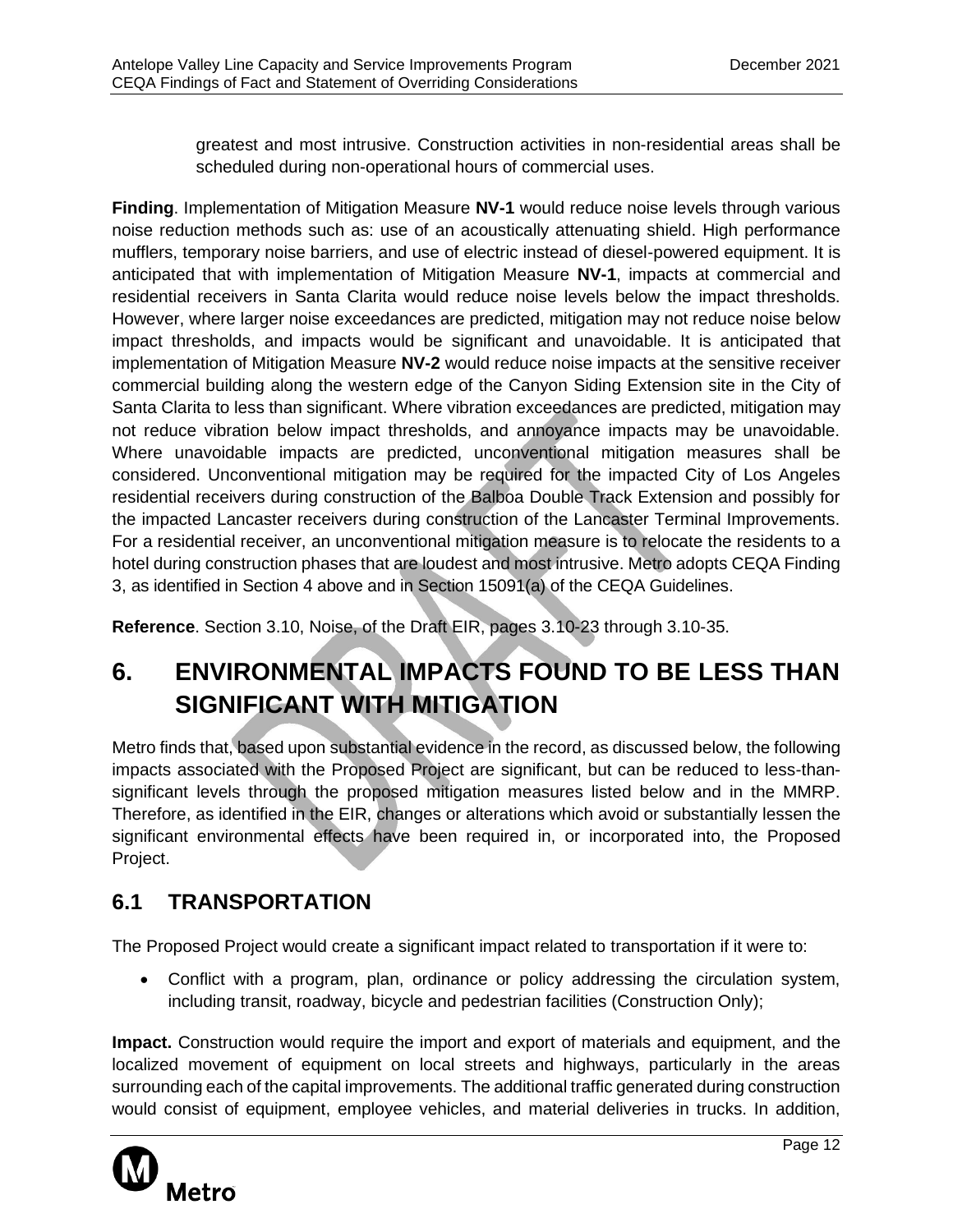greatest and most intrusive. Construction activities in non-residential areas shall be scheduled during non-operational hours of commercial uses.

**Finding**. Implementation of Mitigation Measure **NV-1** would reduce noise levels through various noise reduction methods such as: use of an acoustically attenuating shield. High performance mufflers, temporary noise barriers, and use of electric instead of diesel-powered equipment. It is anticipated that with implementation of Mitigation Measure **NV-1**, impacts at commercial and residential receivers in Santa Clarita would reduce noise levels below the impact thresholds. However, where larger noise exceedances are predicted, mitigation may not reduce noise below impact thresholds, and impacts would be significant and unavoidable. It is anticipated that implementation of Mitigation Measure **NV-2** would reduce noise impacts at the sensitive receiver commercial building along the western edge of the Canyon Siding Extension site in the City of Santa Clarita to less than significant. Where vibration exceedances are predicted, mitigation may not reduce vibration below impact thresholds, and annoyance impacts may be unavoidable. Where unavoidable impacts are predicted, unconventional mitigation measures shall be considered. Unconventional mitigation may be required for the impacted City of Los Angeles residential receivers during construction of the Balboa Double Track Extension and possibly for the impacted Lancaster receivers during construction of the Lancaster Terminal Improvements. For a residential receiver, an unconventional mitigation measure is to relocate the residents to a hotel during construction phases that are loudest and most intrusive. Metro adopts CEQA Finding 3, as identified in Section 4 above and in Section 15091(a) of the CEQA Guidelines.

**Reference**. Section 3.10, Noise, of the Draft EIR, pages 3.10-23 through 3.10-35.

# 6. ENVIRONMENTAL IMPACTS FOUND TO BE LESS THAN SIGNIFICANT WITH MITIGATION

Metro finds that, based upon substantial evidence in the record, as discussed below, the following impacts associated with the Proposed Project are significant, but can be reduced to less-than-significant levels through the proposed mitigation measures listed below and in the MMRP. Therefore, as identified in the EIR, changes or alterations which avoid or substantially lessen the significant environmental effects have been required in, or incorporated into, the Proposed Project.

## 6.1 TRANSPORTATION

The Proposed Project would create a significant impact related to transportation if it were to:

- Conflict with a program, plan, ordinance or policy addressing the circulation system, including transit, roadway, bicycle and pedestrian facilities (Construction Only);

**Impact.** Construction would require the import and export of materials and equipment, and the localized movement of equipment on local streets and highways, particularly in the areas surrounding each of the capital improvements. The additional traffic generated during construction would consist of equipment, employee vehicles, and material deliveries in trucks. In addition,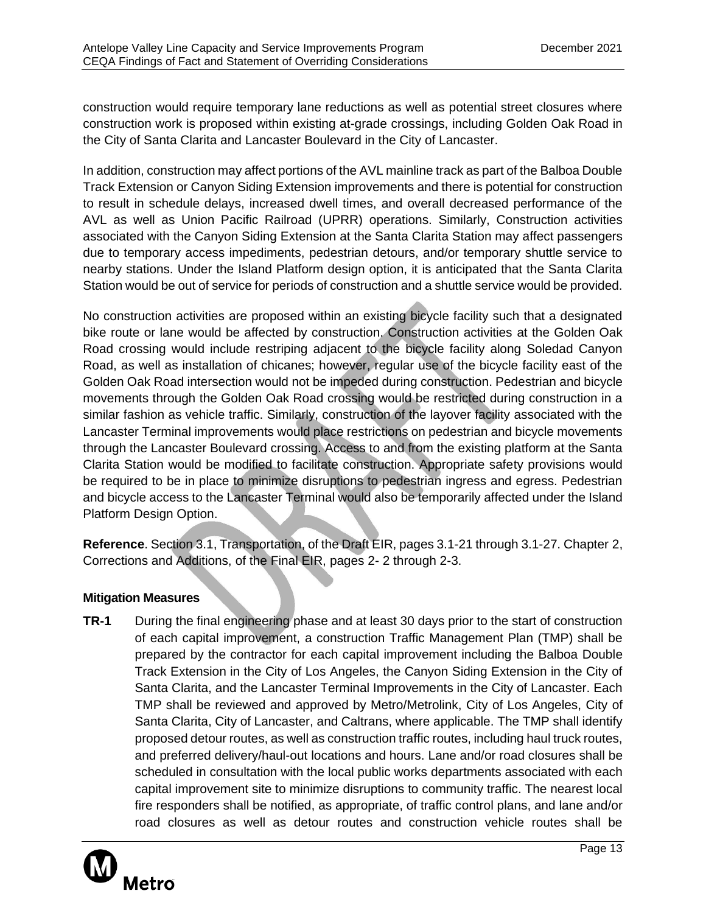construction would require temporary lane reductions as well as potential street closures where construction work is proposed within existing at-grade crossings, including Golden Oak Road in the City of Santa Clarita and Lancaster Boulevard in the City of Lancaster.

In addition, construction may affect portions of the AVL mainline track as part of the Balboa Double Track Extension or Canyon Siding Extension improvements and there is potential for construction to result in schedule delays, increased dwell times, and overall decreased performance of the AVL as well as Union Pacific Railroad (UPRR) operations. Similarly, Construction activities associated with the Canyon Siding Extension at the Santa Clarita Station may affect passengers due to temporary access impediments, pedestrian detours, and/or temporary shuttle service to nearby stations. Under the Island Platform design option, it is anticipated that the Santa Clarita Station would be out of service for periods of construction and a shuttle service would be provided.

No construction activities are proposed within an existing bicycle facility such that a designated bike route or lane would be affected by construction. Construction activities at the Golden Oak Road crossing would include restriping adjacent to the bicycle facility along Soledad Canyon Road, as well as installation of chicanes; however, regular use of the bicycle facility east of the Golden Oak Road intersection would not be impeded during construction. Pedestrian and bicycle movements through the Golden Oak Road crossing would be restricted during construction in a similar fashion as vehicle traffic. Similarly, construction of the layover facility associated with the Lancaster Terminal improvements would place restrictions on pedestrian and bicycle movements through the Lancaster Boulevard crossing. Access to and from the existing platform at the Santa Clarita Station would be modified to facilitate construction. Appropriate safety provisions would be required to be in place to minimize disruptions to pedestrian ingress and egress. Pedestrian and bicycle access to the Lancaster Terminal would also be temporarily affected under the Island Platform Design Option.

**Reference**. Section 3.1, Transportation, of the Draft EIR, pages 3.1-21 through 3.1-27. Chapter 2, Corrections and Additions, of the Final EIR, pages 2- 2 through 2-3.

#### Mitigation Measures

**TR-1** During the final engineering phase and at least 30 days prior to the start of construction of each capital improvement, a construction Traffic Management Plan (TMP) shall be prepared by the contractor for each capital improvement including the Balboa Double Track Extension in the City of Los Angeles, the Canyon Siding Extension in the City of Santa Clarita, and the Lancaster Terminal Improvements in the City of Lancaster. Each TMP shall be reviewed and approved by Metro/Metrolink, City of Los Angeles, City of Santa Clarita, City of Lancaster, and Caltrans, where applicable. The TMP shall identify proposed detour routes, as well as construction traffic routes, including haul truck routes, and preferred delivery/haul-out locations and hours. Lane and/or road closures shall be scheduled in consultation with the local public works departments associated with each capital improvement site to minimize disruptions to community traffic. The nearest local fire responders shall be notified, as appropriate, of traffic control plans, and lane and/or road closures as well as detour routes and construction vehicle routes shall be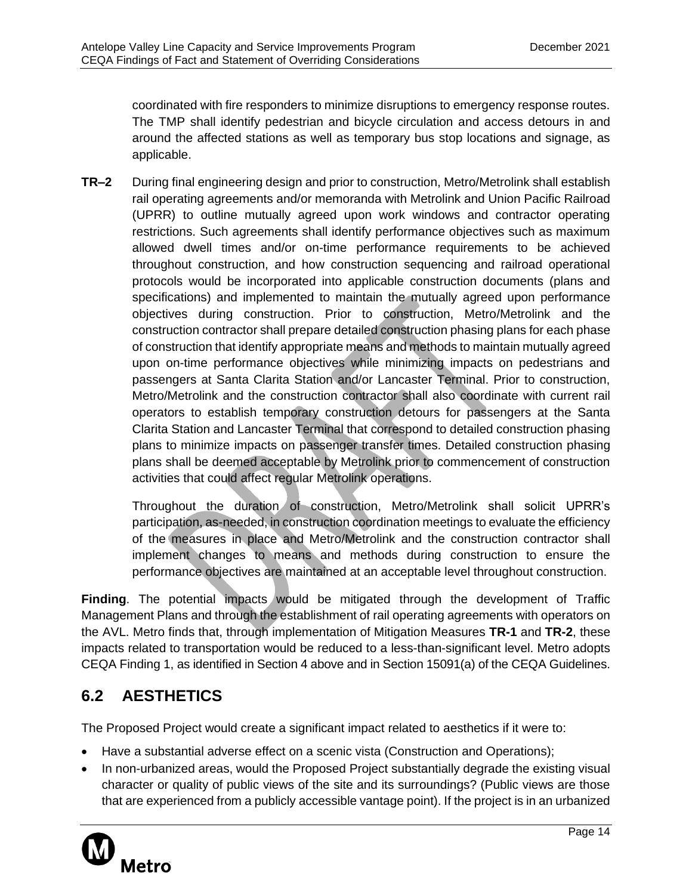coordinated with fire responders to minimize disruptions to emergency response routes. The TMP shall identify pedestrian and bicycle circulation and access detours in and around the affected stations as well as temporary bus stop locations and signage, as applicable.

**TR–2** During final engineering design and prior to construction, Metro/Metrolink shall establish rail operating agreements and/or memoranda with Metrolink and Union Pacific Railroad (UPRR) to outline mutually agreed upon work windows and contractor operating restrictions. Such agreements shall identify performance objectives such as maximum allowed dwell times and/or on-time performance requirements to be achieved throughout construction, and how construction sequencing and railroad operational protocols would be incorporated into applicable construction documents (plans and specifications) and implemented to maintain the mutually agreed upon performance objectives during construction. Prior to construction, Metro/Metrolink and the construction contractor shall prepare detailed construction phasing plans for each phase of construction that identify appropriate means and methods to maintain mutually agreed upon on-time performance objectives while minimizing impacts on pedestrians and passengers at Santa Clarita Station and/or Lancaster Terminal. Prior to construction, Metro/Metrolink and the construction contractor shall also coordinate with current rail operators to establish temporary construction detours for passengers at the Santa Clarita Station and Lancaster Terminal that correspond to detailed construction phasing plans to minimize impacts on passenger transfer times. Detailed construction phasing plans shall be deemed acceptable by Metrolink prior to commencement of construction activities that could affect regular Metrolink operations.

Throughout the duration of construction, Metro/Metrolink shall solicit UPRR's participation, as-needed, in construction coordination meetings to evaluate the efficiency of the measures in place and Metro/Metrolink and the construction contractor shall implement changes to means and methods during construction to ensure the performance objectives are maintained at an acceptable level throughout construction.

**Finding**. The potential impacts would be mitigated through the development of Traffic Management Plans and through the establishment of rail operating agreements with operators on the AVL. Metro finds that, through implementation of Mitigation Measures **TR-1** and **TR-2**, these impacts related to transportation would be reduced to a less-than-significant level. Metro adopts CEQA Finding 1, as identified in Section 4 above and in Section 15091(a) of the CEQA Guidelines.

## 6.2 AESTHETICS

The Proposed Project would create a significant impact related to aesthetics if it were to:

- Have a substantial adverse effect on a scenic vista (Construction and Operations);
- In non-urbanized areas, would the Proposed Project substantially degrade the existing visual character or quality of public views of the site and its surroundings? (Public views are those that are experienced from a publicly accessible vantage point). If the project is in an urbanized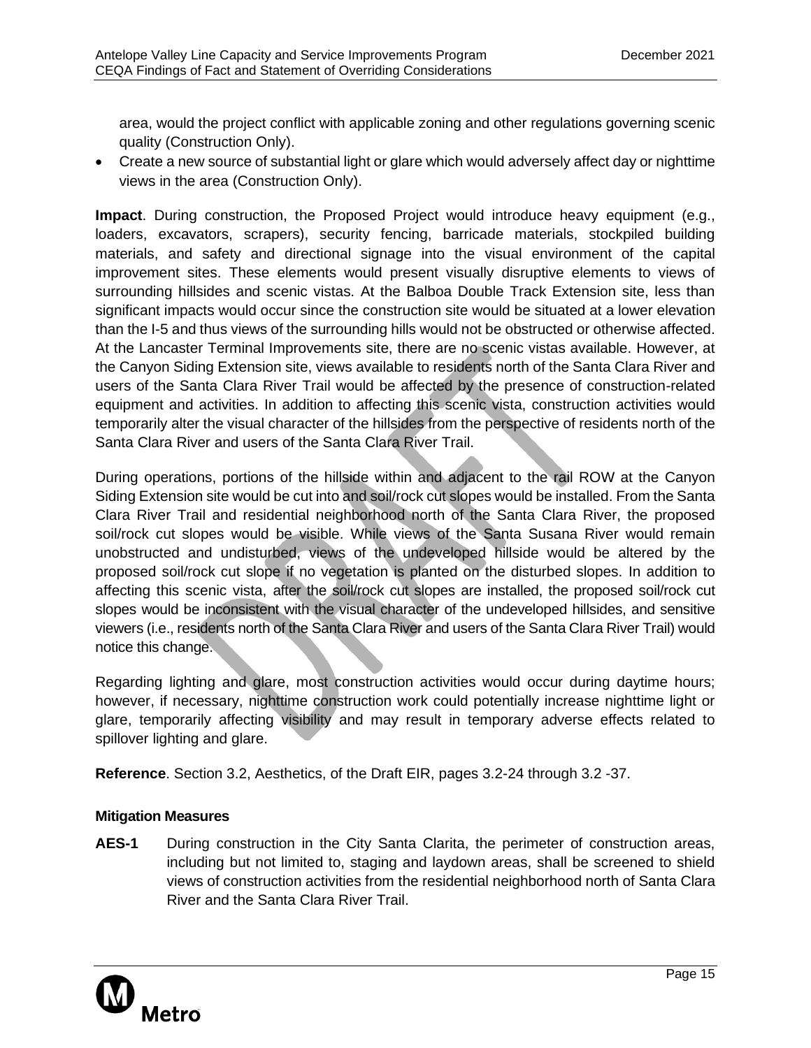area, would the project conflict with applicable zoning and other regulations governing scenic quality (Construction Only).

- Create a new source of substantial light or glare which would adversely affect day or nighttime views in the area (Construction Only).

**Impact**. During construction, the Proposed Project would introduce heavy equipment (e.g., loaders, excavators, scrapers), security fencing, barricade materials, stockpiled building materials, and safety and directional signage into the visual environment of the capital improvement sites. These elements would present visually disruptive elements to views of surrounding hillsides and scenic vistas. At the Balboa Double Track Extension site, less than significant impacts would occur since the construction site would be situated at a lower elevation than the I-5 and thus views of the surrounding hills would not be obstructed or otherwise affected. At the Lancaster Terminal Improvements site, there are no scenic vistas available. However, at the Canyon Siding Extension site, views available to residents north of the Santa Clara River and users of the Santa Clara River Trail would be affected by the presence of construction-related equipment and activities. In addition to affecting this scenic vista, construction activities would temporarily alter the visual character of the hillsides from the perspective of residents north of the Santa Clara River and users of the Santa Clara River Trail.

During operations, portions of the hillside within and adjacent to the rail ROW at the Canyon Siding Extension site would be cut into and soil/rock cut slopes would be installed. From the Santa Clara River Trail and residential neighborhood north of the Santa Clara River, the proposed soil/rock cut slopes would be visible. While views of the Santa Susana River would remain unobstructed and undisturbed, views of the undeveloped hillside would be altered by the proposed soil/rock cut slope if no vegetation is planted on the disturbed slopes. In addition to affecting this scenic vista, after the soil/rock cut slopes are installed, the proposed soil/rock cut slopes would be inconsistent with the visual character of the undeveloped hillsides, and sensitive viewers (i.e., residents north of the Santa Clara River and users of the Santa Clara River Trail) would notice this change.

Regarding lighting and glare, most construction activities would occur during daytime hours; however, if necessary, nighttime construction work could potentially increase nighttime light or glare, temporarily affecting visibility and may result in temporary adverse effects related to spillover lighting and glare.

**Reference**. Section 3.2, Aesthetics, of the Draft EIR, pages 3.2-24 through 3.2 -37.

#### Mitigation Measures

**AES-1** During construction in the City Santa Clarita, the perimeter of construction areas, including but not limited to, staging and laydown areas, shall be screened to shield views of construction activities from the residential neighborhood north of Santa Clara River and the Santa Clara River Trail.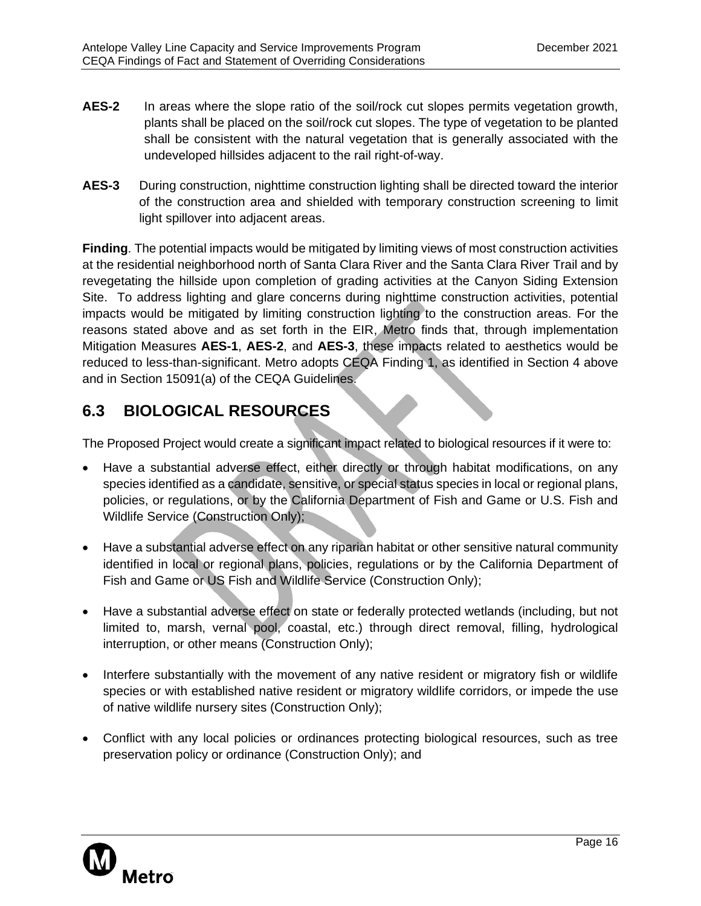**AES-2** In areas where the slope ratio of the soil/rock cut slopes permits vegetation growth, plants shall be placed on the soil/rock cut slopes. The type of vegetation to be planted shall be consistent with the natural vegetation that is generally associated with the undeveloped hillsides adjacent to the rail right-of-way.

**AES-3** During construction, nighttime construction lighting shall be directed toward the interior of the construction area and shielded with temporary construction screening to limit light spillover into adjacent areas.

**Finding**. The potential impacts would be mitigated by limiting views of most construction activities at the residential neighborhood north of Santa Clara River and the Santa Clara River Trail and by revegetating the hillside upon completion of grading activities at the Canyon Siding Extension Site. To address lighting and glare concerns during nighttime construction activities, potential impacts would be mitigated by limiting construction lighting to the construction areas. For the reasons stated above and as set forth in the EIR, Metro finds that, through implementation Mitigation Measures **AES-1**, **AES-2**, and **AES-3**, these impacts related to aesthetics would be reduced to less-than-significant. Metro adopts CEQA Finding 1, as identified in Section 4 above and in Section 15091(a) of the CEQA Guidelines.

## 6.3 BIOLOGICAL RESOURCES

The Proposed Project would create a significant impact related to biological resources if it were to:

- Have a substantial adverse effect, either directly or through habitat modifications, on any species identified as a candidate, sensitive, or special status species in local or regional plans, policies, or regulations, or by the California Department of Fish and Game or U.S. Fish and Wildlife Service (Construction Only);
- Have a substantial adverse effect on any riparian habitat or other sensitive natural community identified in local or regional plans, policies, regulations or by the California Department of Fish and Game or US Fish and Wildlife Service (Construction Only);
- Have a substantial adverse effect on state or federally protected wetlands (including, but not limited to, marsh, vernal pool, coastal, etc.) through direct removal, filling, hydrological interruption, or other means (Construction Only);
- Interfere substantially with the movement of any native resident or migratory fish or wildlife species or with established native resident or migratory wildlife corridors, or impede the use of native wildlife nursery sites (Construction Only);
- Conflict with any local policies or ordinances protecting biological resources, such as tree preservation policy or ordinance (Construction Only); and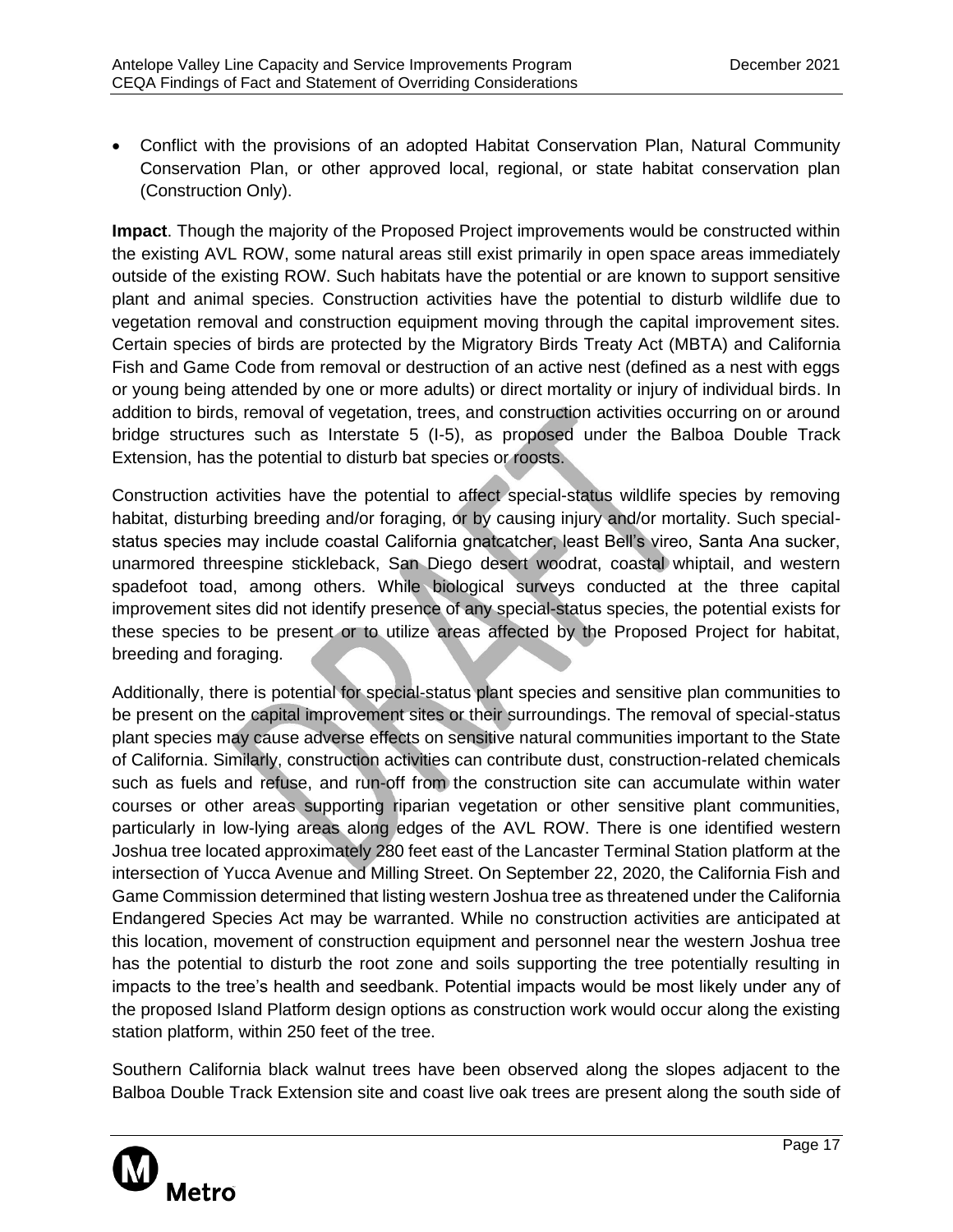- Conflict with the provisions of an adopted Habitat Conservation Plan, Natural Community Conservation Plan, or other approved local, regional, or state habitat conservation plan (Construction Only).

**Impact**. Though the majority of the Proposed Project improvements would be constructed within the existing AVL ROW, some natural areas still exist primarily in open space areas immediately outside of the existing ROW. Such habitats have the potential or are known to support sensitive plant and animal species. Construction activities have the potential to disturb wildlife due to vegetation removal and construction equipment moving through the capital improvement sites. Certain species of birds are protected by the Migratory Birds Treaty Act (MBTA) and California Fish and Game Code from removal or destruction of an active nest (defined as a nest with eggs or young being attended by one or more adults) or direct mortality or injury of individual birds. In addition to birds, removal of vegetation, trees, and construction activities occurring on or around bridge structures such as Interstate 5 (I-5), as proposed under the Balboa Double Track Extension, has the potential to disturb bat species or roosts.

Construction activities have the potential to affect special-status wildlife species by removing habitat, disturbing breeding and/or foraging, or by causing injury and/or mortality. Such special-status species may include coastal California gnatcatcher, least Bell's vireo, Santa Ana sucker, unarmored threespine stickleback, San Diego desert woodrat, coastal whiptail, and western spadefoot toad, among others. While biological surveys conducted at the three capital improvement sites did not identify presence of any special-status species, the potential exists for these species to be present or to utilize areas affected by the Proposed Project for habitat, breeding and foraging.

Additionally, there is potential for special-status plant species and sensitive plan communities to be present on the capital improvement sites or their surroundings. The removal of special-status plant species may cause adverse effects on sensitive natural communities important to the State of California. Similarly, construction activities can contribute dust, construction-related chemicals such as fuels and refuse, and run-off from the construction site can accumulate within water courses or other areas supporting riparian vegetation or other sensitive plant communities, particularly in low-lying areas along edges of the AVL ROW. There is one identified western Joshua tree located approximately 280 feet east of the Lancaster Terminal Station platform at the intersection of Yucca Avenue and Milling Street. On September 22, 2020, the California Fish and Game Commission determined that listing western Joshua tree as threatened under the California Endangered Species Act may be warranted. While no construction activities are anticipated at this location, movement of construction equipment and personnel near the western Joshua tree has the potential to disturb the root zone and soils supporting the tree potentially resulting in impacts to the tree's health and seedbank. Potential impacts would be most likely under any of the proposed Island Platform design options as construction work would occur along the existing station platform, within 250 feet of the tree.

Southern California black walnut trees have been observed along the slopes adjacent to the Balboa Double Track Extension site and coast live oak trees are present along the south side of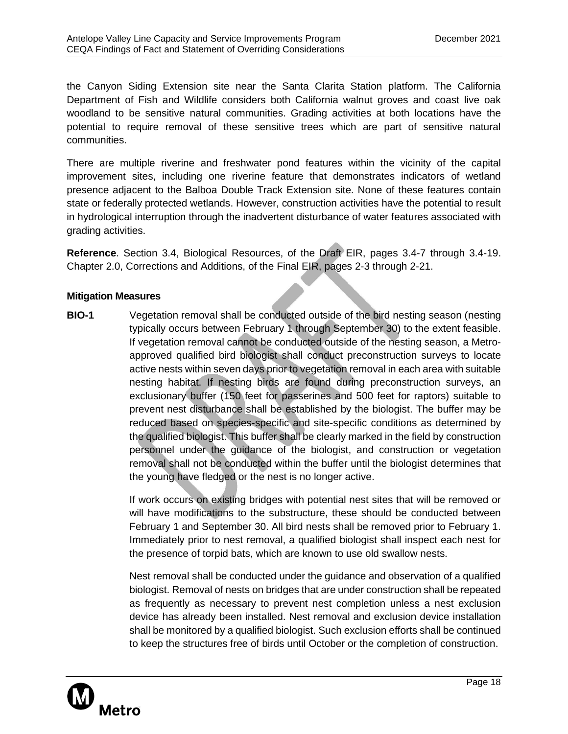the Canyon Siding Extension site near the Santa Clarita Station platform. The California Department of Fish and Wildlife considers both California walnut groves and coast live oak woodland to be sensitive natural communities. Grading activities at both locations have the potential to require removal of these sensitive trees which are part of sensitive natural communities.

There are multiple riverine and freshwater pond features within the vicinity of the capital improvement sites, including one riverine feature that demonstrates indicators of wetland presence adjacent to the Balboa Double Track Extension site. None of these features contain state or federally protected wetlands. However, construction activities have the potential to result in hydrological interruption through the inadvertent disturbance of water features associated with grading activities.

**Reference**. Section 3.4, Biological Resources, of the Draft EIR, pages 3.4-7 through 3.4-19. Chapter 2.0, Corrections and Additions, of the Final EIR, pages 2-3 through 2-21.

#### Mitigation Measures

**BIO-1** Vegetation removal shall be conducted outside of the bird nesting season (nesting typically occurs between February 1 through September 30) to the extent feasible. If vegetation removal cannot be conducted outside of the nesting season, a Metro-approved qualified bird biologist shall conduct preconstruction surveys to locate active nests within seven days prior to vegetation removal in each area with suitable nesting habitat. If nesting birds are found during preconstruction surveys, an exclusionary buffer (150 feet for passerines and 500 feet for raptors) suitable to prevent nest disturbance shall be established by the biologist. The buffer may be reduced based on species-specific and site-specific conditions as determined by the qualified biologist. This buffer shall be clearly marked in the field by construction personnel under the guidance of the biologist, and construction or vegetation removal shall not be conducted within the buffer until the biologist determines that the young have fledged or the nest is no longer active.

If work occurs on existing bridges with potential nest sites that will be removed or will have modifications to the substructure, these should be conducted between February 1 and September 30. All bird nests shall be removed prior to February 1. Immediately prior to nest removal, a qualified biologist shall inspect each nest for the presence of torpid bats, which are known to use old swallow nests.

Nest removal shall be conducted under the guidance and observation of a qualified biologist. Removal of nests on bridges that are under construction shall be repeated as frequently as necessary to prevent nest completion unless a nest exclusion device has already been installed. Nest removal and exclusion device installation shall be monitored by a qualified biologist. Such exclusion efforts shall be continued to keep the structures free of birds until October or the completion of construction.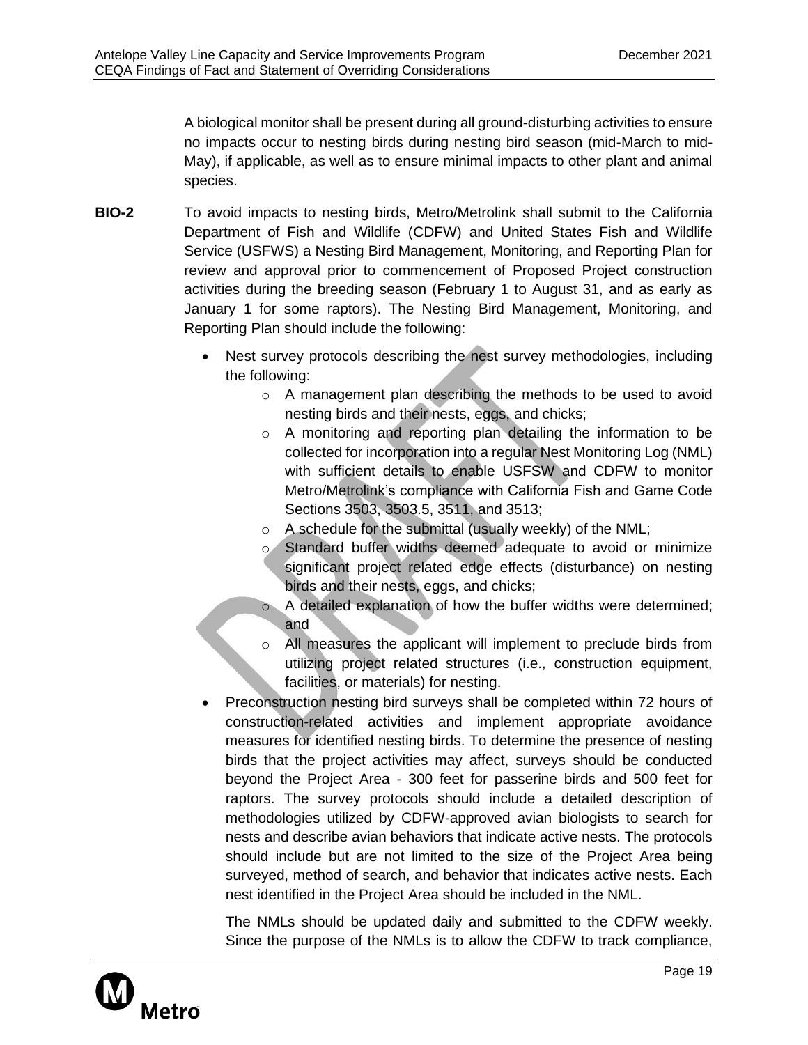A biological monitor shall be present during all ground-disturbing activities to ensure no impacts occur to nesting birds during nesting bird season (mid-March to mid-May), if applicable, as well as to ensure minimal impacts to other plant and animal species.

**BIO-2** To avoid impacts to nesting birds, Metro/Metrolink shall submit to the California Department of Fish and Wildlife (CDFW) and United States Fish and Wildlife Service (USFWS) a Nesting Bird Management, Monitoring, and Reporting Plan for review and approval prior to commencement of Proposed Project construction activities during the breeding season (February 1 to August 31, and as early as January 1 for some raptors). The Nesting Bird Management, Monitoring, and Reporting Plan should include the following:

- Nest survey protocols describing the nest survey methodologies, including the following:
  - A management plan describing the methods to be used to avoid nesting birds and their nests, eggs, and chicks;
  - A monitoring and reporting plan detailing the information to be collected for incorporation into a regular Nest Monitoring Log (NML) with sufficient details to enable USFSW and CDFW to monitor Metro/Metrolink's compliance with California Fish and Game Code Sections 3503, 3503.5, 3511, and 3513;
  - A schedule for the submittal (usually weekly) of the NML;
  - Standard buffer widths deemed adequate to avoid or minimize significant project related edge effects (disturbance) on nesting birds and their nests, eggs, and chicks;
  - A detailed explanation of how the buffer widths were determined; and
  - All measures the applicant will implement to preclude birds from utilizing project related structures (i.e., construction equipment, facilities, or materials) for nesting.
- Preconstruction nesting bird surveys shall be completed within 72 hours of construction-related activities and implement appropriate avoidance measures for identified nesting birds. To determine the presence of nesting birds that the project activities may affect, surveys should be conducted beyond the Project Area - 300 feet for passerine birds and 500 feet for raptors. The survey protocols should include a detailed description of methodologies utilized by CDFW-approved avian biologists to search for nests and describe avian behaviors that indicate active nests. The protocols should include but are not limited to the size of the Project Area being surveyed, method of search, and behavior that indicates active nests. Each nest identified in the Project Area should be included in the NML.

  The NMLs should be updated daily and submitted to the CDFW weekly. Since the purpose of the NMLs is to allow the CDFW to track compliance,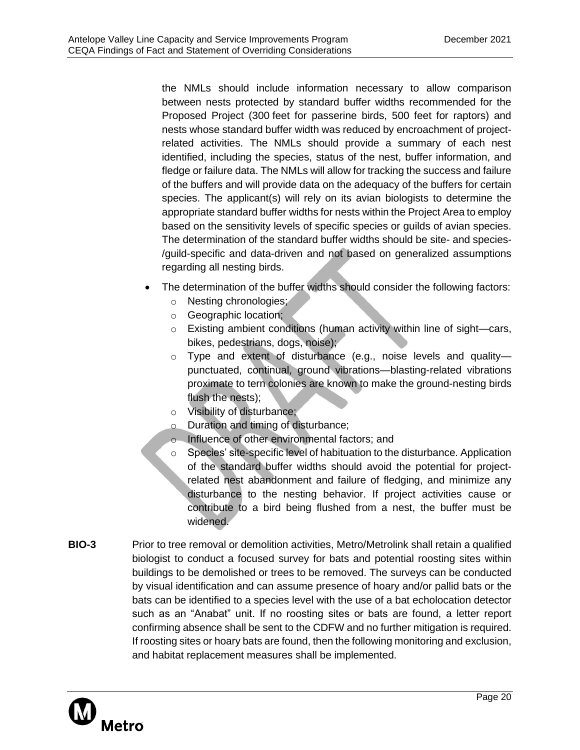the NMLs should include information necessary to allow comparison between nests protected by standard buffer widths recommended for the Proposed Project (300 feet for passerine birds, 500 feet for raptors) and nests whose standard buffer width was reduced by encroachment of project-related activities. The NMLs should provide a summary of each nest identified, including the species, status of the nest, buffer information, and fledge or failure data. The NMLs will allow for tracking the success and failure of the buffers and will provide data on the adequacy of the buffers for certain species. The applicant(s) will rely on its avian biologists to determine the appropriate standard buffer widths for nests within the Project Area to employ based on the sensitivity levels of specific species or guilds of avian species. The determination of the standard buffer widths should be site- and species-/guild-specific and data-driven and not based on generalized assumptions regarding all nesting birds.

- The determination of the buffer widths should consider the following factors:
  - Nesting chronologies;
  - Geographic location;
  - Existing ambient conditions (human activity within line of sight—cars, bikes, pedestrians, dogs, noise);
  - Type and extent of disturbance (e.g., noise levels and quality—punctuated, continual, ground vibrations—blasting-related vibrations proximate to tern colonies are known to make the ground-nesting birds flush the nests);
  - Visibility of disturbance;
  - Duration and timing of disturbance;
  - Influence of other environmental factors; and
  - Species' site-specific level of habituation to the disturbance. Application of the standard buffer widths should avoid the potential for project-related nest abandonment and failure of fledging, and minimize any disturbance to the nesting behavior. If project activities cause or contribute to a bird being flushed from a nest, the buffer must be widened.

**BIO-3** Prior to tree removal or demolition activities, Metro/Metrolink shall retain a qualified biologist to conduct a focused survey for bats and potential roosting sites within buildings to be demolished or trees to be removed. The surveys can be conducted by visual identification and can assume presence of hoary and/or pallid bats or the bats can be identified to a species level with the use of a bat echolocation detector such as an "Anabat" unit. If no roosting sites or bats are found, a letter report confirming absence shall be sent to the CDFW and no further mitigation is required. If roosting sites or hoary bats are found, then the following monitoring and exclusion, and habitat replacement measures shall be implemented.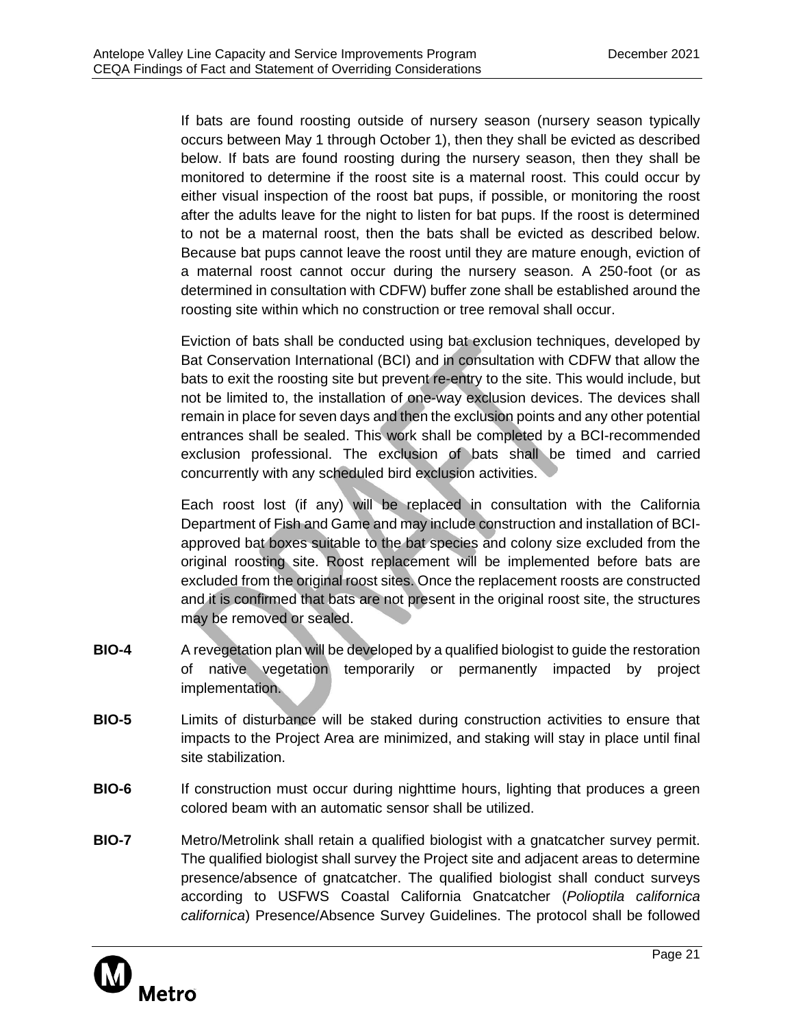If bats are found roosting outside of nursery season (nursery season typically occurs between May 1 through October 1), then they shall be evicted as described below. If bats are found roosting during the nursery season, then they shall be monitored to determine if the roost site is a maternal roost. This could occur by either visual inspection of the roost bat pups, if possible, or monitoring the roost after the adults leave for the night to listen for bat pups. If the roost is determined to not be a maternal roost, then the bats shall be evicted as described below. Because bat pups cannot leave the roost until they are mature enough, eviction of a maternal roost cannot occur during the nursery season. A 250-foot (or as determined in consultation with CDFW) buffer zone shall be established around the roosting site within which no construction or tree removal shall occur.

Eviction of bats shall be conducted using bat exclusion techniques, developed by Bat Conservation International (BCI) and in consultation with CDFW that allow the bats to exit the roosting site but prevent re-entry to the site. This would include, but not be limited to, the installation of one-way exclusion devices. The devices shall remain in place for seven days and then the exclusion points and any other potential entrances shall be sealed. This work shall be completed by a BCI-recommended exclusion professional. The exclusion of bats shall be timed and carried concurrently with any scheduled bird exclusion activities.

Each roost lost (if any) will be replaced in consultation with the California Department of Fish and Game and may include construction and installation of BCI-approved bat boxes suitable to the bat species and colony size excluded from the original roosting site. Roost replacement will be implemented before bats are excluded from the original roost sites. Once the replacement roosts are constructed and it is confirmed that bats are not present in the original roost site, the structures may be removed or sealed.

**BIO-4** A revegetation plan will be developed by a qualified biologist to guide the restoration of native vegetation temporarily or permanently impacted by project implementation.

**BIO-5** Limits of disturbance will be staked during construction activities to ensure that impacts to the Project Area are minimized, and staking will stay in place until final site stabilization.

**BIO-6** If construction must occur during nighttime hours, lighting that produces a green colored beam with an automatic sensor shall be utilized.

**BIO-7** Metro/Metrolink shall retain a qualified biologist with a gnatcatcher survey permit. The qualified biologist shall survey the Project site and adjacent areas to determine presence/absence of gnatcatcher. The qualified biologist shall conduct surveys according to USFWS Coastal California Gnatcatcher (*Polioptila californica californica*) Presence/Absence Survey Guidelines. The protocol shall be followed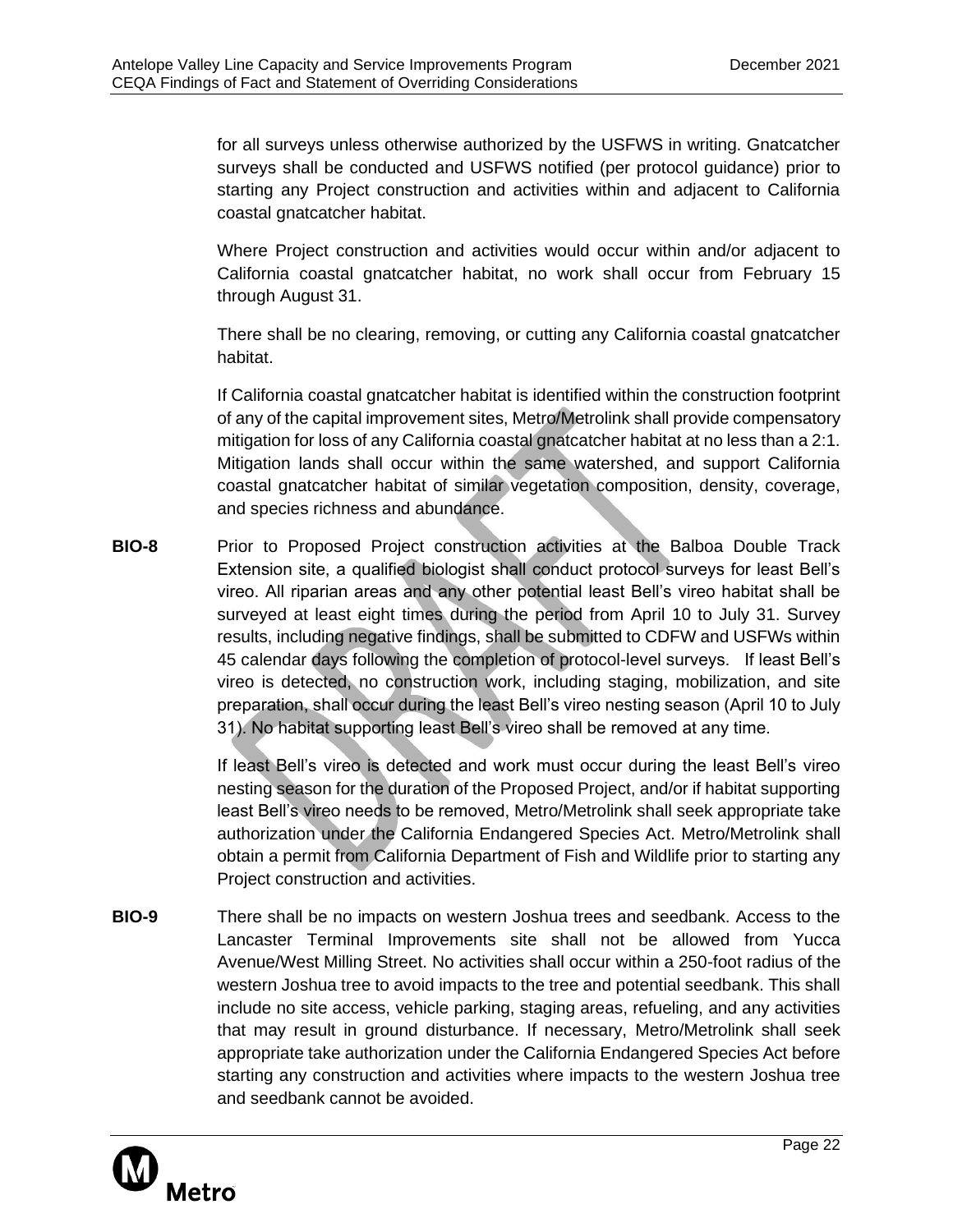for all surveys unless otherwise authorized by the USFWS in writing. Gnatcatcher surveys shall be conducted and USFWS notified (per protocol guidance) prior to starting any Project construction and activities within and adjacent to California coastal gnatcatcher habitat.

Where Project construction and activities would occur within and/or adjacent to California coastal gnatcatcher habitat, no work shall occur from February 15 through August 31.

There shall be no clearing, removing, or cutting any California coastal gnatcatcher habitat.

If California coastal gnatcatcher habitat is identified within the construction footprint of any of the capital improvement sites, Metro/Metrolink shall provide compensatory mitigation for loss of any California coastal gnatcatcher habitat at no less than a 2:1. Mitigation lands shall occur within the same watershed, and support California coastal gnatcatcher habitat of similar vegetation composition, density, coverage, and species richness and abundance.

**BIO-8** Prior to Proposed Project construction activities at the Balboa Double Track Extension site, a qualified biologist shall conduct protocol surveys for least Bell's vireo. All riparian areas and any other potential least Bell's vireo habitat shall be surveyed at least eight times during the period from April 10 to July 31. Survey results, including negative findings, shall be submitted to CDFW and USFWs within 45 calendar days following the completion of protocol-level surveys. If least Bell's vireo is detected, no construction work, including staging, mobilization, and site preparation, shall occur during the least Bell's vireo nesting season (April 10 to July 31). No habitat supporting least Bell's vireo shall be removed at any time.

If least Bell's vireo is detected and work must occur during the least Bell's vireo nesting season for the duration of the Proposed Project, and/or if habitat supporting least Bell's vireo needs to be removed, Metro/Metrolink shall seek appropriate take authorization under the California Endangered Species Act. Metro/Metrolink shall obtain a permit from California Department of Fish and Wildlife prior to starting any Project construction and activities.

**BIO-9** There shall be no impacts on western Joshua trees and seedbank. Access to the Lancaster Terminal Improvements site shall not be allowed from Yucca Avenue/West Milling Street. No activities shall occur within a 250-foot radius of the western Joshua tree to avoid impacts to the tree and potential seedbank. This shall include no site access, vehicle parking, staging areas, refueling, and any activities that may result in ground disturbance. If necessary, Metro/Metrolink shall seek appropriate take authorization under the California Endangered Species Act before starting any construction and activities where impacts to the western Joshua tree and seedbank cannot be avoided.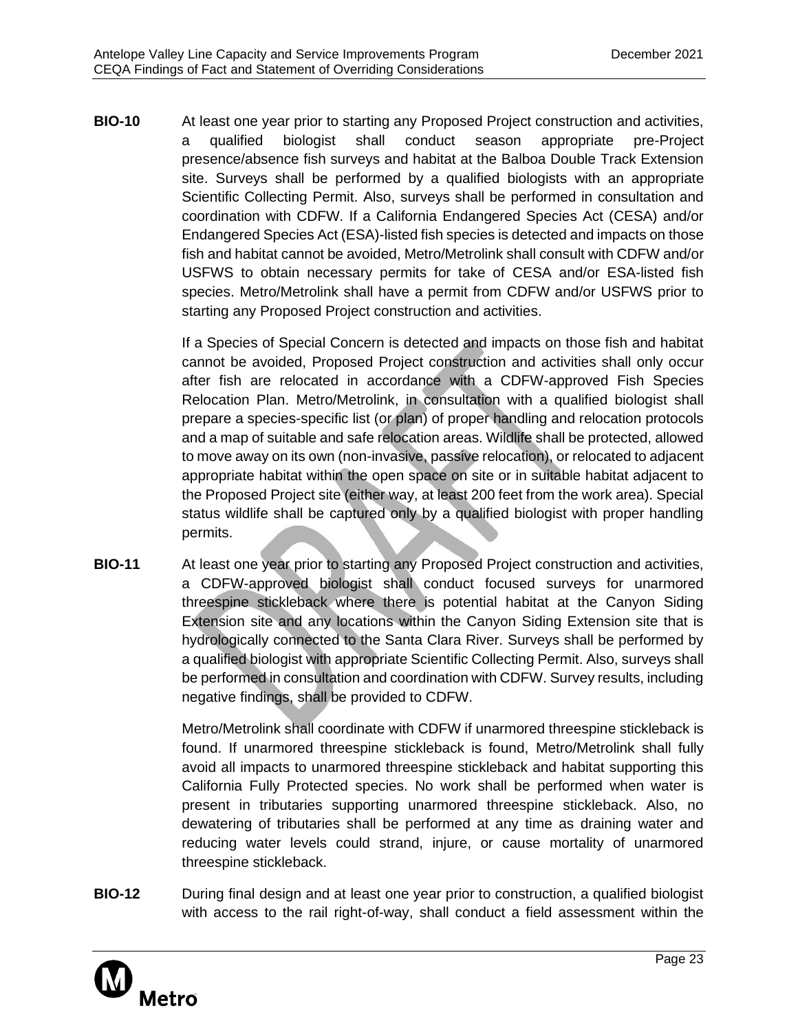**BIO-10** At least one year prior to starting any Proposed Project construction and activities, a qualified biologist shall conduct season appropriate pre-Project presence/absence fish surveys and habitat at the Balboa Double Track Extension site. Surveys shall be performed by a qualified biologists with an appropriate Scientific Collecting Permit. Also, surveys shall be performed in consultation and coordination with CDFW. If a California Endangered Species Act (CESA) and/or Endangered Species Act (ESA)-listed fish species is detected and impacts on those fish and habitat cannot be avoided, Metro/Metrolink shall consult with CDFW and/or USFWS to obtain necessary permits for take of CESA and/or ESA-listed fish species. Metro/Metrolink shall have a permit from CDFW and/or USFWS prior to starting any Proposed Project construction and activities.

If a Species of Special Concern is detected and impacts on those fish and habitat cannot be avoided, Proposed Project construction and activities shall only occur after fish are relocated in accordance with a CDFW-approved Fish Species Relocation Plan. Metro/Metrolink, in consultation with a qualified biologist shall prepare a species-specific list (or plan) of proper handling and relocation protocols and a map of suitable and safe relocation areas. Wildlife shall be protected, allowed to move away on its own (non-invasive, passive relocation), or relocated to adjacent appropriate habitat within the open space on site or in suitable habitat adjacent to the Proposed Project site (either way, at least 200 feet from the work area). Special status wildlife shall be captured only by a qualified biologist with proper handling permits.

**BIO-11** At least one year prior to starting any Proposed Project construction and activities, a CDFW-approved biologist shall conduct focused surveys for unarmored threespine stickleback where there is potential habitat at the Canyon Siding Extension site and any locations within the Canyon Siding Extension site that is hydrologically connected to the Santa Clara River. Surveys shall be performed by a qualified biologist with appropriate Scientific Collecting Permit. Also, surveys shall be performed in consultation and coordination with CDFW. Survey results, including negative findings, shall be provided to CDFW.

Metro/Metrolink shall coordinate with CDFW if unarmored threespine stickleback is found. If unarmored threespine stickleback is found, Metro/Metrolink shall fully avoid all impacts to unarmored threespine stickleback and habitat supporting this California Fully Protected species. No work shall be performed when water is present in tributaries supporting unarmored threespine stickleback. Also, no dewatering of tributaries shall be performed at any time as draining water and reducing water levels could strand, injure, or cause mortality of unarmored threespine stickleback.

**BIO-12** During final design and at least one year prior to construction, a qualified biologist with access to the rail right-of-way, shall conduct a field assessment within the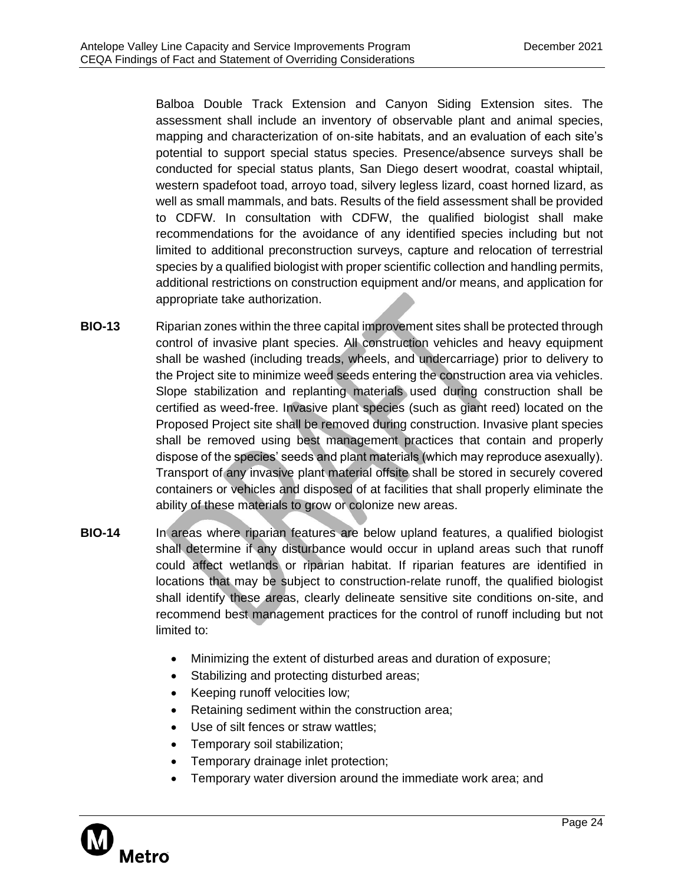Balboa Double Track Extension and Canyon Siding Extension sites. The assessment shall include an inventory of observable plant and animal species, mapping and characterization of on-site habitats, and an evaluation of each site's potential to support special status species. Presence/absence surveys shall be conducted for special status plants, San Diego desert woodrat, coastal whiptail, western spadefoot toad, arroyo toad, silvery legless lizard, coast horned lizard, as well as small mammals, and bats. Results of the field assessment shall be provided to CDFW. In consultation with CDFW, the qualified biologist shall make recommendations for the avoidance of any identified species including but not limited to additional preconstruction surveys, capture and relocation of terrestrial species by a qualified biologist with proper scientific collection and handling permits, additional restrictions on construction equipment and/or means, and application for appropriate take authorization.

**BIO-13** Riparian zones within the three capital improvement sites shall be protected through control of invasive plant species. All construction vehicles and heavy equipment shall be washed (including treads, wheels, and undercarriage) prior to delivery to the Project site to minimize weed seeds entering the construction area via vehicles. Slope stabilization and replanting materials used during construction shall be certified as weed-free. Invasive plant species (such as giant reed) located on the Proposed Project site shall be removed during construction. Invasive plant species shall be removed using best management practices that contain and properly dispose of the species' seeds and plant materials (which may reproduce asexually). Transport of any invasive plant material offsite shall be stored in securely covered containers or vehicles and disposed of at facilities that shall properly eliminate the ability of these materials to grow or colonize new areas.

**BIO-14** In areas where riparian features are below upland features, a qualified biologist shall determine if any disturbance would occur in upland areas such that runoff could affect wetlands or riparian habitat. If riparian features are identified in locations that may be subject to construction-relate runoff, the qualified biologist shall identify these areas, clearly delineate sensitive site conditions on-site, and recommend best management practices for the control of runoff including but not limited to:

- Minimizing the extent of disturbed areas and duration of exposure;
- Stabilizing and protecting disturbed areas;
- Keeping runoff velocities low;
- Retaining sediment within the construction area;
- Use of silt fences or straw wattles;
- Temporary soil stabilization;
- Temporary drainage inlet protection;
- Temporary water diversion around the immediate work area; and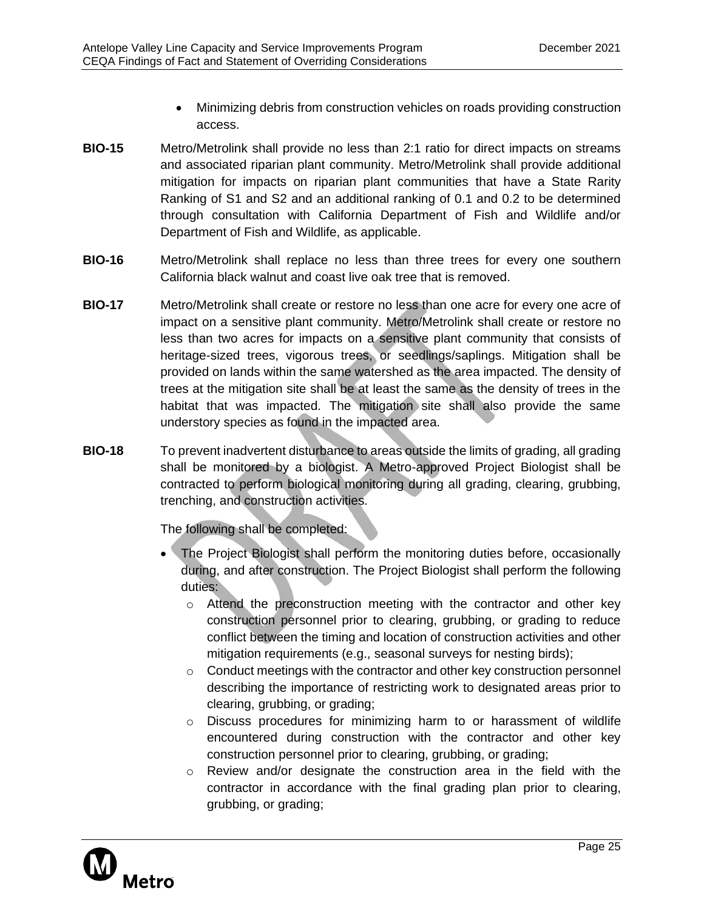- Minimizing debris from construction vehicles on roads providing construction access.

**BIO-15** Metro/Metrolink shall provide no less than 2:1 ratio for direct impacts on streams and associated riparian plant community. Metro/Metrolink shall provide additional mitigation for impacts on riparian plant communities that have a State Rarity Ranking of S1 and S2 and an additional ranking of 0.1 and 0.2 to be determined through consultation with California Department of Fish and Wildlife and/or Department of Fish and Wildlife, as applicable.

**BIO-16** Metro/Metrolink shall replace no less than three trees for every one southern California black walnut and coast live oak tree that is removed.

**BIO-17** Metro/Metrolink shall create or restore no less than one acre for every one acre of impact on a sensitive plant community. Metro/Metrolink shall create or restore no less than two acres for impacts on a sensitive plant community that consists of heritage-sized trees, vigorous trees, or seedlings/saplings. Mitigation shall be provided on lands within the same watershed as the area impacted. The density of trees at the mitigation site shall be at least the same as the density of trees in the habitat that was impacted. The mitigation site shall also provide the same understory species as found in the impacted area.

**BIO-18** To prevent inadvertent disturbance to areas outside the limits of grading, all grading shall be monitored by a biologist. A Metro-approved Project Biologist shall be contracted to perform biological monitoring during all grading, clearing, grubbing, trenching, and construction activities.

The following shall be completed:

- The Project Biologist shall perform the monitoring duties before, occasionally during, and after construction. The Project Biologist shall perform the following duties:
  - Attend the preconstruction meeting with the contractor and other key construction personnel prior to clearing, grubbing, or grading to reduce conflict between the timing and location of construction activities and other mitigation requirements (e.g., seasonal surveys for nesting birds);
  - Conduct meetings with the contractor and other key construction personnel describing the importance of restricting work to designated areas prior to clearing, grubbing, or grading;
  - Discuss procedures for minimizing harm to or harassment of wildlife encountered during construction with the contractor and other key construction personnel prior to clearing, grubbing, or grading;
  - Review and/or designate the construction area in the field with the contractor in accordance with the final grading plan prior to clearing, grubbing, or grading;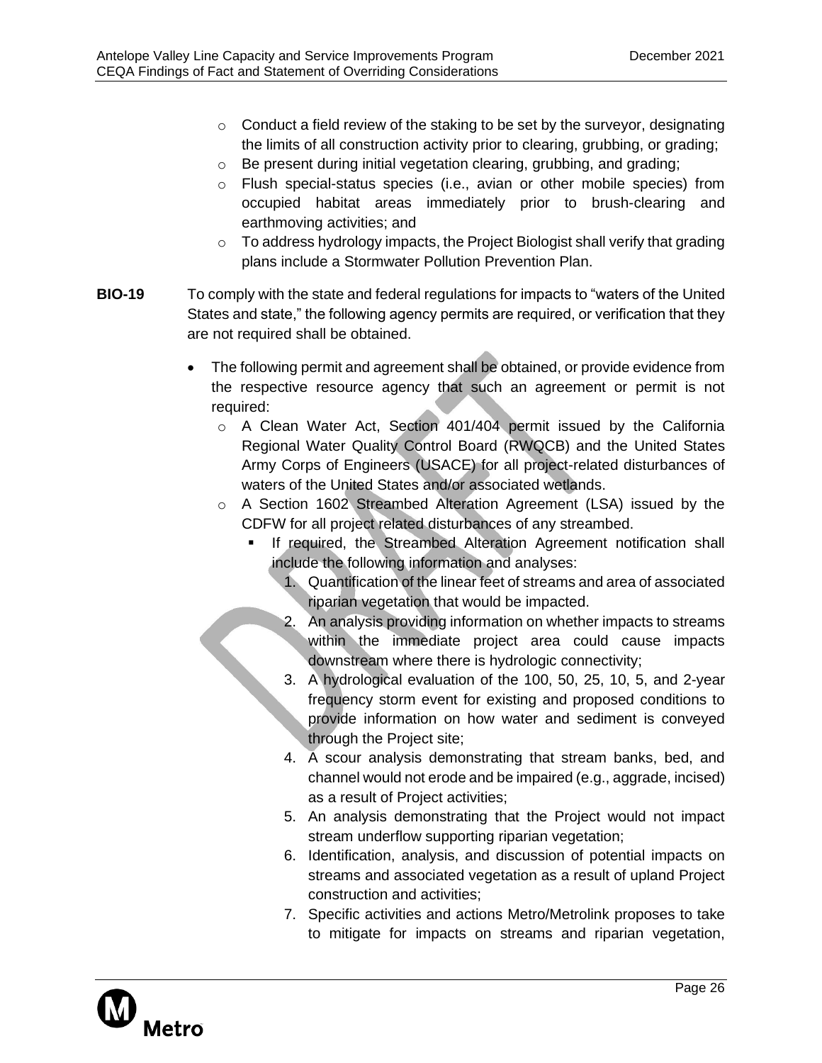- Conduct a field review of the staking to be set by the surveyor, designating the limits of all construction activity prior to clearing, grubbing, or grading;
- Be present during initial vegetation clearing, grubbing, and grading;
- Flush special-status species (i.e., avian or other mobile species) from occupied habitat areas immediately prior to brush-clearing and earthmoving activities; and
- To address hydrology impacts, the Project Biologist shall verify that grading plans include a Stormwater Pollution Prevention Plan.

**BIO-19** To comply with the state and federal regulations for impacts to "waters of the United States and state," the following agency permits are required, or verification that they are not required shall be obtained.

- The following permit and agreement shall be obtained, or provide evidence from the respective resource agency that such an agreement or permit is not required:
  - A Clean Water Act, Section 401/404 permit issued by the California Regional Water Quality Control Board (RWQCB) and the United States Army Corps of Engineers (USACE) for all project-related disturbances of waters of the United States and/or associated wetlands.
  - A Section 1602 Streambed Alteration Agreement (LSA) issued by the CDFW for all project related disturbances of any streambed.
    - If required, the Streambed Alteration Agreement notification shall include the following information and analyses:
      1. Quantification of the linear feet of streams and area of associated riparian vegetation that would be impacted.
      2. An analysis providing information on whether impacts to streams within the immediate project area could cause impacts downstream where there is hydrologic connectivity;
      3. A hydrological evaluation of the 100, 50, 25, 10, 5, and 2-year frequency storm event for existing and proposed conditions to provide information on how water and sediment is conveyed through the Project site;
      4. A scour analysis demonstrating that stream banks, bed, and channel would not erode and be impaired (e.g., aggrade, incised) as a result of Project activities;
      5. An analysis demonstrating that the Project would not impact stream underflow supporting riparian vegetation;
      6. Identification, analysis, and discussion of potential impacts on streams and associated vegetation as a result of upland Project construction and activities;
      7. Specific activities and actions Metro/Metrolink proposes to take to mitigate for impacts on streams and riparian vegetation,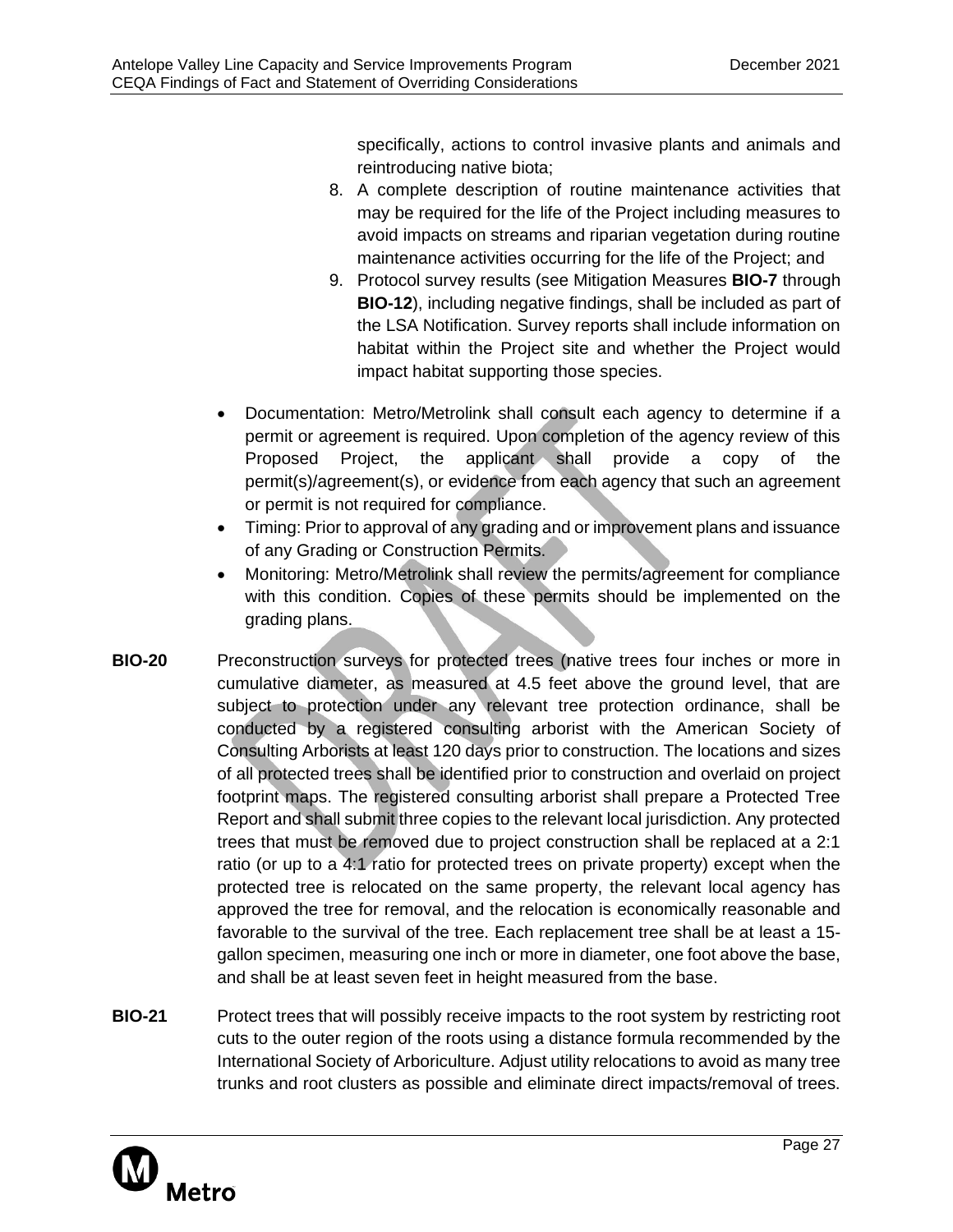specifically, actions to control invasive plants and animals and reintroducing native biota;

8. A complete description of routine maintenance activities that may be required for the life of the Project including measures to avoid impacts on streams and riparian vegetation during routine maintenance activities occurring for the life of the Project; and
9. Protocol survey results (see Mitigation Measures **BIO-7** through **BIO-12**), including negative findings, shall be included as part of the LSA Notification. Survey reports shall include information on habitat within the Project site and whether the Project would impact habitat supporting those species.

- Documentation: Metro/Metrolink shall consult each agency to determine if a permit or agreement is required. Upon completion of the agency review of this Proposed Project, the applicant shall provide a copy of the permit(s)/agreement(s), or evidence from each agency that such an agreement or permit is not required for compliance.
- Timing: Prior to approval of any grading and or improvement plans and issuance of any Grading or Construction Permits.
- Monitoring: Metro/Metrolink shall review the permits/agreement for compliance with this condition. Copies of these permits should be implemented on the grading plans.

**BIO-20** Preconstruction surveys for protected trees (native trees four inches or more in cumulative diameter, as measured at 4.5 feet above the ground level, that are subject to protection under any relevant tree protection ordinance, shall be conducted by a registered consulting arborist with the American Society of Consulting Arborists at least 120 days prior to construction. The locations and sizes of all protected trees shall be identified prior to construction and overlaid on project footprint maps. The registered consulting arborist shall prepare a Protected Tree Report and shall submit three copies to the relevant local jurisdiction. Any protected trees that must be removed due to project construction shall be replaced at a 2:1 ratio (or up to a 4:1 ratio for protected trees on private property) except when the protected tree is relocated on the same property, the relevant local agency has approved the tree for removal, and the relocation is economically reasonable and favorable to the survival of the tree. Each replacement tree shall be at least a 15-gallon specimen, measuring one inch or more in diameter, one foot above the base, and shall be at least seven feet in height measured from the base.

**BIO-21** Protect trees that will possibly receive impacts to the root system by restricting root cuts to the outer region of the roots using a distance formula recommended by the International Society of Arboriculture. Adjust utility relocations to avoid as many tree trunks and root clusters as possible and eliminate direct impacts/removal of trees.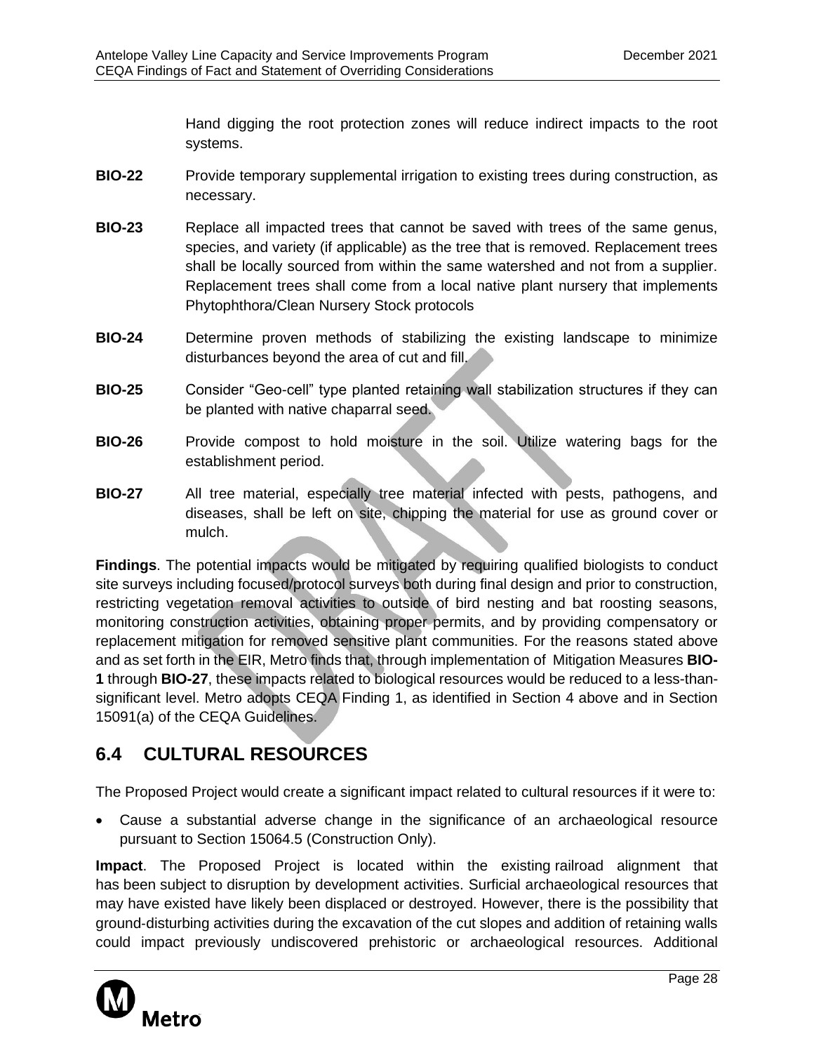Hand digging the root protection zones will reduce indirect impacts to the root systems.

**BIO-22** Provide temporary supplemental irrigation to existing trees during construction, as necessary.

**BIO-23** Replace all impacted trees that cannot be saved with trees of the same genus, species, and variety (if applicable) as the tree that is removed. Replacement trees shall be locally sourced from within the same watershed and not from a supplier. Replacement trees shall come from a local native plant nursery that implements Phytophthora/Clean Nursery Stock protocols

**BIO-24** Determine proven methods of stabilizing the existing landscape to minimize disturbances beyond the area of cut and fill.

**BIO-25** Consider "Geo-cell" type planted retaining wall stabilization structures if they can be planted with native chaparral seed.

**BIO-26** Provide compost to hold moisture in the soil. Utilize watering bags for the establishment period.

**BIO-27** All tree material, especially tree material infected with pests, pathogens, and diseases, shall be left on site, chipping the material for use as ground cover or mulch.

**Findings**. The potential impacts would be mitigated by requiring qualified biologists to conduct site surveys including focused/protocol surveys both during final design and prior to construction, restricting vegetation removal activities to outside of bird nesting and bat roosting seasons, monitoring construction activities, obtaining proper permits, and by providing compensatory or replacement mitigation for removed sensitive plant communities. For the reasons stated above and as set forth in the EIR, Metro finds that, through implementation of Mitigation Measures **BIO-1** through **BIO-27**, these impacts related to biological resources would be reduced to a less-than-significant level. Metro adopts CEQA Finding 1, as identified in Section 4 above and in Section 15091(a) of the CEQA Guidelines.

## 6.4 CULTURAL RESOURCES

The Proposed Project would create a significant impact related to cultural resources if it were to:

- Cause a substantial adverse change in the significance of an archaeological resource pursuant to Section 15064.5 (Construction Only).

**Impact**. The Proposed Project is located within the existing railroad alignment that has been subject to disruption by development activities. Surficial archaeological resources that may have existed have likely been displaced or destroyed. However, there is the possibility that ground-disturbing activities during the excavation of the cut slopes and addition of retaining walls could impact previously undiscovered prehistoric or archaeological resources. Additional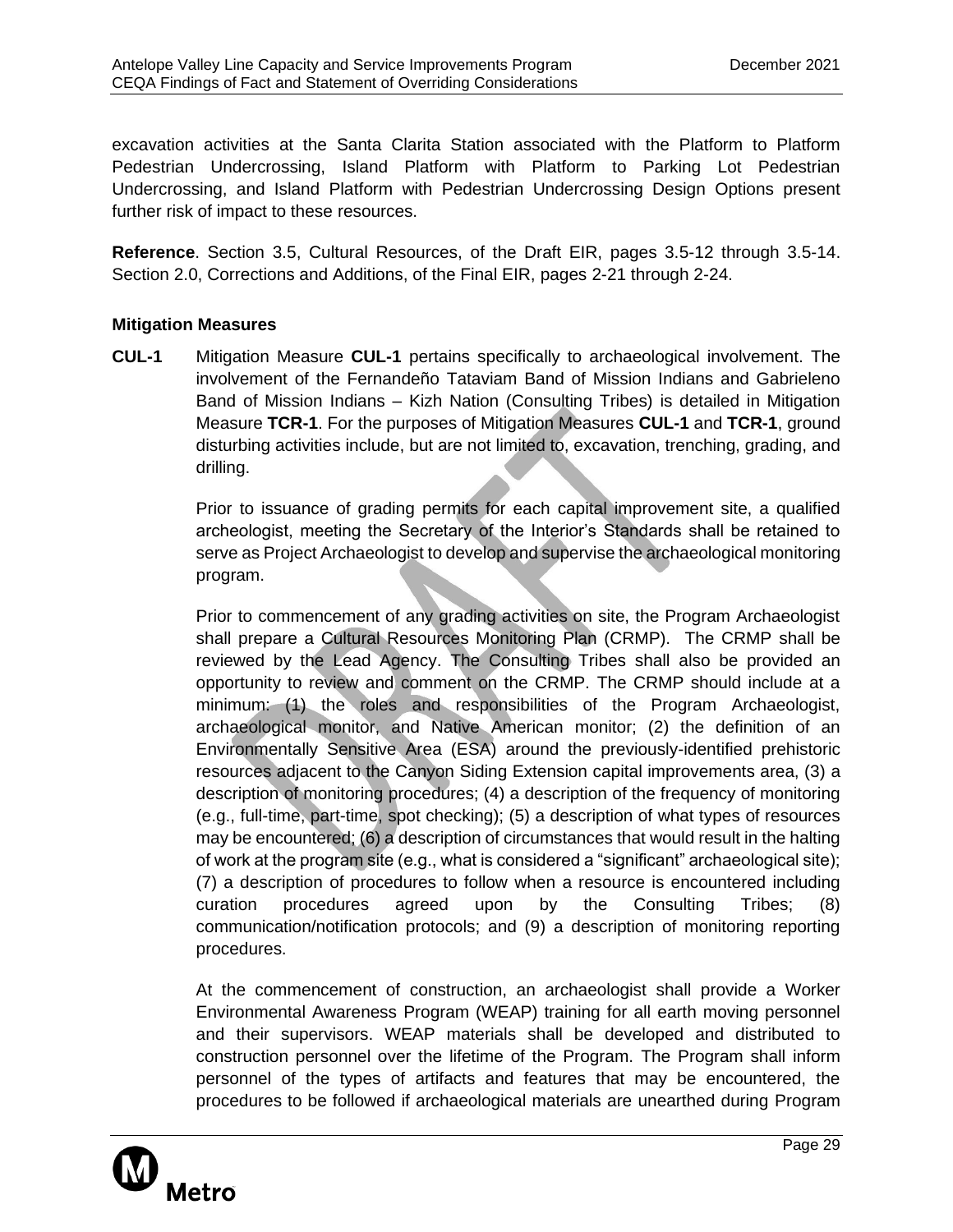excavation activities at the Santa Clarita Station associated with the Platform to Platform Pedestrian Undercrossing, Island Platform with Platform to Parking Lot Pedestrian Undercrossing, and Island Platform with Pedestrian Undercrossing Design Options present further risk of impact to these resources.

**Reference**. Section 3.5, Cultural Resources, of the Draft EIR, pages 3.5-12 through 3.5-14. Section 2.0, Corrections and Additions, of the Final EIR, pages 2-21 through 2-24.

**Mitigation Measures**

**CUL-1** Mitigation Measure **CUL-1** pertains specifically to archaeological involvement. The involvement of the Fernandeño Tataviam Band of Mission Indians and Gabrieleno Band of Mission Indians – Kizh Nation (Consulting Tribes) is detailed in Mitigation Measure **TCR-1**. For the purposes of Mitigation Measures **CUL-1** and **TCR-1**, ground disturbing activities include, but are not limited to, excavation, trenching, grading, and drilling.

Prior to issuance of grading permits for each capital improvement site, a qualified archeologist, meeting the Secretary of the Interior's Standards shall be retained to serve as Project Archaeologist to develop and supervise the archaeological monitoring program.

Prior to commencement of any grading activities on site, the Program Archaeologist shall prepare a Cultural Resources Monitoring Plan (CRMP). The CRMP shall be reviewed by the Lead Agency. The Consulting Tribes shall also be provided an opportunity to review and comment on the CRMP. The CRMP should include at a minimum: (1) the roles and responsibilities of the Program Archaeologist, archaeological monitor, and Native American monitor; (2) the definition of an Environmentally Sensitive Area (ESA) around the previously-identified prehistoric resources adjacent to the Canyon Siding Extension capital improvements area, (3) a description of monitoring procedures; (4) a description of the frequency of monitoring (e.g., full-time, part-time, spot checking); (5) a description of what types of resources may be encountered; (6) a description of circumstances that would result in the halting of work at the program site (e.g., what is considered a "significant" archaeological site); (7) a description of procedures to follow when a resource is encountered including curation procedures agreed upon by the Consulting Tribes; (8) communication/notification protocols; and (9) a description of monitoring reporting procedures.

At the commencement of construction, an archaeologist shall provide a Worker Environmental Awareness Program (WEAP) training for all earth moving personnel and their supervisors. WEAP materials shall be developed and distributed to construction personnel over the lifetime of the Program. The Program shall inform personnel of the types of artifacts and features that may be encountered, the procedures to be followed if archaeological materials are unearthed during Program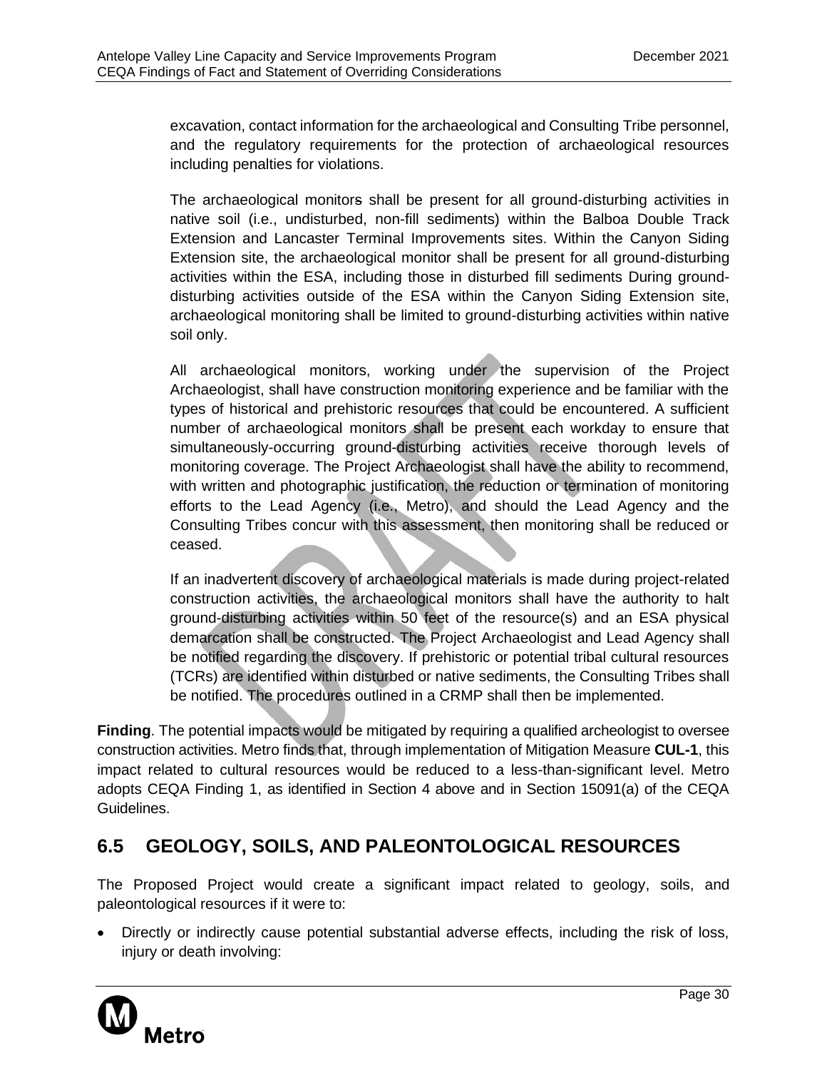excavation, contact information for the archaeological and Consulting Tribe personnel, and the regulatory requirements for the protection of archaeological resources including penalties for violations.

The archaeological monitors shall be present for all ground-disturbing activities in native soil (i.e., undisturbed, non-fill sediments) within the Balboa Double Track Extension and Lancaster Terminal Improvements sites. Within the Canyon Siding Extension site, the archaeological monitor shall be present for all ground-disturbing activities within the ESA, including those in disturbed fill sediments During ground-disturbing activities outside of the ESA within the Canyon Siding Extension site, archaeological monitoring shall be limited to ground-disturbing activities within native soil only.

All archaeological monitors, working under the supervision of the Project Archaeologist, shall have construction monitoring experience and be familiar with the types of historical and prehistoric resources that could be encountered. A sufficient number of archaeological monitors shall be present each workday to ensure that simultaneously-occurring ground-disturbing activities receive thorough levels of monitoring coverage. The Project Archaeologist shall have the ability to recommend, with written and photographic justification, the reduction or termination of monitoring efforts to the Lead Agency (i.e., Metro), and should the Lead Agency and the Consulting Tribes concur with this assessment, then monitoring shall be reduced or ceased.

If an inadvertent discovery of archaeological materials is made during project-related construction activities, the archaeological monitors shall have the authority to halt ground-disturbing activities within 50 feet of the resource(s) and an ESA physical demarcation shall be constructed. The Project Archaeologist and Lead Agency shall be notified regarding the discovery. If prehistoric or potential tribal cultural resources (TCRs) are identified within disturbed or native sediments, the Consulting Tribes shall be notified. The procedures outlined in a CRMP shall then be implemented.

**Finding**. The potential impacts would be mitigated by requiring a qualified archeologist to oversee construction activities. Metro finds that, through implementation of Mitigation Measure **CUL-1**, this impact related to cultural resources would be reduced to a less-than-significant level. Metro adopts CEQA Finding 1, as identified in Section 4 above and in Section 15091(a) of the CEQA Guidelines.

## 6.5 GEOLOGY, SOILS, AND PALEONTOLOGICAL RESOURCES

The Proposed Project would create a significant impact related to geology, soils, and paleontological resources if it were to:

- Directly or indirectly cause potential substantial adverse effects, including the risk of loss, injury or death involving: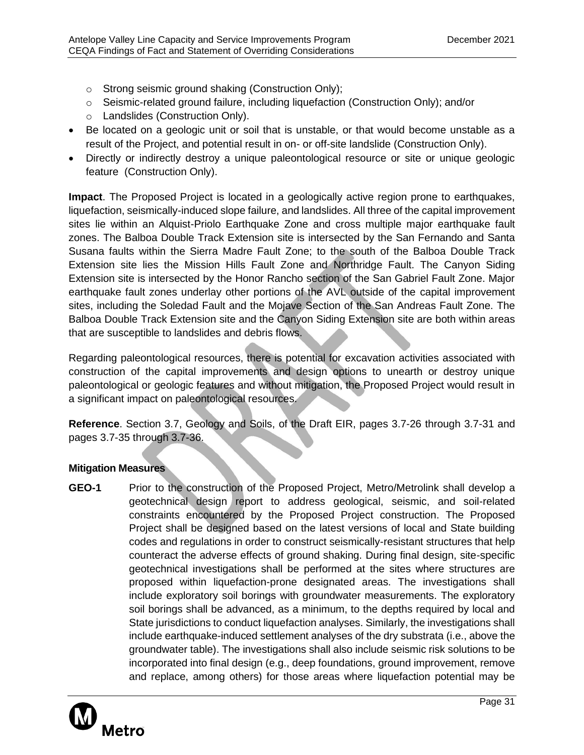- Strong seismic ground shaking (Construction Only);
  - Seismic-related ground failure, including liquefaction (Construction Only); and/or
  - Landslides (Construction Only).
- Be located on a geologic unit or soil that is unstable, or that would become unstable as a result of the Project, and potential result in on- or off-site landslide (Construction Only).
- Directly or indirectly destroy a unique paleontological resource or site or unique geologic feature (Construction Only).

**Impact**. The Proposed Project is located in a geologically active region prone to earthquakes, liquefaction, seismically-induced slope failure, and landslides. All three of the capital improvement sites lie within an Alquist-Priolo Earthquake Zone and cross multiple major earthquake fault zones. The Balboa Double Track Extension site is intersected by the San Fernando and Santa Susana faults within the Sierra Madre Fault Zone; to the south of the Balboa Double Track Extension site lies the Mission Hills Fault Zone and Northridge Fault. The Canyon Siding Extension site is intersected by the Honor Rancho section of the San Gabriel Fault Zone. Major earthquake fault zones underlay other portions of the AVL outside of the capital improvement sites, including the Soledad Fault and the Mojave Section of the San Andreas Fault Zone. The Balboa Double Track Extension site and the Canyon Siding Extension site are both within areas that are susceptible to landslides and debris flows.

Regarding paleontological resources, there is potential for excavation activities associated with construction of the capital improvements and design options to unearth or destroy unique paleontological or geologic features and without mitigation, the Proposed Project would result in a significant impact on paleontological resources.

**Reference**. Section 3.7, Geology and Soils, of the Draft EIR, pages 3.7-26 through 3.7-31 and pages 3.7-35 through 3.7-36.

**Mitigation Measures**

**GEO-1** Prior to the construction of the Proposed Project, Metro/Metrolink shall develop a geotechnical design report to address geological, seismic, and soil-related constraints encountered by the Proposed Project construction. The Proposed Project shall be designed based on the latest versions of local and State building codes and regulations in order to construct seismically-resistant structures that help counteract the adverse effects of ground shaking. During final design, site-specific geotechnical investigations shall be performed at the sites where structures are proposed within liquefaction-prone designated areas. The investigations shall include exploratory soil borings with groundwater measurements. The exploratory soil borings shall be advanced, as a minimum, to the depths required by local and State jurisdictions to conduct liquefaction analyses. Similarly, the investigations shall include earthquake-induced settlement analyses of the dry substrata (i.e., above the groundwater table). The investigations shall also include seismic risk solutions to be incorporated into final design (e.g., deep foundations, ground improvement, remove and replace, among others) for those areas where liquefaction potential may be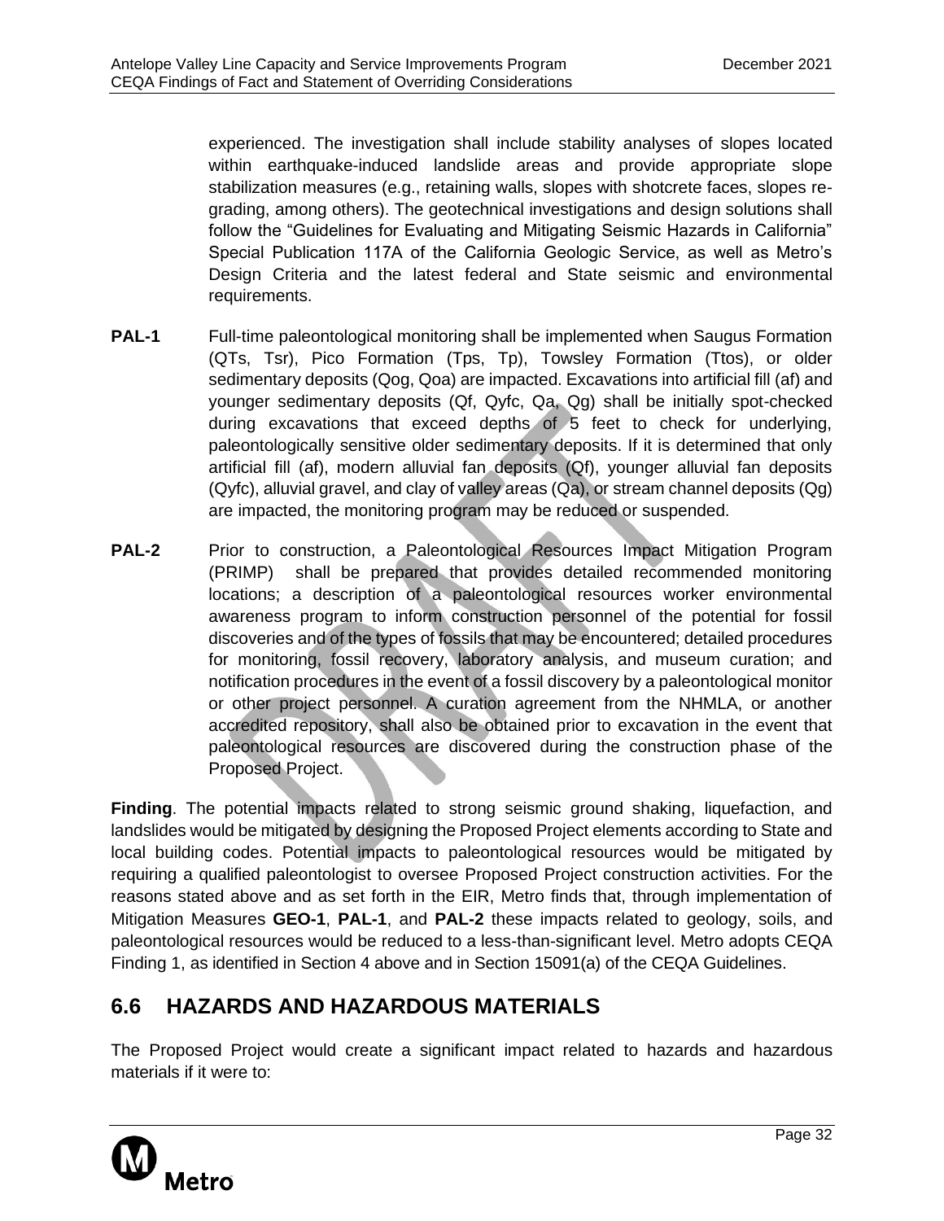experienced. The investigation shall include stability analyses of slopes located within earthquake-induced landslide areas and provide appropriate slope stabilization measures (e.g., retaining walls, slopes with shotcrete faces, slopes re-grading, among others). The geotechnical investigations and design solutions shall follow the "Guidelines for Evaluating and Mitigating Seismic Hazards in California" Special Publication 117A of the California Geologic Service, as well as Metro's Design Criteria and the latest federal and State seismic and environmental requirements.

**PAL-1** Full-time paleontological monitoring shall be implemented when Saugus Formation (QTs, Tsr), Pico Formation (Tps, Tp), Towsley Formation (Ttos), or older sedimentary deposits (Qog, Qoa) are impacted. Excavations into artificial fill (af) and younger sedimentary deposits (Qf, Qyfc, Qa, Qg) shall be initially spot-checked during excavations that exceed depths of 5 feet to check for underlying, paleontologically sensitive older sedimentary deposits. If it is determined that only artificial fill (af), modern alluvial fan deposits (Qf), younger alluvial fan deposits (Qyfc), alluvial gravel, and clay of valley areas (Qa), or stream channel deposits (Qg) are impacted, the monitoring program may be reduced or suspended.

**PAL-2** Prior to construction, a Paleontological Resources Impact Mitigation Program (PRIMP) shall be prepared that provides detailed recommended monitoring locations; a description of a paleontological resources worker environmental awareness program to inform construction personnel of the potential for fossil discoveries and of the types of fossils that may be encountered; detailed procedures for monitoring, fossil recovery, laboratory analysis, and museum curation; and notification procedures in the event of a fossil discovery by a paleontological monitor or other project personnel. A curation agreement from the NHMLA, or another accredited repository, shall also be obtained prior to excavation in the event that paleontological resources are discovered during the construction phase of the Proposed Project.

**Finding**. The potential impacts related to strong seismic ground shaking, liquefaction, and landslides would be mitigated by designing the Proposed Project elements according to State and local building codes. Potential impacts to paleontological resources would be mitigated by requiring a qualified paleontologist to oversee Proposed Project construction activities. For the reasons stated above and as set forth in the EIR, Metro finds that, through implementation of Mitigation Measures **GEO-1**, **PAL-1**, and **PAL-2** these impacts related to geology, soils, and paleontological resources would be reduced to a less-than-significant level. Metro adopts CEQA Finding 1, as identified in Section 4 above and in Section 15091(a) of the CEQA Guidelines.

## 6.6 HAZARDS AND HAZARDOUS MATERIALS

The Proposed Project would create a significant impact related to hazards and hazardous materials if it were to: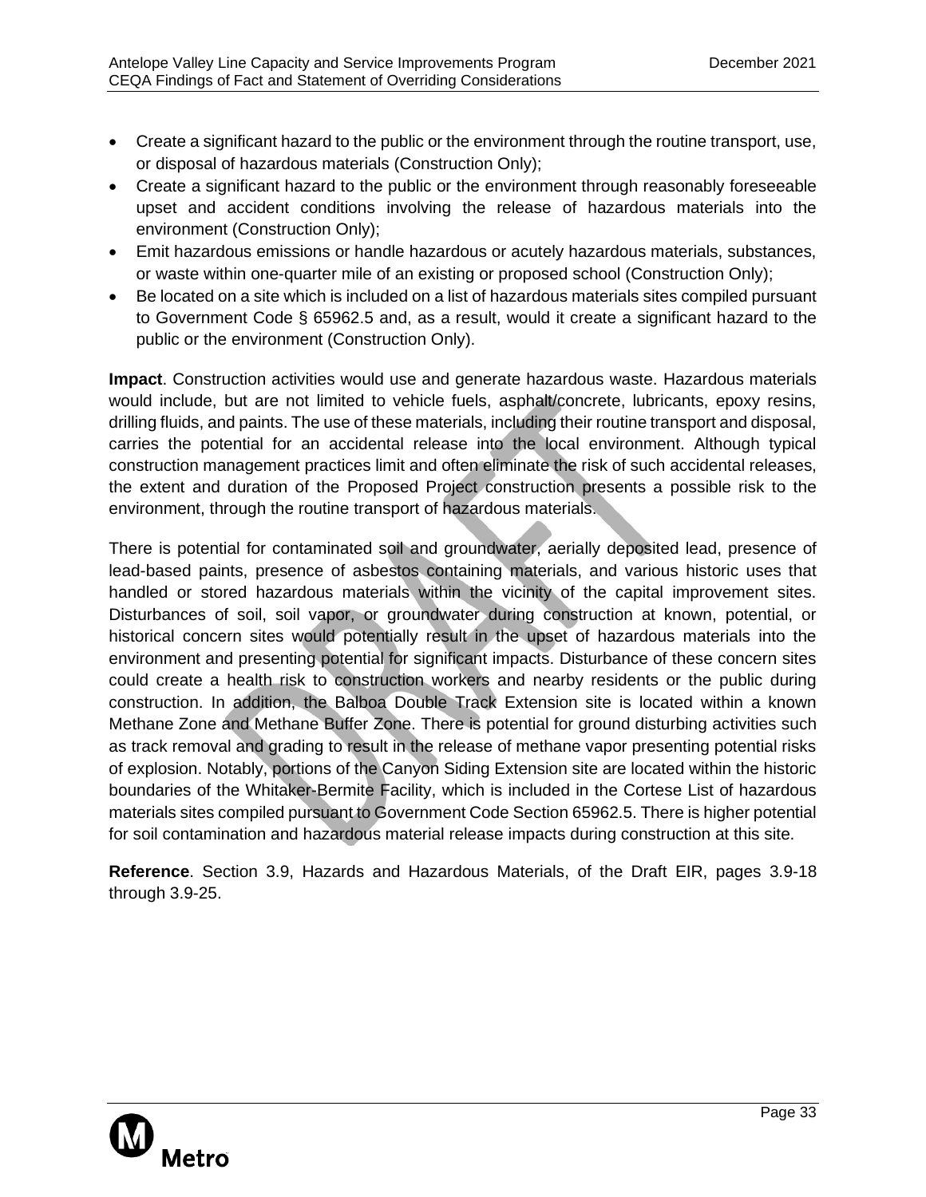- Create a significant hazard to the public or the environment through the routine transport, use, or disposal of hazardous materials (Construction Only);
- Create a significant hazard to the public or the environment through reasonably foreseeable upset and accident conditions involving the release of hazardous materials into the environment (Construction Only);
- Emit hazardous emissions or handle hazardous or acutely hazardous materials, substances, or waste within one-quarter mile of an existing or proposed school (Construction Only);
- Be located on a site which is included on a list of hazardous materials sites compiled pursuant to Government Code § 65962.5 and, as a result, would it create a significant hazard to the public or the environment (Construction Only).

**Impact**. Construction activities would use and generate hazardous waste. Hazardous materials would include, but are not limited to vehicle fuels, asphalt/concrete, lubricants, epoxy resins, drilling fluids, and paints. The use of these materials, including their routine transport and disposal, carries the potential for an accidental release into the local environment. Although typical construction management practices limit and often eliminate the risk of such accidental releases, the extent and duration of the Proposed Project construction presents a possible risk to the environment, through the routine transport of hazardous materials.

There is potential for contaminated soil and groundwater, aerially deposited lead, presence of lead-based paints, presence of asbestos containing materials, and various historic uses that handled or stored hazardous materials within the vicinity of the capital improvement sites. Disturbances of soil, soil vapor, or groundwater during construction at known, potential, or historical concern sites would potentially result in the upset of hazardous materials into the environment and presenting potential for significant impacts. Disturbance of these concern sites could create a health risk to construction workers and nearby residents or the public during construction. In addition, the Balboa Double Track Extension site is located within a known Methane Zone and Methane Buffer Zone. There is potential for ground disturbing activities such as track removal and grading to result in the release of methane vapor presenting potential risks of explosion. Notably, portions of the Canyon Siding Extension site are located within the historic boundaries of the Whitaker-Bermite Facility, which is included in the Cortese List of hazardous materials sites compiled pursuant to Government Code Section 65962.5. There is higher potential for soil contamination and hazardous material release impacts during construction at this site.

**Reference**. Section 3.9, Hazards and Hazardous Materials, of the Draft EIR, pages 3.9-18 through 3.9-25.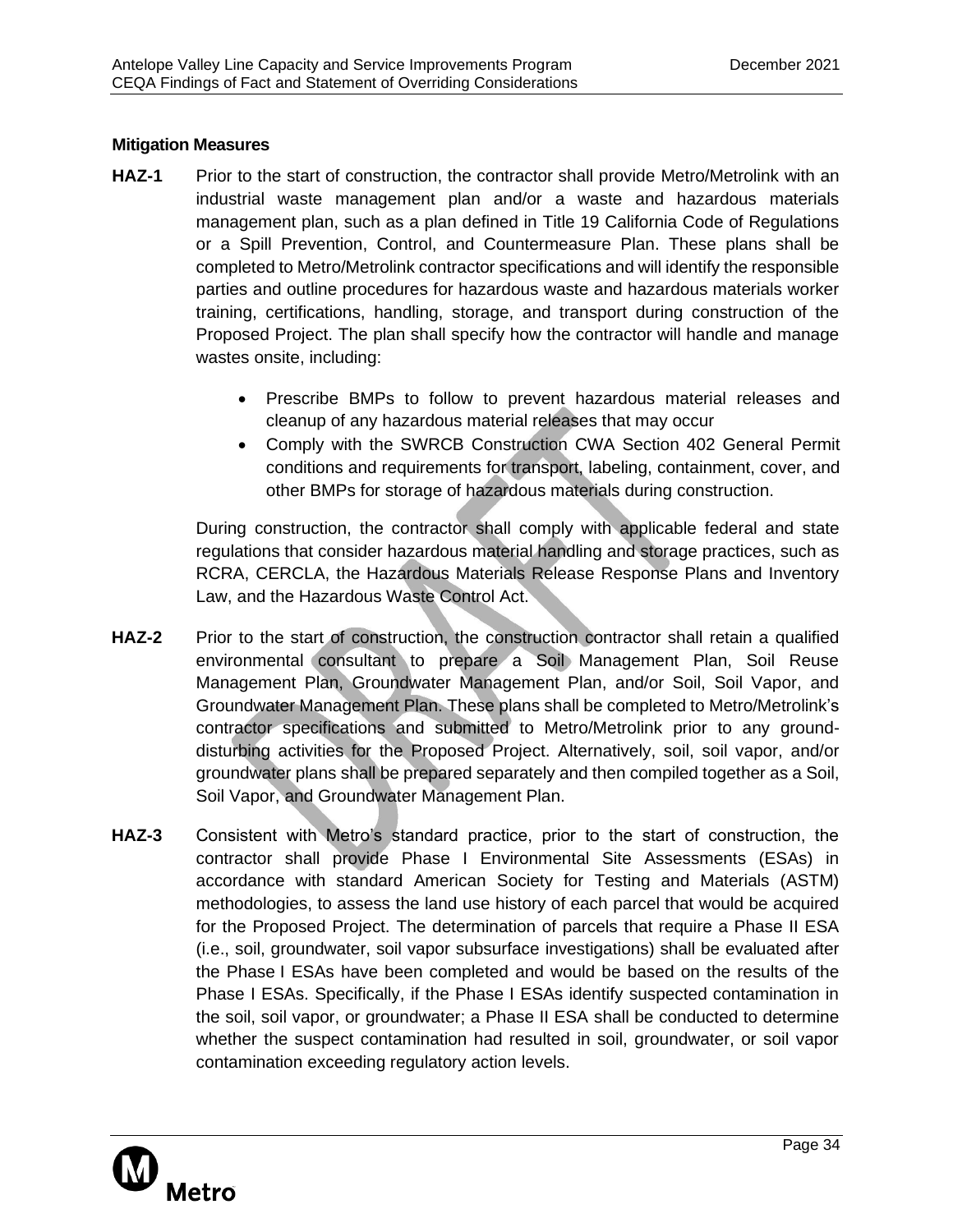**Mitigation Measures**

**HAZ-1** Prior to the start of construction, the contractor shall provide Metro/Metrolink with an industrial waste management plan and/or a waste and hazardous materials management plan, such as a plan defined in Title 19 California Code of Regulations or a Spill Prevention, Control, and Countermeasure Plan. These plans shall be completed to Metro/Metrolink contractor specifications and will identify the responsible parties and outline procedures for hazardous waste and hazardous materials worker training, certifications, handling, storage, and transport during construction of the Proposed Project. The plan shall specify how the contractor will handle and manage wastes onsite, including:

- Prescribe BMPs to follow to prevent hazardous material releases and cleanup of any hazardous material releases that may occur
- Comply with the SWRCB Construction CWA Section 402 General Permit conditions and requirements for transport, labeling, containment, cover, and other BMPs for storage of hazardous materials during construction.

During construction, the contractor shall comply with applicable federal and state regulations that consider hazardous material handling and storage practices, such as RCRA, CERCLA, the Hazardous Materials Release Response Plans and Inventory Law, and the Hazardous Waste Control Act.

**HAZ-2** Prior to the start of construction, the construction contractor shall retain a qualified environmental consultant to prepare a Soil Management Plan, Soil Reuse Management Plan, Groundwater Management Plan, and/or Soil, Soil Vapor, and Groundwater Management Plan. These plans shall be completed to Metro/Metrolink's contractor specifications and submitted to Metro/Metrolink prior to any ground-disturbing activities for the Proposed Project. Alternatively, soil, soil vapor, and/or groundwater plans shall be prepared separately and then compiled together as a Soil, Soil Vapor, and Groundwater Management Plan.

**HAZ-3** Consistent with Metro's standard practice, prior to the start of construction, the contractor shall provide Phase I Environmental Site Assessments (ESAs) in accordance with standard American Society for Testing and Materials (ASTM) methodologies, to assess the land use history of each parcel that would be acquired for the Proposed Project. The determination of parcels that require a Phase II ESA (i.e., soil, groundwater, soil vapor subsurface investigations) shall be evaluated after the Phase I ESAs have been completed and would be based on the results of the Phase I ESAs. Specifically, if the Phase I ESAs identify suspected contamination in the soil, soil vapor, or groundwater; a Phase II ESA shall be conducted to determine whether the suspect contamination had resulted in soil, groundwater, or soil vapor contamination exceeding regulatory action levels.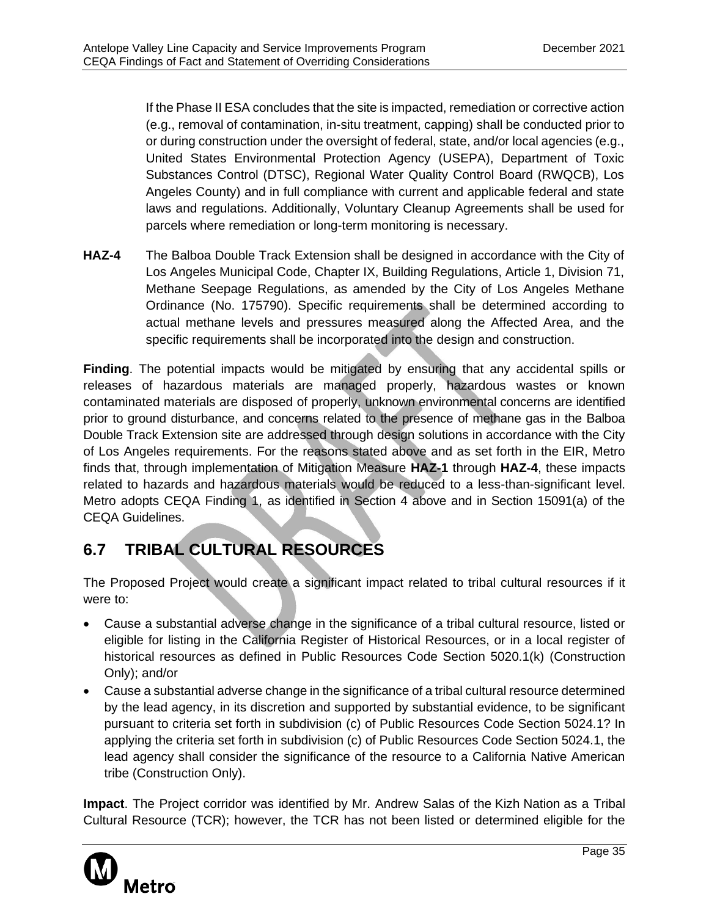If the Phase II ESA concludes that the site is impacted, remediation or corrective action (e.g., removal of contamination, in-situ treatment, capping) shall be conducted prior to or during construction under the oversight of federal, state, and/or local agencies (e.g., United States Environmental Protection Agency (USEPA), Department of Toxic Substances Control (DTSC), Regional Water Quality Control Board (RWQCB), Los Angeles County) and in full compliance with current and applicable federal and state laws and regulations. Additionally, Voluntary Cleanup Agreements shall be used for parcels where remediation or long-term monitoring is necessary.

**HAZ-4** The Balboa Double Track Extension shall be designed in accordance with the City of Los Angeles Municipal Code, Chapter IX, Building Regulations, Article 1, Division 71, Methane Seepage Regulations, as amended by the City of Los Angeles Methane Ordinance (No. 175790). Specific requirements shall be determined according to actual methane levels and pressures measured along the Affected Area, and the specific requirements shall be incorporated into the design and construction.

**Finding**. The potential impacts would be mitigated by ensuring that any accidental spills or releases of hazardous materials are managed properly, hazardous wastes or known contaminated materials are disposed of properly, unknown environmental concerns are identified prior to ground disturbance, and concerns related to the presence of methane gas in the Balboa Double Track Extension site are addressed through design solutions in accordance with the City of Los Angeles requirements. For the reasons stated above and as set forth in the EIR, Metro finds that, through implementation of Mitigation Measure **HAZ-1** through **HAZ-4**, these impacts related to hazards and hazardous materials would be reduced to a less-than-significant level. Metro adopts CEQA Finding 1, as identified in Section 4 above and in Section 15091(a) of the CEQA Guidelines.

## 6.7 TRIBAL CULTURAL RESOURCES

The Proposed Project would create a significant impact related to tribal cultural resources if it were to:

- Cause a substantial adverse change in the significance of a tribal cultural resource, listed or eligible for listing in the California Register of Historical Resources, or in a local register of historical resources as defined in Public Resources Code Section 5020.1(k) (Construction Only); and/or
- Cause a substantial adverse change in the significance of a tribal cultural resource determined by the lead agency, in its discretion and supported by substantial evidence, to be significant pursuant to criteria set forth in subdivision (c) of Public Resources Code Section 5024.1? In applying the criteria set forth in subdivision (c) of Public Resources Code Section 5024.1, the lead agency shall consider the significance of the resource to a California Native American tribe (Construction Only).

**Impact**. The Project corridor was identified by Mr. Andrew Salas of the Kizh Nation as a Tribal Cultural Resource (TCR); however, the TCR has not been listed or determined eligible for the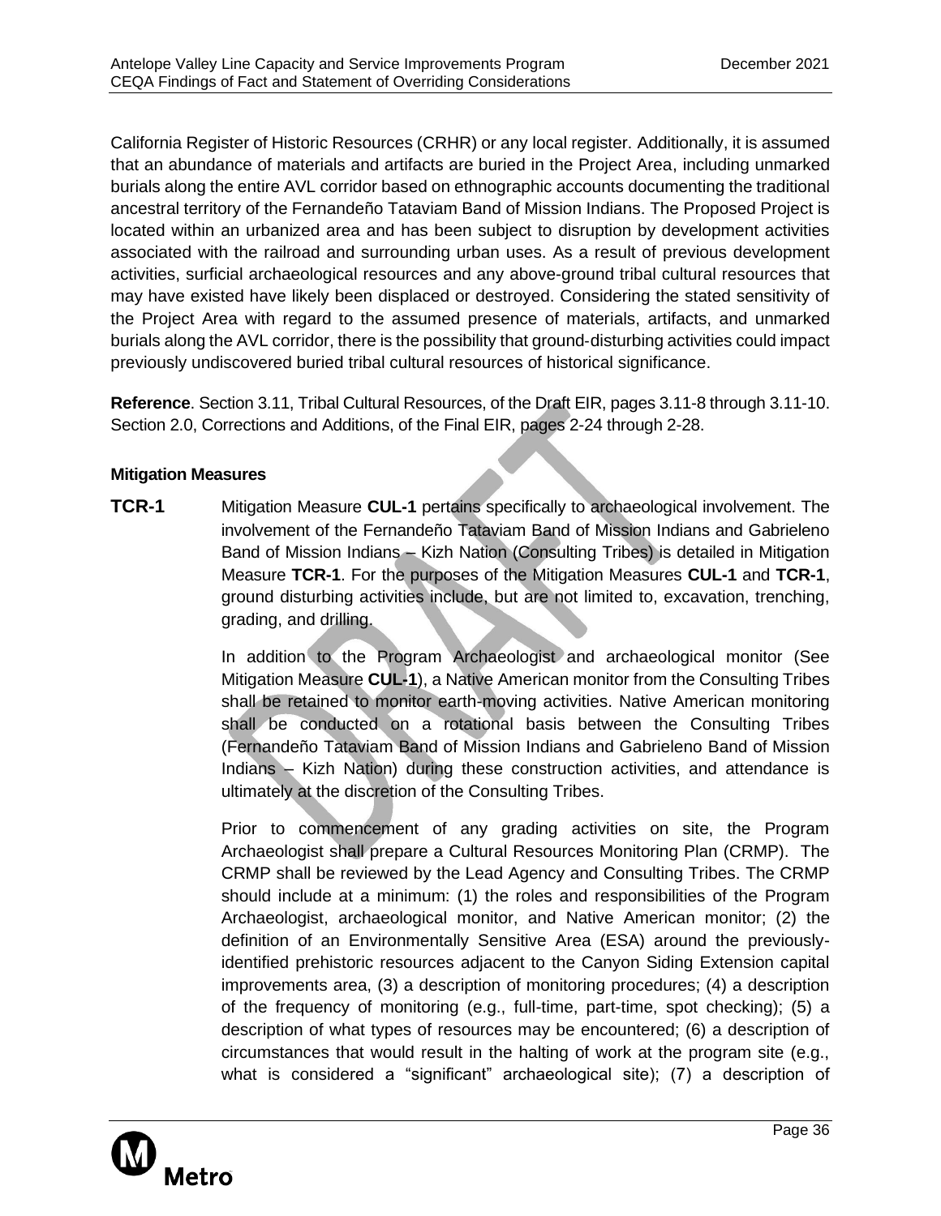California Register of Historic Resources (CRHR) or any local register. Additionally, it is assumed that an abundance of materials and artifacts are buried in the Project Area, including unmarked burials along the entire AVL corridor based on ethnographic accounts documenting the traditional ancestral territory of the Fernandeño Tataviam Band of Mission Indians. The Proposed Project is located within an urbanized area and has been subject to disruption by development activities associated with the railroad and surrounding urban uses. As a result of previous development activities, surficial archaeological resources and any above-ground tribal cultural resources that may have existed have likely been displaced or destroyed. Considering the stated sensitivity of the Project Area with regard to the assumed presence of materials, artifacts, and unmarked burials along the AVL corridor, there is the possibility that ground-disturbing activities could impact previously undiscovered buried tribal cultural resources of historical significance.

**Reference**. Section 3.11, Tribal Cultural Resources, of the Draft EIR, pages 3.11-8 through 3.11-10. Section 2.0, Corrections and Additions, of the Final EIR, pages 2-24 through 2-28.

#### Mitigation Measures

**TCR-1** Mitigation Measure **CUL-1** pertains specifically to archaeological involvement. The involvement of the Fernandeño Tataviam Band of Mission Indians and Gabrieleno Band of Mission Indians – Kizh Nation (Consulting Tribes) is detailed in Mitigation Measure **TCR-1**. For the purposes of the Mitigation Measures **CUL-1** and **TCR-1**, ground disturbing activities include, but are not limited to, excavation, trenching, grading, and drilling.

In addition to the Program Archaeologist and archaeological monitor (See Mitigation Measure **CUL-1**), a Native American monitor from the Consulting Tribes shall be retained to monitor earth-moving activities. Native American monitoring shall be conducted on a rotational basis between the Consulting Tribes (Fernandeño Tataviam Band of Mission Indians and Gabrieleno Band of Mission Indians – Kizh Nation) during these construction activities, and attendance is ultimately at the discretion of the Consulting Tribes.

Prior to commencement of any grading activities on site, the Program Archaeologist shall prepare a Cultural Resources Monitoring Plan (CRMP). The CRMP shall be reviewed by the Lead Agency and Consulting Tribes. The CRMP should include at a minimum: (1) the roles and responsibilities of the Program Archaeologist, archaeological monitor, and Native American monitor; (2) the definition of an Environmentally Sensitive Area (ESA) around the previously-identified prehistoric resources adjacent to the Canyon Siding Extension capital improvements area, (3) a description of monitoring procedures; (4) a description of the frequency of monitoring (e.g., full-time, part-time, spot checking); (5) a description of what types of resources may be encountered; (6) a description of circumstances that would result in the halting of work at the program site (e.g., what is considered a "significant" archaeological site); (7) a description of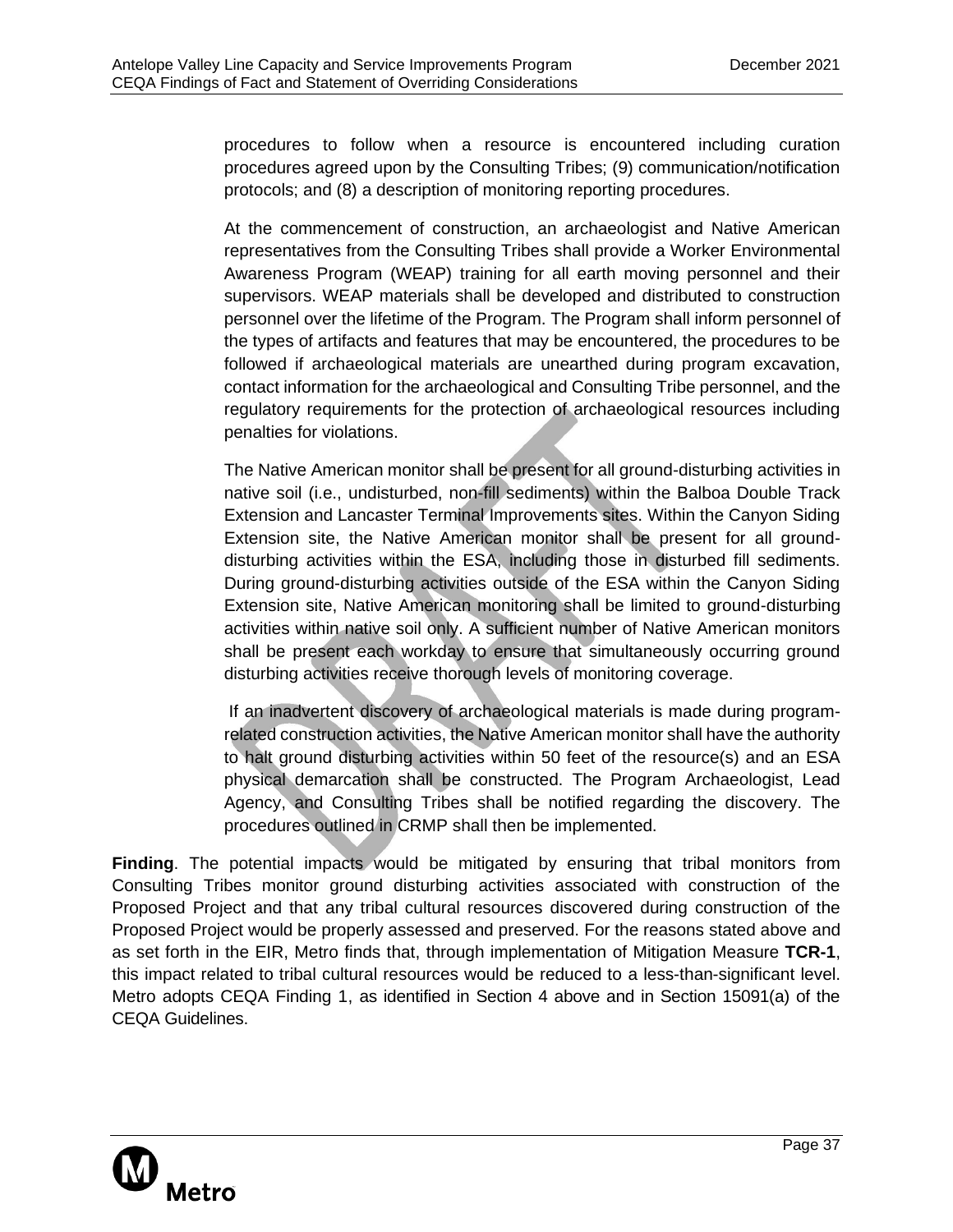procedures to follow when a resource is encountered including curation procedures agreed upon by the Consulting Tribes; (9) communication/notification protocols; and (8) a description of monitoring reporting procedures.

At the commencement of construction, an archaeologist and Native American representatives from the Consulting Tribes shall provide a Worker Environmental Awareness Program (WEAP) training for all earth moving personnel and their supervisors. WEAP materials shall be developed and distributed to construction personnel over the lifetime of the Program. The Program shall inform personnel of the types of artifacts and features that may be encountered, the procedures to be followed if archaeological materials are unearthed during program excavation, contact information for the archaeological and Consulting Tribe personnel, and the regulatory requirements for the protection of archaeological resources including penalties for violations.

The Native American monitor shall be present for all ground-disturbing activities in native soil (i.e., undisturbed, non-fill sediments) within the Balboa Double Track Extension and Lancaster Terminal Improvements sites. Within the Canyon Siding Extension site, the Native American monitor shall be present for all ground-disturbing activities within the ESA, including those in disturbed fill sediments. During ground-disturbing activities outside of the ESA within the Canyon Siding Extension site, Native American monitoring shall be limited to ground-disturbing activities within native soil only. A sufficient number of Native American monitors shall be present each workday to ensure that simultaneously occurring ground disturbing activities receive thorough levels of monitoring coverage.

If an inadvertent discovery of archaeological materials is made during program-related construction activities, the Native American monitor shall have the authority to halt ground disturbing activities within 50 feet of the resource(s) and an ESA physical demarcation shall be constructed. The Program Archaeologist, Lead Agency, and Consulting Tribes shall be notified regarding the discovery. The procedures outlined in CRMP shall then be implemented.

**Finding**. The potential impacts would be mitigated by ensuring that tribal monitors from Consulting Tribes monitor ground disturbing activities associated with construction of the Proposed Project and that any tribal cultural resources discovered during construction of the Proposed Project would be properly assessed and preserved. For the reasons stated above and as set forth in the EIR, Metro finds that, through implementation of Mitigation Measure **TCR-1**, this impact related to tribal cultural resources would be reduced to a less-than-significant level. Metro adopts CEQA Finding 1, as identified in Section 4 above and in Section 15091(a) of the CEQA Guidelines.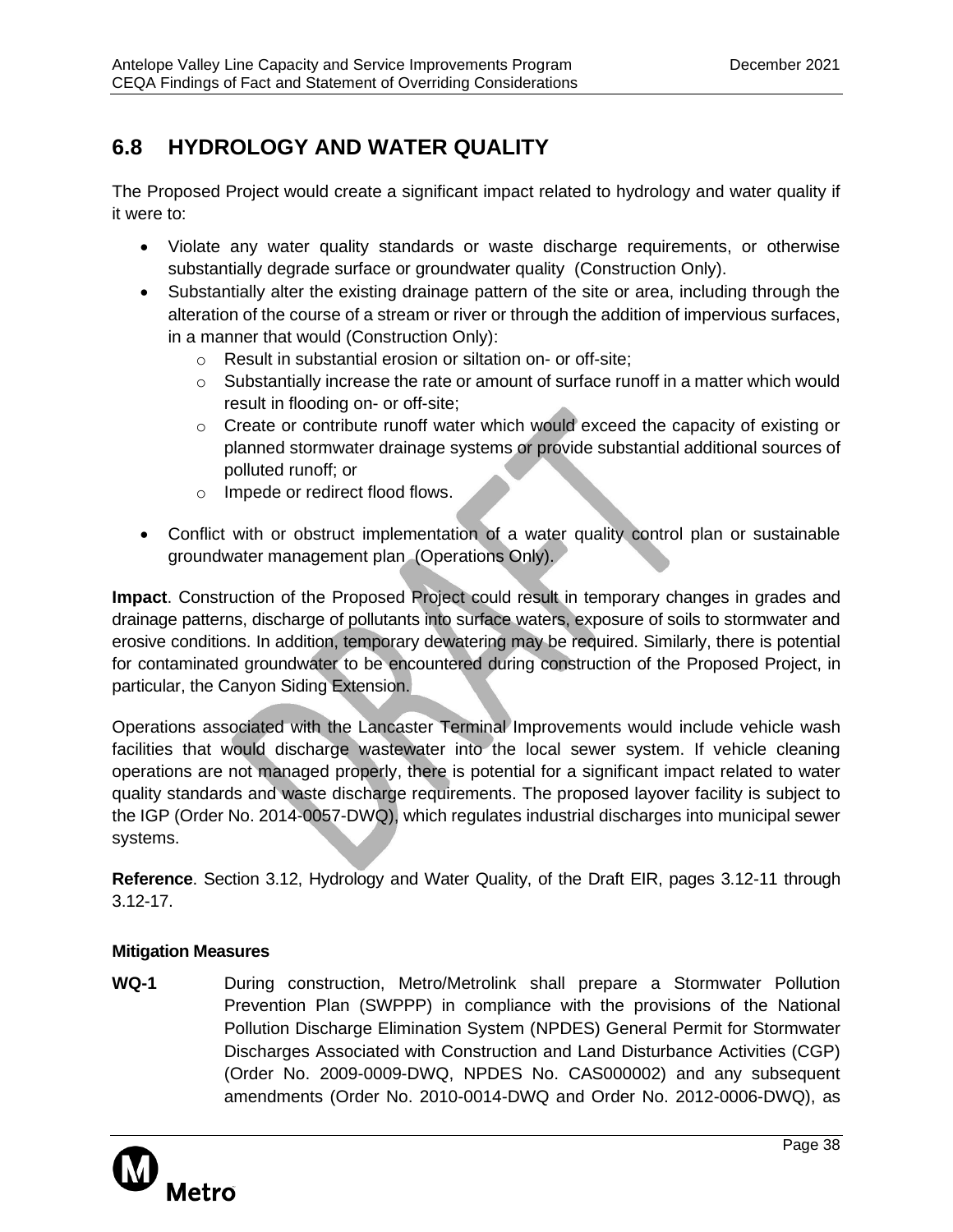## 6.8 HYDROLOGY AND WATER QUALITY

The Proposed Project would create a significant impact related to hydrology and water quality if it were to:

- Violate any water quality standards or waste discharge requirements, or otherwise substantially degrade surface or groundwater quality (Construction Only).
- Substantially alter the existing drainage pattern of the site or area, including through the alteration of the course of a stream or river or through the addition of impervious surfaces, in a manner that would (Construction Only):
    - Result in substantial erosion or siltation on- or off-site;
    - Substantially increase the rate or amount of surface runoff in a matter which would result in flooding on- or off-site;
    - Create or contribute runoff water which would exceed the capacity of existing or planned stormwater drainage systems or provide substantial additional sources of polluted runoff; or
    - Impede or redirect flood flows.
- Conflict with or obstruct implementation of a water quality control plan or sustainable groundwater management plan (Operations Only).

**Impact**. Construction of the Proposed Project could result in temporary changes in grades and drainage patterns, discharge of pollutants into surface waters, exposure of soils to stormwater and erosive conditions. In addition, temporary dewatering may be required. Similarly, there is potential for contaminated groundwater to be encountered during construction of the Proposed Project, in particular, the Canyon Siding Extension.

Operations associated with the Lancaster Terminal Improvements would include vehicle wash facilities that would discharge wastewater into the local sewer system. If vehicle cleaning operations are not managed properly, there is potential for a significant impact related to water quality standards and waste discharge requirements. The proposed layover facility is subject to the IGP (Order No. 2014-0057-DWQ), which regulates industrial discharges into municipal sewer systems.

**Reference**. Section 3.12, Hydrology and Water Quality, of the Draft EIR, pages 3.12-11 through 3.12-17.

#### Mitigation Measures

**WQ-1** During construction, Metro/Metrolink shall prepare a Stormwater Pollution Prevention Plan (SWPPP) in compliance with the provisions of the National Pollution Discharge Elimination System (NPDES) General Permit for Stormwater Discharges Associated with Construction and Land Disturbance Activities (CGP) (Order No. 2009-0009-DWQ, NPDES No. CAS000002) and any subsequent amendments (Order No. 2010-0014-DWQ and Order No. 2012-0006-DWQ), as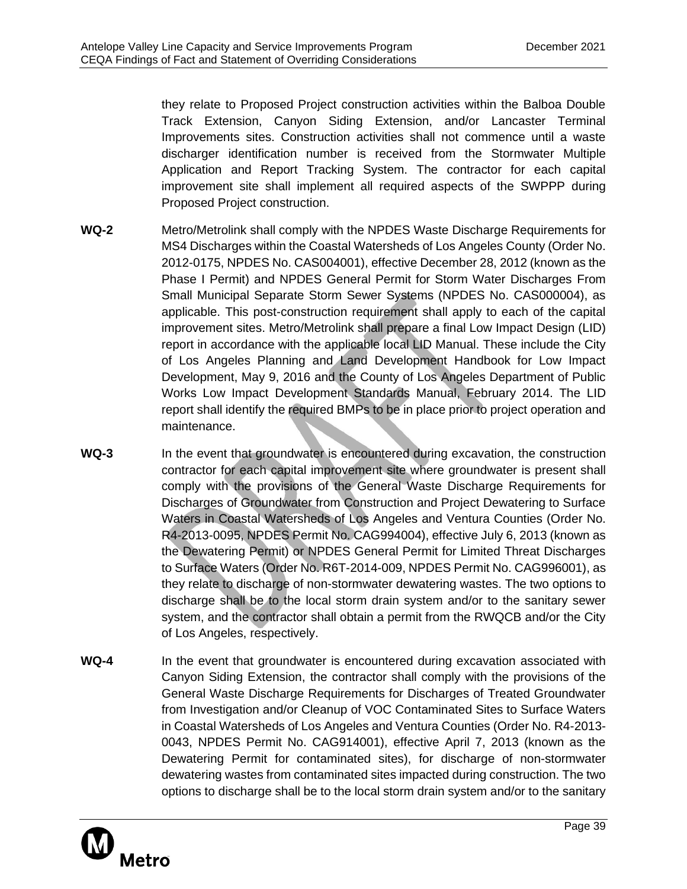they relate to Proposed Project construction activities within the Balboa Double Track Extension, Canyon Siding Extension, and/or Lancaster Terminal Improvements sites. Construction activities shall not commence until a waste discharger identification number is received from the Stormwater Multiple Application and Report Tracking System. The contractor for each capital improvement site shall implement all required aspects of the SWPPP during Proposed Project construction.

**WQ-2** Metro/Metrolink shall comply with the NPDES Waste Discharge Requirements for MS4 Discharges within the Coastal Watersheds of Los Angeles County (Order No. 2012-0175, NPDES No. CAS004001), effective December 28, 2012 (known as the Phase I Permit) and NPDES General Permit for Storm Water Discharges From Small Municipal Separate Storm Sewer Systems (NPDES No. CAS000004), as applicable. This post-construction requirement shall apply to each of the capital improvement sites. Metro/Metrolink shall prepare a final Low Impact Design (LID) report in accordance with the applicable local LID Manual. These include the City of Los Angeles Planning and Land Development Handbook for Low Impact Development, May 9, 2016 and the County of Los Angeles Department of Public Works Low Impact Development Standards Manual, February 2014. The LID report shall identify the required BMPs to be in place prior to project operation and maintenance.

**WQ-3** In the event that groundwater is encountered during excavation, the construction contractor for each capital improvement site where groundwater is present shall comply with the provisions of the General Waste Discharge Requirements for Discharges of Groundwater from Construction and Project Dewatering to Surface Waters in Coastal Watersheds of Los Angeles and Ventura Counties (Order No. R4-2013-0095, NPDES Permit No. CAG994004), effective July 6, 2013 (known as the Dewatering Permit) or NPDES General Permit for Limited Threat Discharges to Surface Waters (Order No. R6T-2014-009, NPDES Permit No. CAG996001), as they relate to discharge of non-stormwater dewatering wastes. The two options to discharge shall be to the local storm drain system and/or to the sanitary sewer system, and the contractor shall obtain a permit from the RWQCB and/or the City of Los Angeles, respectively.

**WQ-4** In the event that groundwater is encountered during excavation associated with Canyon Siding Extension, the contractor shall comply with the provisions of the General Waste Discharge Requirements for Discharges of Treated Groundwater from Investigation and/or Cleanup of VOC Contaminated Sites to Surface Waters in Coastal Watersheds of Los Angeles and Ventura Counties (Order No. R4-2013-0043, NPDES Permit No. CAG914001), effective April 7, 2013 (known as the Dewatering Permit for contaminated sites), for discharge of non-stormwater dewatering wastes from contaminated sites impacted during construction. The two options to discharge shall be to the local storm drain system and/or to the sanitary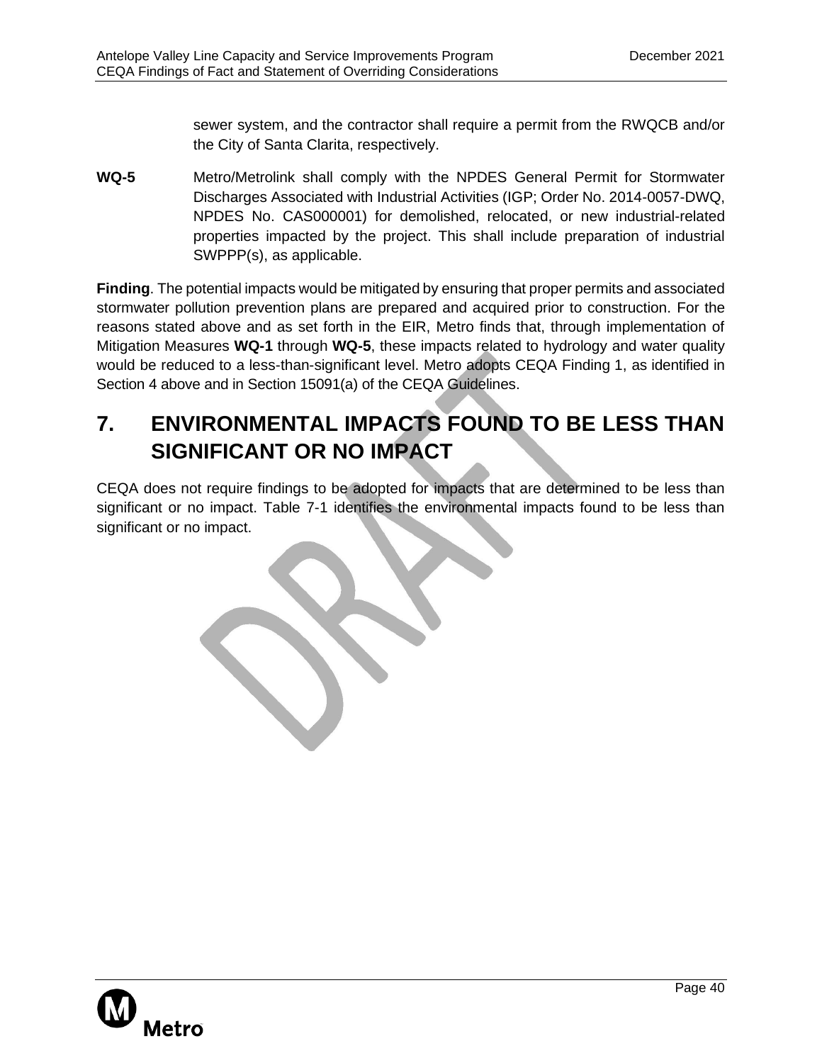sewer system, and the contractor shall require a permit from the RWQCB and/or the City of Santa Clarita, respectively.

**WQ-5** Metro/Metrolink shall comply with the NPDES General Permit for Stormwater Discharges Associated with Industrial Activities (IGP; Order No. 2014-0057-DWQ, NPDES No. CAS000001) for demolished, relocated, or new industrial-related properties impacted by the project. This shall include preparation of industrial SWPPP(s), as applicable.

**Finding**. The potential impacts would be mitigated by ensuring that proper permits and associated stormwater pollution prevention plans are prepared and acquired prior to construction. For the reasons stated above and as set forth in the EIR, Metro finds that, through implementation of Mitigation Measures **WQ-1** through **WQ-5**, these impacts related to hydrology and water quality would be reduced to a less-than-significant level. Metro adopts CEQA Finding 1, as identified in Section 4 above and in Section 15091(a) of the CEQA Guidelines.

# 7. ENVIRONMENTAL IMPACTS FOUND TO BE LESS THAN SIGNIFICANT OR NO IMPACT

CEQA does not require findings to be adopted for impacts that are determined to be less than significant or no impact. Table 7-1 identifies the environmental impacts found to be less than significant or no impact.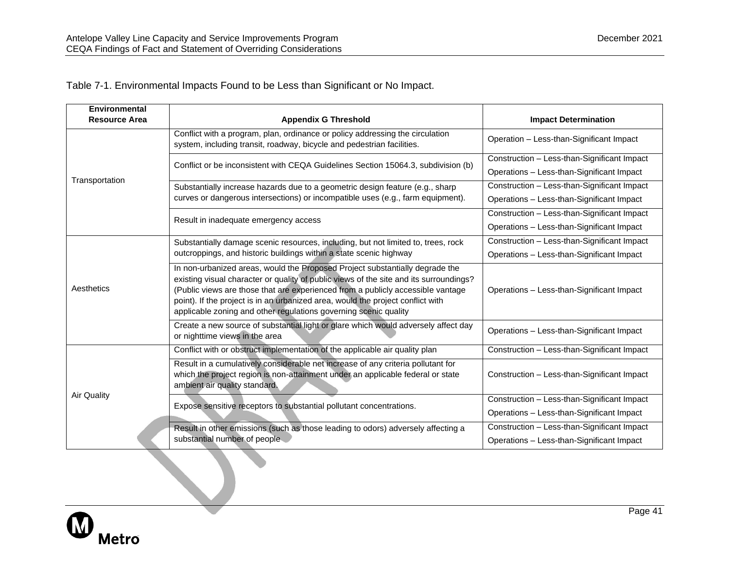Table 7-1. Environmental Impacts Found to be Less than Significant or No Impact.

| Environmental Resource Area | Appendix G Threshold | Impact Determination |
|---|---|---|
| Transportation | Conflict with a program, plan, ordinance or policy addressing the circulation system, including transit, roadway, bicycle and pedestrian facilities. | Operation – Less-than-Significant Impact |
| | Conflict or be inconsistent with CEQA Guidelines Section 15064.3, subdivision (b) | Construction – Less-than-Significant Impact<br>Operations – Less-than-Significant Impact |
| | Substantially increase hazards due to a geometric design feature (e.g., sharp curves or dangerous intersections) or incompatible uses (e.g., farm equipment). | Construction – Less-than-Significant Impact<br>Operations – Less-than-Significant Impact |
| | Result in inadequate emergency access | Construction – Less-than-Significant Impact<br>Operations – Less-than-Significant Impact |
| Aesthetics | Substantially damage scenic resources, including, but not limited to, trees, rock outcroppings, and historic buildings within a state scenic highway | Construction – Less-than-Significant Impact<br>Operations – Less-than-Significant Impact |
| | In non-urbanized areas, would the Proposed Project substantially degrade the existing visual character or quality of public views of the site and its surroundings? (Public views are those that are experienced from a publicly accessible vantage point). If the project is in an urbanized area, would the project conflict with applicable zoning and other regulations governing scenic quality | Operations – Less-than-Significant Impact |
| | Create a new source of substantial light or glare which would adversely affect day or nighttime views in the area | Operations – Less-than-Significant Impact |
| Air Quality | Conflict with or obstruct implementation of the applicable air quality plan | Construction – Less-than-Significant Impact |
| | Result in a cumulatively considerable net increase of any criteria pollutant for which the project region is non-attainment under an applicable federal or state ambient air quality standard. | Construction – Less-than-Significant Impact |
| | Expose sensitive receptors to substantial pollutant concentrations. | Construction – Less-than-Significant Impact<br>Operations – Less-than-Significant Impact |
| | Result in other emissions (such as those leading to odors) adversely affecting a substantial number of people | Construction – Less-than-Significant Impact<br>Operations – Less-than-Significant Impact |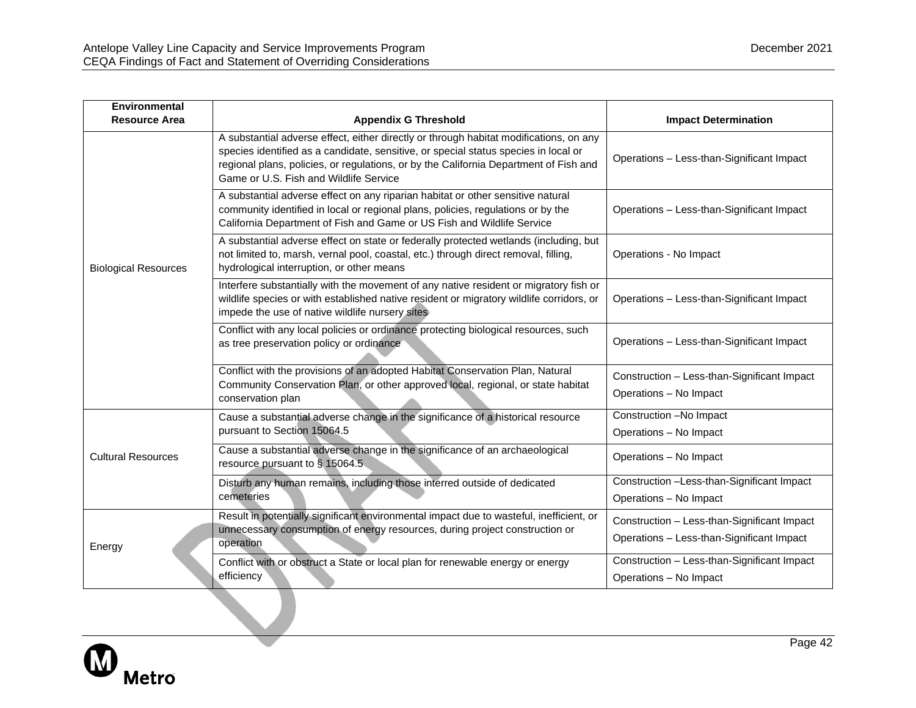| Environmental Resource Area | Appendix G Threshold | Impact Determination |
|---|---|---|
| Biological Resources | A substantial adverse effect, either directly or through habitat modifications, on any species identified as a candidate, sensitive, or special status species in local or regional plans, policies, or regulations, or by the California Department of Fish and Game or U.S. Fish and Wildlife Service | Operations – Less-than-Significant Impact |
| | A substantial adverse effect on any riparian habitat or other sensitive natural community identified in local or regional plans, policies, regulations or by the California Department of Fish and Game or US Fish and Wildlife Service | Operations – Less-than-Significant Impact |
| | A substantial adverse effect on state or federally protected wetlands (including, but not limited to, marsh, vernal pool, coastal, etc.) through direct removal, filling, hydrological interruption, or other means | Operations - No Impact |
| | Interfere substantially with the movement of any native resident or migratory fish or wildlife species or with established native resident or migratory wildlife corridors, or impede the use of native wildlife nursery sites | Operations – Less-than-Significant Impact |
| | Conflict with any local policies or ordinance protecting biological resources, such as tree preservation policy or ordinance | Operations – Less-than-Significant Impact |
| | Conflict with the provisions of an adopted Habitat Conservation Plan, Natural Community Conservation Plan, or other approved local, regional, or state habitat conservation plan | Construction – Less-than-Significant Impact<br>Operations – No Impact |
| Cultural Resources | Cause a substantial adverse change in the significance of a historical resource pursuant to Section 15064.5 | Construction –No Impact<br>Operations – No Impact |
| | Cause a substantial adverse change in the significance of an archaeological resource pursuant to § 15064.5 | Operations – No Impact |
| | Disturb any human remains, including those interred outside of dedicated cemeteries | Construction –Less-than-Significant Impact<br>Operations – No Impact |
| Energy | Result in potentially significant environmental impact due to wasteful, inefficient, or unnecessary consumption of energy resources, during project construction or operation | Construction – Less-than-Significant Impact<br>Operations – Less-than-Significant Impact |
| | Conflict with or obstruct a State or local plan for renewable energy or energy efficiency | Construction – Less-than-Significant Impact<br>Operations – No Impact |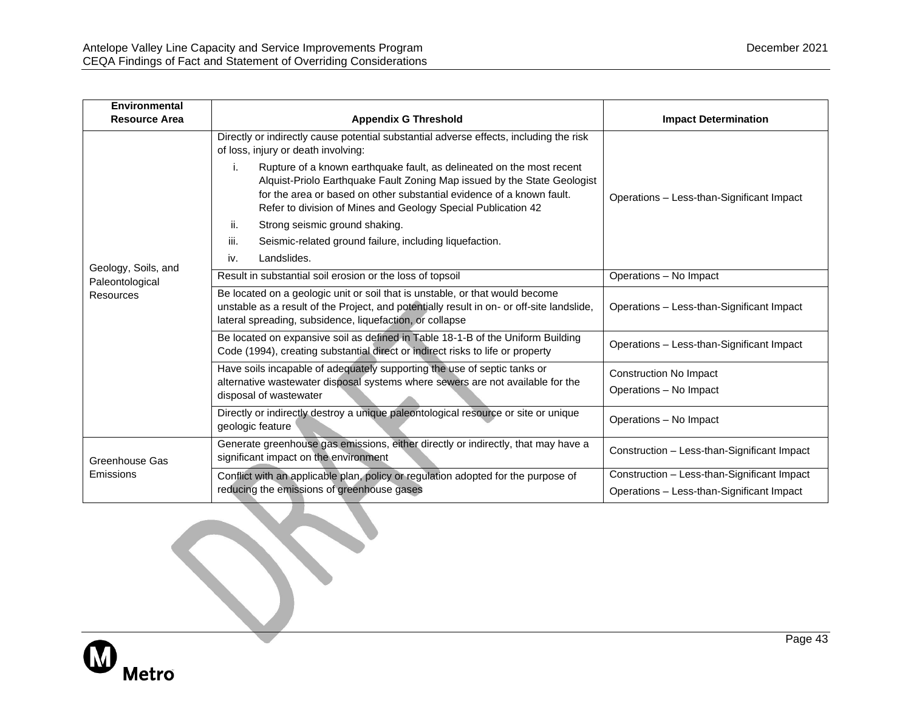| Environmental Resource Area | Appendix G Threshold | Impact Determination |
|---|---|---|
| Geology, Soils, and Paleontological Resources | Directly or indirectly cause potential substantial adverse effects, including the risk of loss, injury or death involving:<br>i. Rupture of a known earthquake fault, as delineated on the most recent Alquist-Priolo Earthquake Fault Zoning Map issued by the State Geologist for the area or based on other substantial evidence of a known fault. Refer to division of Mines and Geology Special Publication 42<br>ii. Strong seismic ground shaking.<br>iii. Seismic-related ground failure, including liquefaction.<br>iv. Landslides. | Operations – Less-than-Significant Impact |
| | Result in substantial soil erosion or the loss of topsoil | Operations – No Impact |
| | Be located on a geologic unit or soil that is unstable, or that would become unstable as a result of the Project, and potentially result in on- or off-site landslide, lateral spreading, subsidence, liquefaction, or collapse | Operations – Less-than-Significant Impact |
| | Be located on expansive soil as defined in Table 18-1-B of the Uniform Building Code (1994), creating substantial direct or indirect risks to life or property | Operations – Less-than-Significant Impact |
| | Have soils incapable of adequately supporting the use of septic tanks or alternative wastewater disposal systems where sewers are not available for the disposal of wastewater | Construction No Impact<br>Operations – No Impact |
| | Directly or indirectly destroy a unique paleontological resource or site or unique geologic feature | Operations – No Impact |
| Greenhouse Gas Emissions | Generate greenhouse gas emissions, either directly or indirectly, that may have a significant impact on the environment | Construction – Less-than-Significant Impact |
| | Conflict with an applicable plan, policy or regulation adopted for the purpose of reducing the emissions of greenhouse gases | Construction – Less-than-Significant Impact<br>Operations – Less-than-Significant Impact |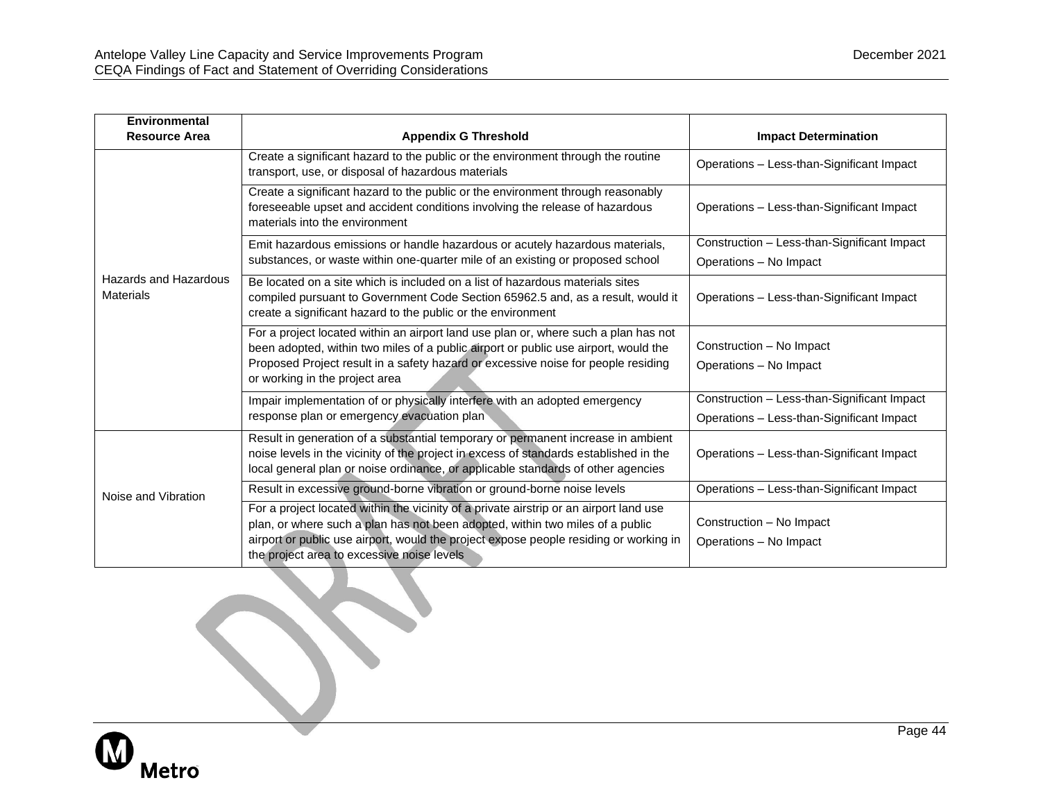| Environmental Resource Area | Appendix G Threshold | Impact Determination |
| --- | --- | --- |
| Hazards and Hazardous Materials | Create a significant hazard to the public or the environment through the routine transport, use, or disposal of hazardous materials | Operations – Less-than-Significant Impact |
| | Create a significant hazard to the public or the environment through reasonably foreseeable upset and accident conditions involving the release of hazardous materials into the environment | Operations – Less-than-Significant Impact |
| | Emit hazardous emissions or handle hazardous or acutely hazardous materials, substances, or waste within one-quarter mile of an existing or proposed school | Construction – Less-than-Significant Impact<br>Operations – No Impact |
| | Be located on a site which is included on a list of hazardous materials sites compiled pursuant to Government Code Section 65962.5 and, as a result, would it create a significant hazard to the public or the environment | Operations – Less-than-Significant Impact |
| | For a project located within an airport land use plan or, where such a plan has not been adopted, within two miles of a public airport or public use airport, would the Proposed Project result in a safety hazard or excessive noise for people residing or working in the project area | Construction – No Impact<br>Operations – No Impact |
| | Impair implementation of or physically interfere with an adopted emergency response plan or emergency evacuation plan | Construction – Less-than-Significant Impact<br>Operations – Less-than-Significant Impact |
| Noise and Vibration | Result in generation of a substantial temporary or permanent increase in ambient noise levels in the vicinity of the project in excess of standards established in the local general plan or noise ordinance, or applicable standards of other agencies | Operations – Less-than-Significant Impact |
| | Result in excessive ground-borne vibration or ground-borne noise levels | Operations – Less-than-Significant Impact |
| | For a project located within the vicinity of a private airstrip or an airport land use plan, or where such a plan has not been adopted, within two miles of a public airport or public use airport, would the project expose people residing or working in the project area to excessive noise levels | Construction – No Impact<br>Operations – No Impact |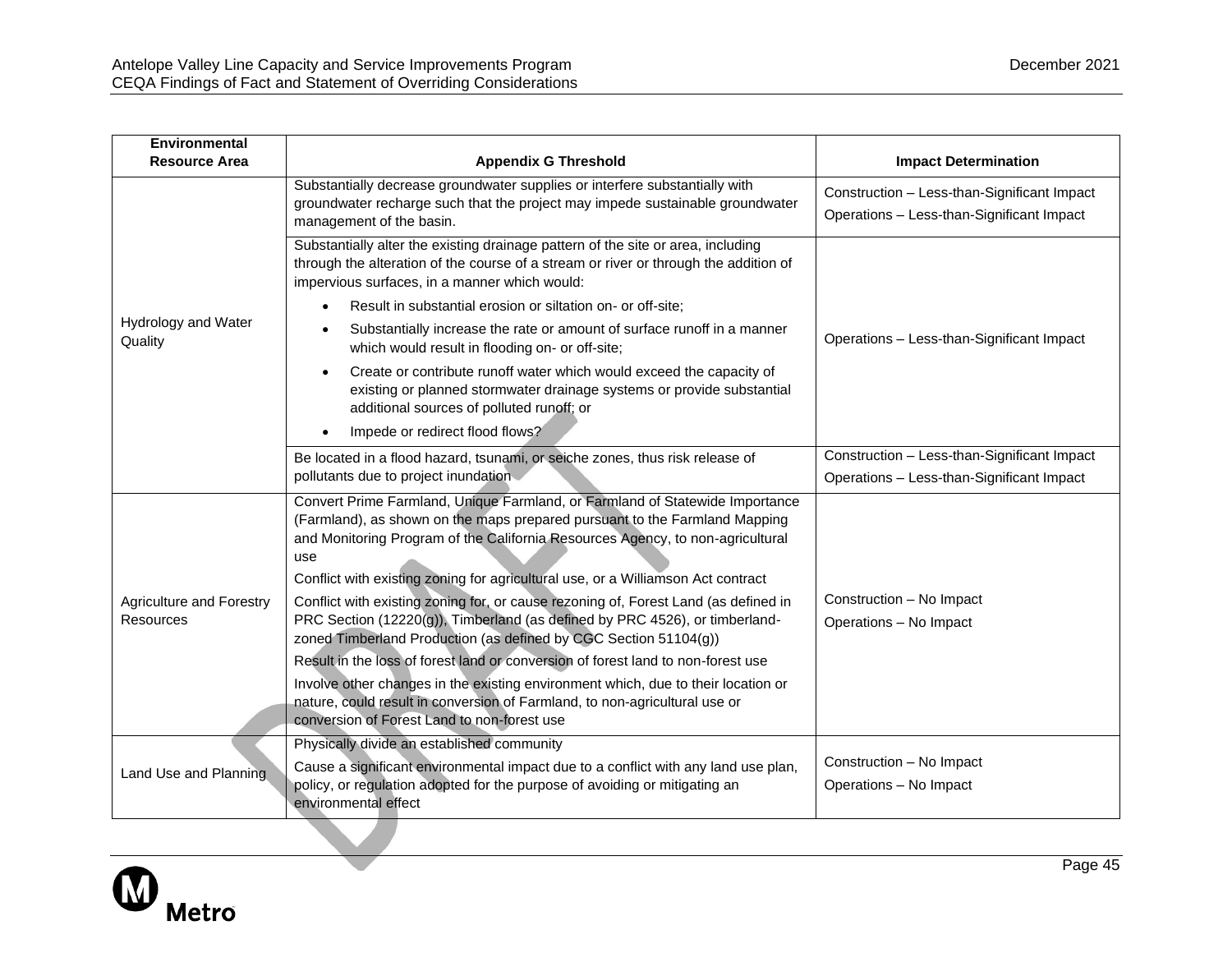| Environmental Resource Area | Appendix G Threshold | Impact Determination |
|---|---|---|
| Hydrology and Water Quality | Substantially decrease groundwater supplies or interfere substantially with groundwater recharge such that the project may impede sustainable groundwater management of the basin. | Construction – Less-than-Significant Impact<br>Operations – Less-than-Significant Impact |
| | Substantially alter the existing drainage pattern of the site or area, including through the alteration of the course of a stream or river or through the addition of impervious surfaces, in a manner which would:<br>• Result in substantial erosion or siltation on- or off-site;<br>• Substantially increase the rate or amount of surface runoff in a manner which would result in flooding on- or off-site;<br>• Create or contribute runoff water which would exceed the capacity of existing or planned stormwater drainage systems or provide substantial additional sources of polluted runoff; or<br>• Impede or redirect flood flows? | Operations – Less-than-Significant Impact |
| | Be located in a flood hazard, tsunami, or seiche zones, thus risk release of pollutants due to project inundation | Construction – Less-than-Significant Impact<br>Operations – Less-than-Significant Impact |
| Agriculture and Forestry Resources | Convert Prime Farmland, Unique Farmland, or Farmland of Statewide Importance (Farmland), as shown on the maps prepared pursuant to the Farmland Mapping and Monitoring Program of the California Resources Agency, to non-agricultural use<br>Conflict with existing zoning for agricultural use, or a Williamson Act contract<br>Conflict with existing zoning for, or cause rezoning of, Forest Land (as defined in PRC Section (12220(g)), Timberland (as defined by PRC 4526), or timberland-zoned Timberland Production (as defined by CGC Section 51104(g))<br>Result in the loss of forest land or conversion of forest land to non-forest use<br>Involve other changes in the existing environment which, due to their location or nature, could result in conversion of Farmland, to non-agricultural use or conversion of Forest Land to non-forest use | Construction – No Impact<br>Operations – No Impact |
| Land Use and Planning | Physically divide an established community<br>Cause a significant environmental impact due to a conflict with any land use plan, policy, or regulation adopted for the purpose of avoiding or mitigating an environmental effect | Construction – No Impact<br>Operations – No Impact |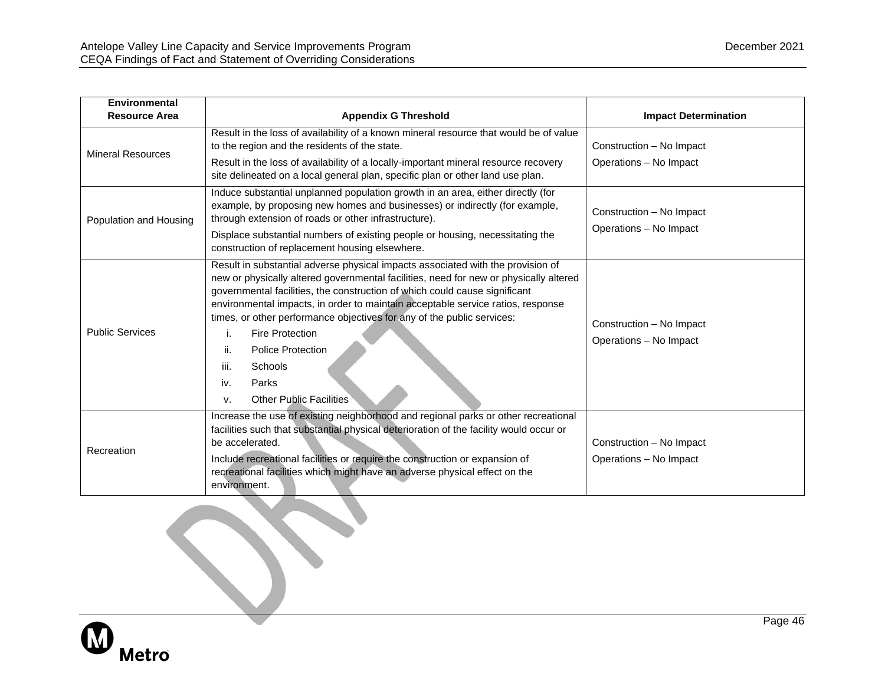| Environmental Resource Area | Appendix G Threshold | Impact Determination |
|---|---|---|
| Mineral Resources | Result in the loss of availability of a known mineral resource that would be of value to the region and the residents of the state.<br>Result in the loss of availability of a locally-important mineral resource recovery site delineated on a local general plan, specific plan or other land use plan. | Construction – No Impact<br>Operations – No Impact |
| Population and Housing | Induce substantial unplanned population growth in an area, either directly (for example, by proposing new homes and businesses) or indirectly (for example, through extension of roads or other infrastructure).<br>Displace substantial numbers of existing people or housing, necessitating the construction of replacement housing elsewhere. | Construction – No Impact<br>Operations – No Impact |
| Public Services | Result in substantial adverse physical impacts associated with the provision of new or physically altered governmental facilities, need for new or physically altered governmental facilities, the construction of which could cause significant environmental impacts, in order to maintain acceptable service ratios, response times, or other performance objectives for any of the public services:<br>i. Fire Protection<br>ii. Police Protection<br>iii. Schools<br>iv. Parks<br>v. Other Public Facilities | Construction – No Impact<br>Operations – No Impact |
| Recreation | Increase the use of existing neighborhood and regional parks or other recreational facilities such that substantial physical deterioration of the facility would occur or be accelerated.<br>Include recreational facilities or require the construction or expansion of recreational facilities which might have an adverse physical effect on the environment. | Construction – No Impact<br>Operations – No Impact |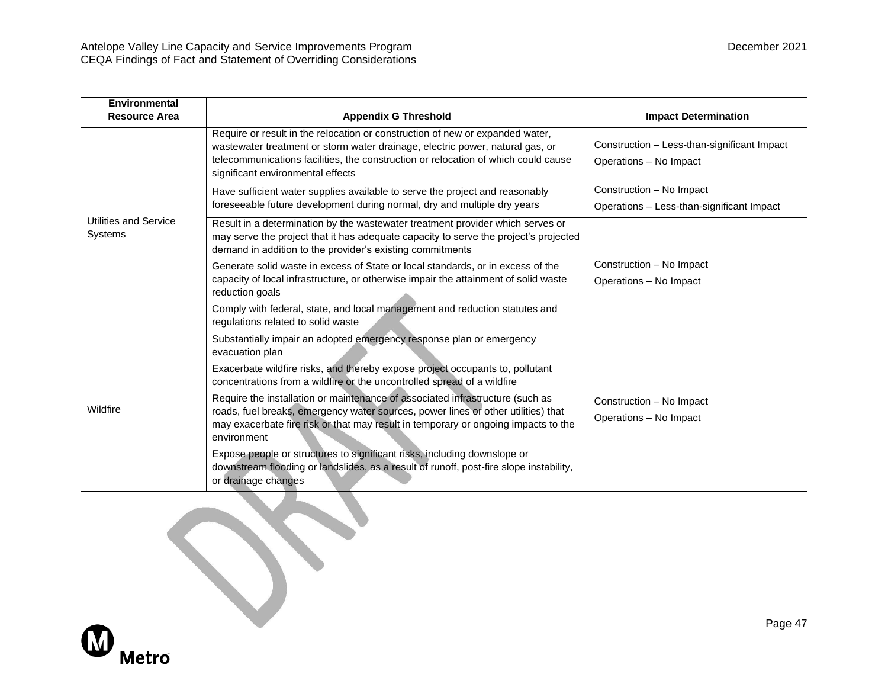| Environmental Resource Area | Appendix G Threshold | Impact Determination |
|---|---|---|
| Utilities and Service Systems | Require or result in the relocation or construction of new or expanded water, wastewater treatment or storm water drainage, electric power, natural gas, or telecommunications facilities, the construction or relocation of which could cause significant environmental effects | Construction – Less-than-significant Impact<br>Operations – No Impact |
| | Have sufficient water supplies available to serve the project and reasonably foreseeable future development during normal, dry and multiple dry years | Construction – No Impact<br>Operations – Less-than-significant Impact |
| | Result in a determination by the wastewater treatment provider which serves or may serve the project that it has adequate capacity to serve the project's projected demand in addition to the provider's existing commitments<br>Generate solid waste in excess of State or local standards, or in excess of the capacity of local infrastructure, or otherwise impair the attainment of solid waste reduction goals<br>Comply with federal, state, and local management and reduction statutes and regulations related to solid waste | Construction – No Impact<br>Operations – No Impact |
| Wildfire | Substantially impair an adopted emergency response plan or emergency evacuation plan<br>Exacerbate wildfire risks, and thereby expose project occupants to, pollutant concentrations from a wildfire or the uncontrolled spread of a wildfire<br>Require the installation or maintenance of associated infrastructure (such as roads, fuel breaks, emergency water sources, power lines or other utilities) that may exacerbate fire risk or that may result in temporary or ongoing impacts to the environment<br>Expose people or structures to significant risks, including downslope or downstream flooding or landslides, as a result of runoff, post-fire slope instability, or drainage changes | Construction – No Impact<br>Operations – No Impact |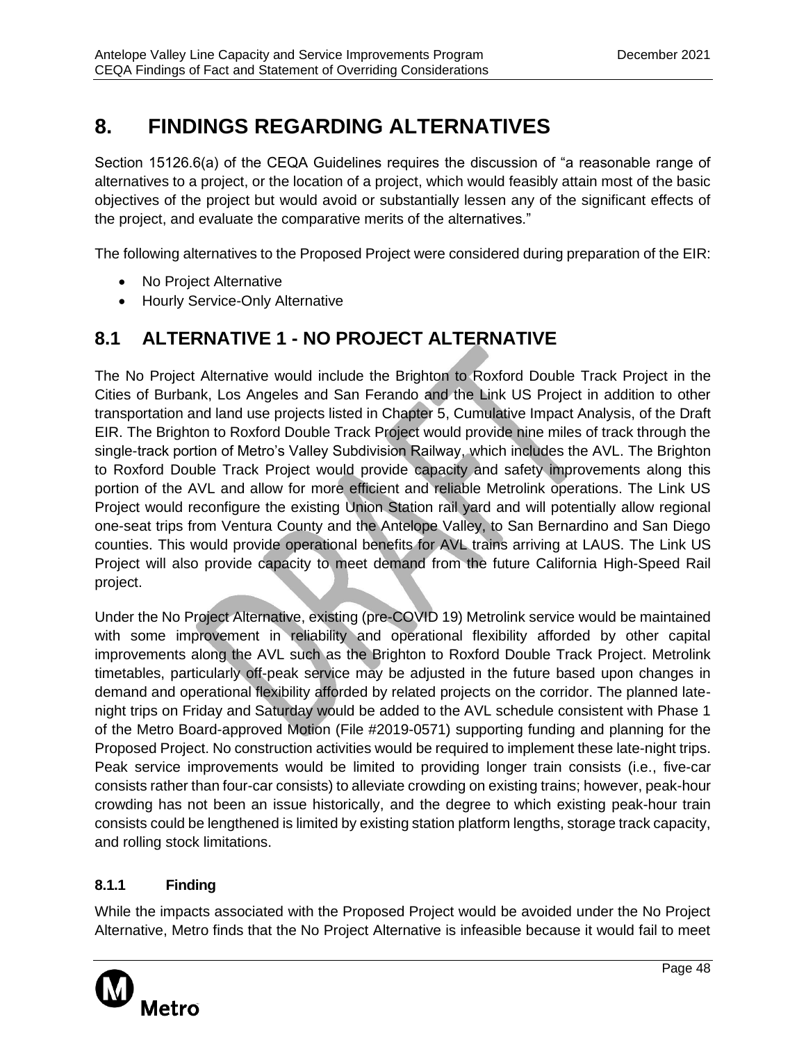# 8. FINDINGS REGARDING ALTERNATIVES

Section 15126.6(a) of the CEQA Guidelines requires the discussion of "a reasonable range of alternatives to a project, or the location of a project, which would feasibly attain most of the basic objectives of the project but would avoid or substantially lessen any of the significant effects of the project, and evaluate the comparative merits of the alternatives."

The following alternatives to the Proposed Project were considered during preparation of the EIR:

- No Project Alternative
- Hourly Service-Only Alternative

## 8.1 ALTERNATIVE 1 - NO PROJECT ALTERNATIVE

The No Project Alternative would include the Brighton to Roxford Double Track Project in the Cities of Burbank, Los Angeles and San Ferando and the Link US Project in addition to other transportation and land use projects listed in Chapter 5, Cumulative Impact Analysis, of the Draft EIR. The Brighton to Roxford Double Track Project would provide nine miles of track through the single-track portion of Metro's Valley Subdivision Railway, which includes the AVL. The Brighton to Roxford Double Track Project would provide capacity and safety improvements along this portion of the AVL and allow for more efficient and reliable Metrolink operations. The Link US Project would reconfigure the existing Union Station rail yard and will potentially allow regional one-seat trips from Ventura County and the Antelope Valley, to San Bernardino and San Diego counties. This would provide operational benefits for AVL trains arriving at LAUS. The Link US Project will also provide capacity to meet demand from the future California High-Speed Rail project.

Under the No Project Alternative, existing (pre-COVID 19) Metrolink service would be maintained with some improvement in reliability and operational flexibility afforded by other capital improvements along the AVL such as the Brighton to Roxford Double Track Project. Metrolink timetables, particularly off-peak service may be adjusted in the future based upon changes in demand and operational flexibility afforded by related projects on the corridor. The planned late-night trips on Friday and Saturday would be added to the AVL schedule consistent with Phase 1 of the Metro Board-approved Motion (File #2019-0571) supporting funding and planning for the Proposed Project. No construction activities would be required to implement these late-night trips. Peak service improvements would be limited to providing longer train consists (i.e., five-car consists rather than four-car consists) to alleviate crowding on existing trains; however, peak-hour crowding has not been an issue historically, and the degree to which existing peak-hour train consists could be lengthened is limited by existing station platform lengths, storage track capacity, and rolling stock limitations.

### 8.1.1 Finding

While the impacts associated with the Proposed Project would be avoided under the No Project Alternative, Metro finds that the No Project Alternative is infeasible because it would fail to meet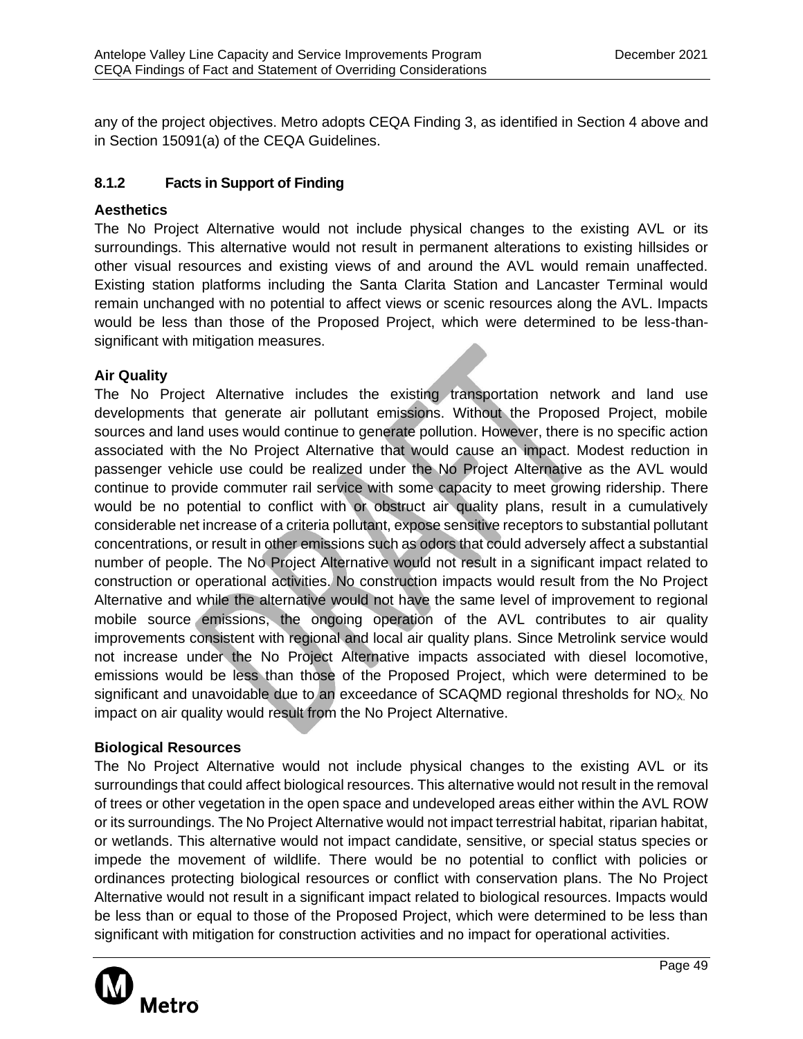any of the project objectives. Metro adopts CEQA Finding 3, as identified in Section 4 above and in Section 15091(a) of the CEQA Guidelines.

### 8.1.2 Facts in Support of Finding

**Aesthetics**

The No Project Alternative would not include physical changes to the existing AVL or its surroundings. This alternative would not result in permanent alterations to existing hillsides or other visual resources and existing views of and around the AVL would remain unaffected. Existing station platforms including the Santa Clarita Station and Lancaster Terminal would remain unchanged with no potential to affect views or scenic resources along the AVL. Impacts would be less than those of the Proposed Project, which were determined to be less-than-significant with mitigation measures.

**Air Quality**

The No Project Alternative includes the existing transportation network and land use developments that generate air pollutant emissions. Without the Proposed Project, mobile sources and land uses would continue to generate pollution. However, there is no specific action associated with the No Project Alternative that would cause an impact. Modest reduction in passenger vehicle use could be realized under the No Project Alternative as the AVL would continue to provide commuter rail service with some capacity to meet growing ridership. There would be no potential to conflict with or obstruct air quality plans, result in a cumulatively considerable net increase of a criteria pollutant, expose sensitive receptors to substantial pollutant concentrations, or result in other emissions such as odors that could adversely affect a substantial number of people. The No Project Alternative would not result in a significant impact related to construction or operational activities. No construction impacts would result from the No Project Alternative and while the alternative would not have the same level of improvement to regional mobile source emissions, the ongoing operation of the AVL contributes to air quality improvements consistent with regional and local air quality plans. Since Metrolink service would not increase under the No Project Alternative impacts associated with diesel locomotive, emissions would be less than those of the Proposed Project, which were determined to be significant and unavoidable due to an exceedance of SCAQMD regional thresholds for $NO_X$. No impact on air quality would result from the No Project Alternative.

**Biological Resources**

The No Project Alternative would not include physical changes to the existing AVL or its surroundings that could affect biological resources. This alternative would not result in the removal of trees or other vegetation in the open space and undeveloped areas either within the AVL ROW or its surroundings. The No Project Alternative would not impact terrestrial habitat, riparian habitat, or wetlands. This alternative would not impact candidate, sensitive, or special status species or impede the movement of wildlife. There would be no potential to conflict with policies or ordinances protecting biological resources or conflict with conservation plans. The No Project Alternative would not result in a significant impact related to biological resources. Impacts would be less than or equal to those of the Proposed Project, which were determined to be less than significant with mitigation for construction activities and no impact for operational activities.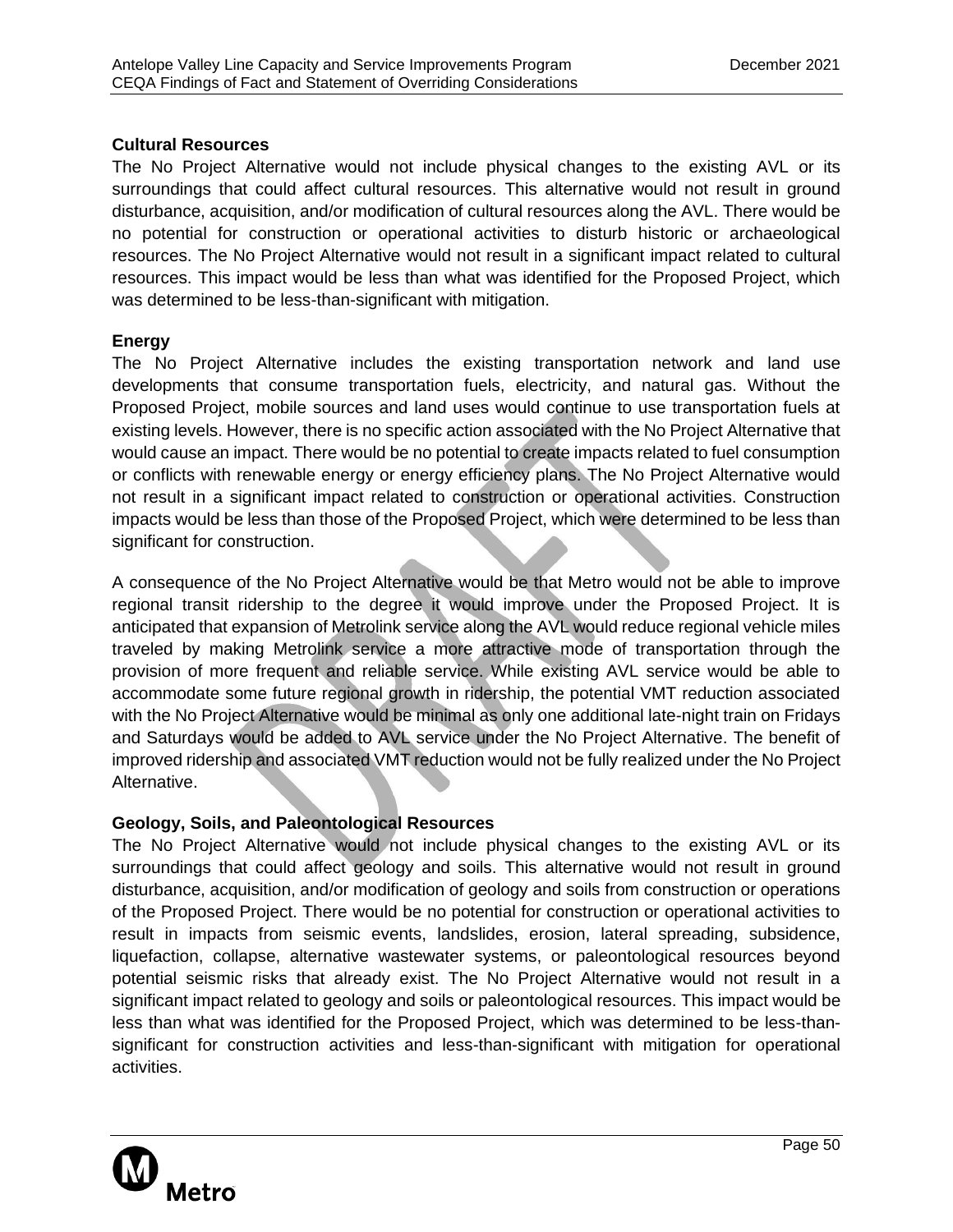### Cultural Resources

The No Project Alternative would not include physical changes to the existing AVL or its surroundings that could affect cultural resources. This alternative would not result in ground disturbance, acquisition, and/or modification of cultural resources along the AVL. There would be no potential for construction or operational activities to disturb historic or archaeological resources. The No Project Alternative would not result in a significant impact related to cultural resources. This impact would be less than what was identified for the Proposed Project, which was determined to be less-than-significant with mitigation.

### Energy

The No Project Alternative includes the existing transportation network and land use developments that consume transportation fuels, electricity, and natural gas. Without the Proposed Project, mobile sources and land uses would continue to use transportation fuels at existing levels. However, there is no specific action associated with the No Project Alternative that would cause an impact. There would be no potential to create impacts related to fuel consumption or conflicts with renewable energy or energy efficiency plans. The No Project Alternative would not result in a significant impact related to construction or operational activities. Construction impacts would be less than those of the Proposed Project, which were determined to be less than significant for construction.

A consequence of the No Project Alternative would be that Metro would not be able to improve regional transit ridership to the degree it would improve under the Proposed Project. It is anticipated that expansion of Metrolink service along the AVL would reduce regional vehicle miles traveled by making Metrolink service a more attractive mode of transportation through the provision of more frequent and reliable service. While existing AVL service would be able to accommodate some future regional growth in ridership, the potential VMT reduction associated with the No Project Alternative would be minimal as only one additional late-night train on Fridays and Saturdays would be added to AVL service under the No Project Alternative. The benefit of improved ridership and associated VMT reduction would not be fully realized under the No Project Alternative.

### Geology, Soils, and Paleontological Resources

The No Project Alternative would not include physical changes to the existing AVL or its surroundings that could affect geology and soils. This alternative would not result in ground disturbance, acquisition, and/or modification of geology and soils from construction or operations of the Proposed Project. There would be no potential for construction or operational activities to result in impacts from seismic events, landslides, erosion, lateral spreading, subsidence, liquefaction, collapse, alternative wastewater systems, or paleontological resources beyond potential seismic risks that already exist. The No Project Alternative would not result in a significant impact related to geology and soils or paleontological resources. This impact would be less than what was identified for the Proposed Project, which was determined to be less-than-significant for construction activities and less-than-significant with mitigation for operational activities.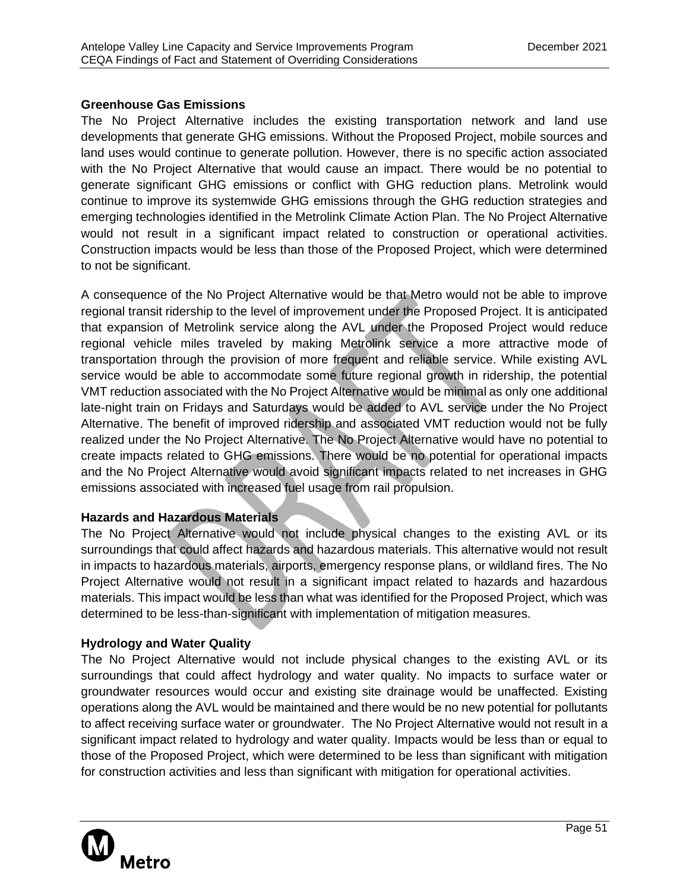### Greenhouse Gas Emissions

The No Project Alternative includes the existing transportation network and land use developments that generate GHG emissions. Without the Proposed Project, mobile sources and land uses would continue to generate pollution. However, there is no specific action associated with the No Project Alternative that would cause an impact. There would be no potential to generate significant GHG emissions or conflict with GHG reduction plans. Metrolink would continue to improve its systemwide GHG emissions through the GHG reduction strategies and emerging technologies identified in the Metrolink Climate Action Plan. The No Project Alternative would not result in a significant impact related to construction or operational activities. Construction impacts would be less than those of the Proposed Project, which were determined to not be significant.

A consequence of the No Project Alternative would be that Metro would not be able to improve regional transit ridership to the level of improvement under the Proposed Project. It is anticipated that expansion of Metrolink service along the AVL under the Proposed Project would reduce regional vehicle miles traveled by making Metrolink service a more attractive mode of transportation through the provision of more frequent and reliable service. While existing AVL service would be able to accommodate some future regional growth in ridership, the potential VMT reduction associated with the No Project Alternative would be minimal as only one additional late-night train on Fridays and Saturdays would be added to AVL service under the No Project Alternative. The benefit of improved ridership and associated VMT reduction would not be fully realized under the No Project Alternative. The No Project Alternative would have no potential to create impacts related to GHG emissions. There would be no potential for operational impacts and the No Project Alternative would avoid significant impacts related to net increases in GHG emissions associated with increased fuel usage from rail propulsion.

### Hazards and Hazardous Materials

The No Project Alternative would not include physical changes to the existing AVL or its surroundings that could affect hazards and hazardous materials. This alternative would not result in impacts to hazardous materials, airports, emergency response plans, or wildland fires. The No Project Alternative would not result in a significant impact related to hazards and hazardous materials. This impact would be less than what was identified for the Proposed Project, which was determined to be less-than-significant with implementation of mitigation measures.

### Hydrology and Water Quality

The No Project Alternative would not include physical changes to the existing AVL or its surroundings that could affect hydrology and water quality. No impacts to surface water or groundwater resources would occur and existing site drainage would be unaffected. Existing operations along the AVL would be maintained and there would be no new potential for pollutants to affect receiving surface water or groundwater. The No Project Alternative would not result in a significant impact related to hydrology and water quality. Impacts would be less than or equal to those of the Proposed Project, which were determined to be less than significant with mitigation for construction activities and less than significant with mitigation for operational activities.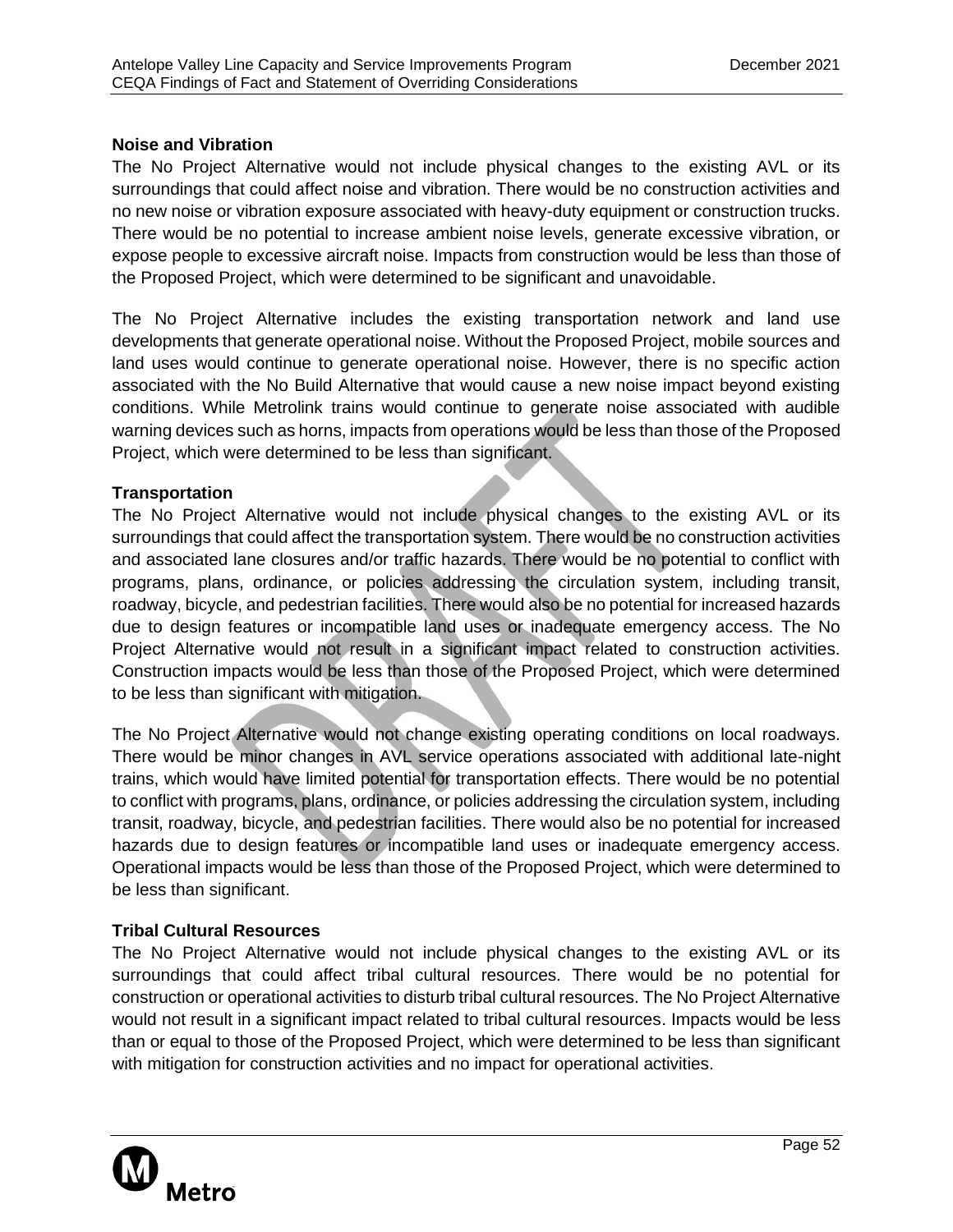**Noise and Vibration**

The No Project Alternative would not include physical changes to the existing AVL or its surroundings that could affect noise and vibration. There would be no construction activities and no new noise or vibration exposure associated with heavy-duty equipment or construction trucks. There would be no potential to increase ambient noise levels, generate excessive vibration, or expose people to excessive aircraft noise. Impacts from construction would be less than those of the Proposed Project, which were determined to be significant and unavoidable.

The No Project Alternative includes the existing transportation network and land use developments that generate operational noise. Without the Proposed Project, mobile sources and land uses would continue to generate operational noise. However, there is no specific action associated with the No Build Alternative that would cause a new noise impact beyond existing conditions. While Metrolink trains would continue to generate noise associated with audible warning devices such as horns, impacts from operations would be less than those of the Proposed Project, which were determined to be less than significant.

**Transportation**

The No Project Alternative would not include physical changes to the existing AVL or its surroundings that could affect the transportation system. There would be no construction activities and associated lane closures and/or traffic hazards. There would be no potential to conflict with programs, plans, ordinance, or policies addressing the circulation system, including transit, roadway, bicycle, and pedestrian facilities. There would also be no potential for increased hazards due to design features or incompatible land uses or inadequate emergency access. The No Project Alternative would not result in a significant impact related to construction activities. Construction impacts would be less than those of the Proposed Project, which were determined to be less than significant with mitigation.

The No Project Alternative would not change existing operating conditions on local roadways. There would be minor changes in AVL service operations associated with additional late-night trains, which would have limited potential for transportation effects. There would be no potential to conflict with programs, plans, ordinance, or policies addressing the circulation system, including transit, roadway, bicycle, and pedestrian facilities. There would also be no potential for increased hazards due to design features or incompatible land uses or inadequate emergency access. Operational impacts would be less than those of the Proposed Project, which were determined to be less than significant.

**Tribal Cultural Resources**

The No Project Alternative would not include physical changes to the existing AVL or its surroundings that could affect tribal cultural resources. There would be no potential for construction or operational activities to disturb tribal cultural resources. The No Project Alternative would not result in a significant impact related to tribal cultural resources. Impacts would be less than or equal to those of the Proposed Project, which were determined to be less than significant with mitigation for construction activities and no impact for operational activities.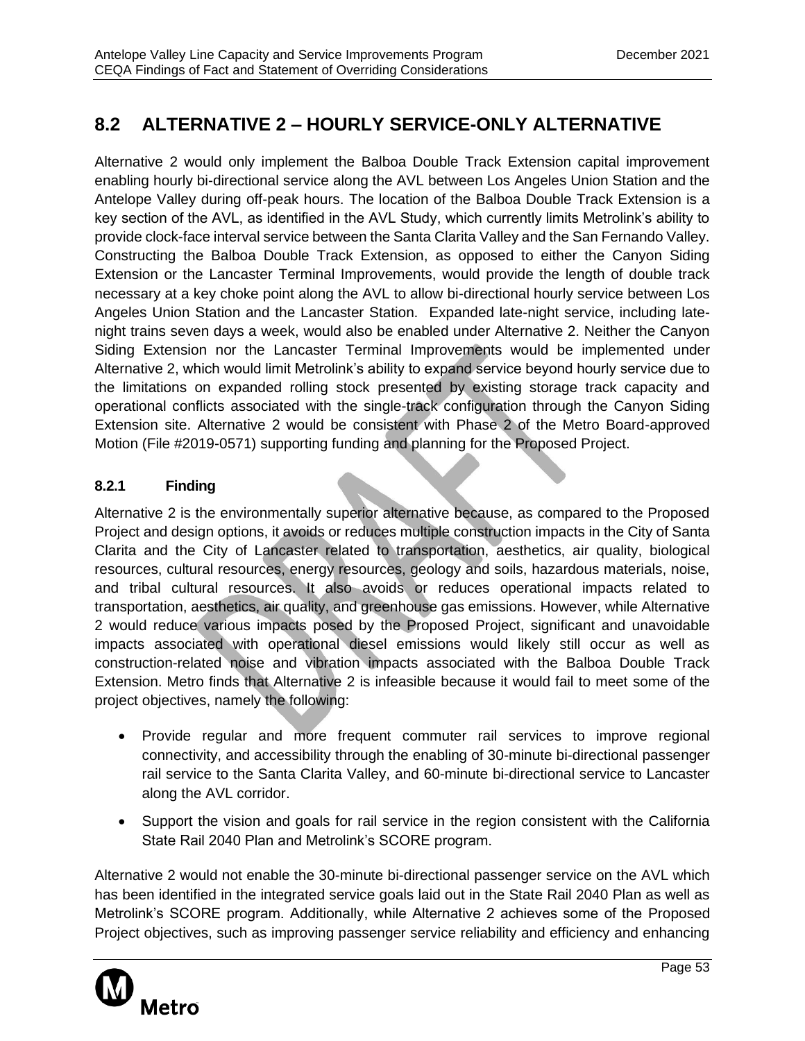## 8.2 ALTERNATIVE 2 – HOURLY SERVICE-ONLY ALTERNATIVE

Alternative 2 would only implement the Balboa Double Track Extension capital improvement enabling hourly bi-directional service along the AVL between Los Angeles Union Station and the Antelope Valley during off-peak hours. The location of the Balboa Double Track Extension is a key section of the AVL, as identified in the AVL Study, which currently limits Metrolink's ability to provide clock-face interval service between the Santa Clarita Valley and the San Fernando Valley. Constructing the Balboa Double Track Extension, as opposed to either the Canyon Siding Extension or the Lancaster Terminal Improvements, would provide the length of double track necessary at a key choke point along the AVL to allow bi-directional hourly service between Los Angeles Union Station and the Lancaster Station. Expanded late-night service, including late-night trains seven days a week, would also be enabled under Alternative 2. Neither the Canyon Siding Extension nor the Lancaster Terminal Improvements would be implemented under Alternative 2, which would limit Metrolink's ability to expand service beyond hourly service due to the limitations on expanded rolling stock presented by existing storage track capacity and operational conflicts associated with the single-track configuration through the Canyon Siding Extension site. Alternative 2 would be consistent with Phase 2 of the Metro Board-approved Motion (File #2019-0571) supporting funding and planning for the Proposed Project.

### 8.2.1 Finding

Alternative 2 is the environmentally superior alternative because, as compared to the Proposed Project and design options, it avoids or reduces multiple construction impacts in the City of Santa Clarita and the City of Lancaster related to transportation, aesthetics, air quality, biological resources, cultural resources, energy resources, geology and soils, hazardous materials, noise, and tribal cultural resources. It also avoids or reduces operational impacts related to transportation, aesthetics, air quality, and greenhouse gas emissions. However, while Alternative 2 would reduce various impacts posed by the Proposed Project, significant and unavoidable impacts associated with operational diesel emissions would likely still occur as well as construction-related noise and vibration impacts associated with the Balboa Double Track Extension. Metro finds that Alternative 2 is infeasible because it would fail to meet some of the project objectives, namely the following:

- Provide regular and more frequent commuter rail services to improve regional connectivity, and accessibility through the enabling of 30-minute bi-directional passenger rail service to the Santa Clarita Valley, and 60-minute bi-directional service to Lancaster along the AVL corridor.
- Support the vision and goals for rail service in the region consistent with the California State Rail 2040 Plan and Metrolink's SCORE program.

Alternative 2 would not enable the 30-minute bi-directional passenger service on the AVL which has been identified in the integrated service goals laid out in the State Rail 2040 Plan as well as Metrolink's SCORE program. Additionally, while Alternative 2 achieves some of the Proposed Project objectives, such as improving passenger service reliability and efficiency and enhancing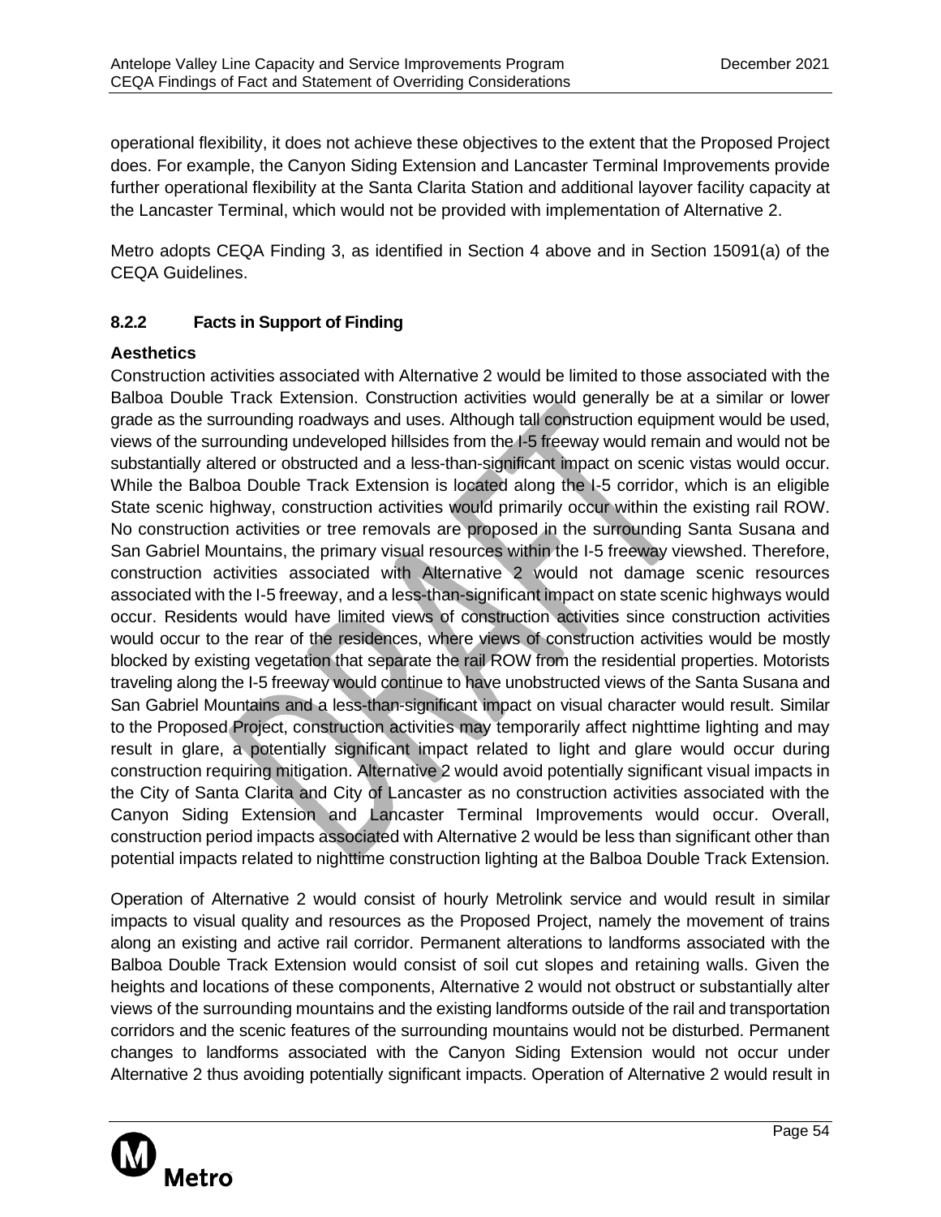operational flexibility, it does not achieve these objectives to the extent that the Proposed Project does. For example, the Canyon Siding Extension and Lancaster Terminal Improvements provide further operational flexibility at the Santa Clarita Station and additional layover facility capacity at the Lancaster Terminal, which would not be provided with implementation of Alternative 2.

Metro adopts CEQA Finding 3, as identified in Section 4 above and in Section 15091(a) of the CEQA Guidelines.

### 8.2.2 Facts in Support of Finding

**Aesthetics**

Construction activities associated with Alternative 2 would be limited to those associated with the Balboa Double Track Extension. Construction activities would generally be at a similar or lower grade as the surrounding roadways and uses. Although tall construction equipment would be used, views of the surrounding undeveloped hillsides from the I-5 freeway would remain and would not be substantially altered or obstructed and a less-than-significant impact on scenic vistas would occur. While the Balboa Double Track Extension is located along the I-5 corridor, which is an eligible State scenic highway, construction activities would primarily occur within the existing rail ROW. No construction activities or tree removals are proposed in the surrounding Santa Susana and San Gabriel Mountains, the primary visual resources within the I-5 freeway viewshed. Therefore, construction activities associated with Alternative 2 would not damage scenic resources associated with the I-5 freeway, and a less-than-significant impact on state scenic highways would occur. Residents would have limited views of construction activities since construction activities would occur to the rear of the residences, where views of construction activities would be mostly blocked by existing vegetation that separate the rail ROW from the residential properties. Motorists traveling along the I-5 freeway would continue to have unobstructed views of the Santa Susana and San Gabriel Mountains and a less-than-significant impact on visual character would result. Similar to the Proposed Project, construction activities may temporarily affect nighttime lighting and may result in glare, a potentially significant impact related to light and glare would occur during construction requiring mitigation. Alternative 2 would avoid potentially significant visual impacts in the City of Santa Clarita and City of Lancaster as no construction activities associated with the Canyon Siding Extension and Lancaster Terminal Improvements would occur. Overall, construction period impacts associated with Alternative 2 would be less than significant other than potential impacts related to nighttime construction lighting at the Balboa Double Track Extension.

Operation of Alternative 2 would consist of hourly Metrolink service and would result in similar impacts to visual quality and resources as the Proposed Project, namely the movement of trains along an existing and active rail corridor. Permanent alterations to landforms associated with the Balboa Double Track Extension would consist of soil cut slopes and retaining walls. Given the heights and locations of these components, Alternative 2 would not obstruct or substantially alter views of the surrounding mountains and the existing landforms outside of the rail and transportation corridors and the scenic features of the surrounding mountains would not be disturbed. Permanent changes to landforms associated with the Canyon Siding Extension would not occur under Alternative 2 thus avoiding potentially significant impacts. Operation of Alternative 2 would result in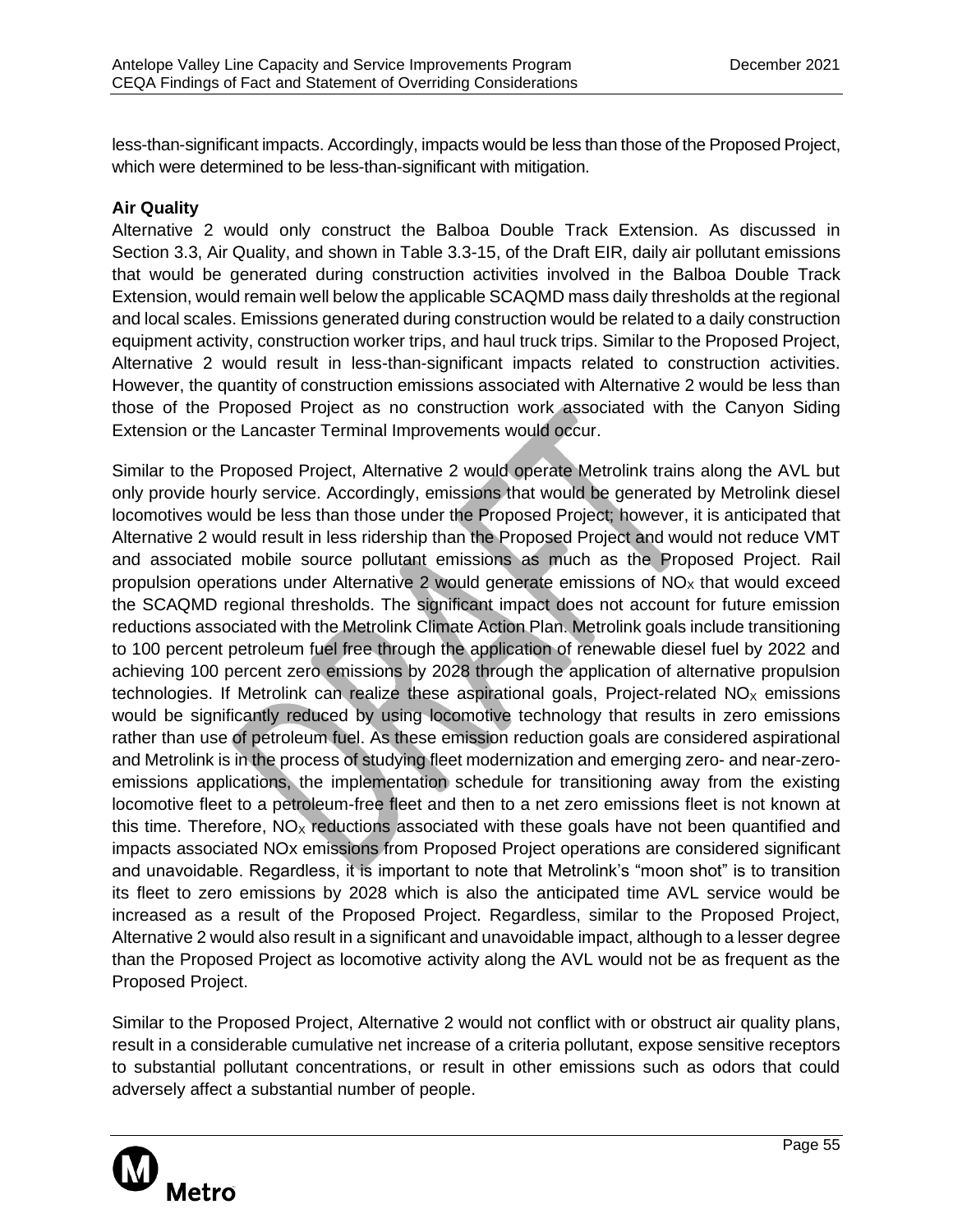less-than-significant impacts. Accordingly, impacts would be less than those of the Proposed Project, which were determined to be less-than-significant with mitigation.

**Air Quality**

Alternative 2 would only construct the Balboa Double Track Extension. As discussed in Section 3.3, Air Quality, and shown in Table 3.3-15, of the Draft EIR, daily air pollutant emissions that would be generated during construction activities involved in the Balboa Double Track Extension, would remain well below the applicable SCAQMD mass daily thresholds at the regional and local scales. Emissions generated during construction would be related to a daily construction equipment activity, construction worker trips, and haul truck trips. Similar to the Proposed Project, Alternative 2 would result in less-than-significant impacts related to construction activities. However, the quantity of construction emissions associated with Alternative 2 would be less than those of the Proposed Project as no construction work associated with the Canyon Siding Extension or the Lancaster Terminal Improvements would occur.

Similar to the Proposed Project, Alternative 2 would operate Metrolink trains along the AVL but only provide hourly service. Accordingly, emissions that would be generated by Metrolink diesel locomotives would be less than those under the Proposed Project; however, it is anticipated that Alternative 2 would result in less ridership than the Proposed Project and would not reduce VMT and associated mobile source pollutant emissions as much as the Proposed Project. Rail propulsion operations under Alternative 2 would generate emissions of $NO_X$ that would exceed the SCAQMD regional thresholds. The significant impact does not account for future emission reductions associated with the Metrolink Climate Action Plan. Metrolink goals include transitioning to 100 percent petroleum fuel free through the application of renewable diesel fuel by 2022 and achieving 100 percent zero emissions by 2028 through the application of alternative propulsion technologies. If Metrolink can realize these aspirational goals, Project-related $NO_X$ emissions would be significantly reduced by using locomotive technology that results in zero emissions rather than use of petroleum fuel. As these emission reduction goals are considered aspirational and Metrolink is in the process of studying fleet modernization and emerging zero- and near-zero-emissions applications, the implementation schedule for transitioning away from the existing locomotive fleet to a petroleum-free fleet and then to a net zero emissions fleet is not known at this time. Therefore, $NO_X$ reductions associated with these goals have not been quantified and impacts associated NOx emissions from Proposed Project operations are considered significant and unavoidable. Regardless, it is important to note that Metrolink's "moon shot" is to transition its fleet to zero emissions by 2028 which is also the anticipated time AVL service would be increased as a result of the Proposed Project. Regardless, similar to the Proposed Project, Alternative 2 would also result in a significant and unavoidable impact, although to a lesser degree than the Proposed Project as locomotive activity along the AVL would not be as frequent as the Proposed Project.

Similar to the Proposed Project, Alternative 2 would not conflict with or obstruct air quality plans, result in a considerable cumulative net increase of a criteria pollutant, expose sensitive receptors to substantial pollutant concentrations, or result in other emissions such as odors that could adversely affect a substantial number of people.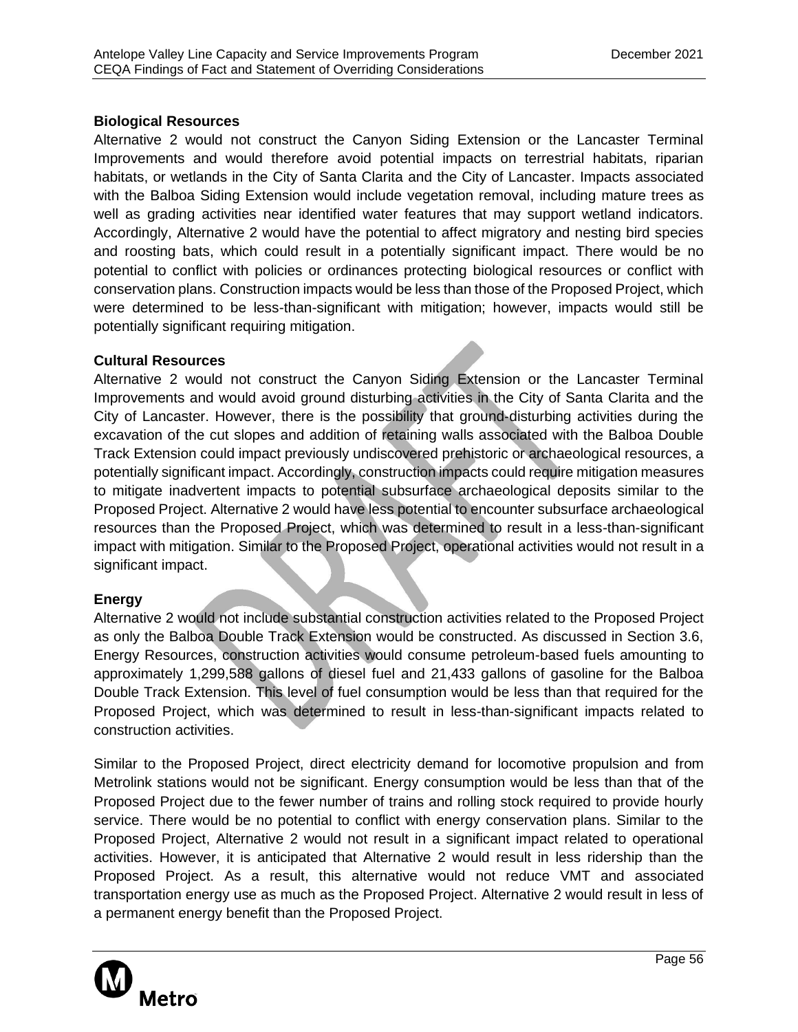**Biological Resources**

Alternative 2 would not construct the Canyon Siding Extension or the Lancaster Terminal Improvements and would therefore avoid potential impacts on terrestrial habitats, riparian habitats, or wetlands in the City of Santa Clarita and the City of Lancaster. Impacts associated with the Balboa Siding Extension would include vegetation removal, including mature trees as well as grading activities near identified water features that may support wetland indicators. Accordingly, Alternative 2 would have the potential to affect migratory and nesting bird species and roosting bats, which could result in a potentially significant impact. There would be no potential to conflict with policies or ordinances protecting biological resources or conflict with conservation plans. Construction impacts would be less than those of the Proposed Project, which were determined to be less-than-significant with mitigation; however, impacts would still be potentially significant requiring mitigation.

**Cultural Resources**

Alternative 2 would not construct the Canyon Siding Extension or the Lancaster Terminal Improvements and would avoid ground disturbing activities in the City of Santa Clarita and the City of Lancaster. However, there is the possibility that ground-disturbing activities during the excavation of the cut slopes and addition of retaining walls associated with the Balboa Double Track Extension could impact previously undiscovered prehistoric or archaeological resources, a potentially significant impact. Accordingly, construction impacts could require mitigation measures to mitigate inadvertent impacts to potential subsurface archaeological deposits similar to the Proposed Project. Alternative 2 would have less potential to encounter subsurface archaeological resources than the Proposed Project, which was determined to result in a less-than-significant impact with mitigation. Similar to the Proposed Project, operational activities would not result in a significant impact.

**Energy**

Alternative 2 would not include substantial construction activities related to the Proposed Project as only the Balboa Double Track Extension would be constructed. As discussed in Section 3.6, Energy Resources, construction activities would consume petroleum-based fuels amounting to approximately 1,299,588 gallons of diesel fuel and 21,433 gallons of gasoline for the Balboa Double Track Extension. This level of fuel consumption would be less than that required for the Proposed Project, which was determined to result in less-than-significant impacts related to construction activities.

Similar to the Proposed Project, direct electricity demand for locomotive propulsion and from Metrolink stations would not be significant. Energy consumption would be less than that of the Proposed Project due to the fewer number of trains and rolling stock required to provide hourly service. There would be no potential to conflict with energy conservation plans. Similar to the Proposed Project, Alternative 2 would not result in a significant impact related to operational activities. However, it is anticipated that Alternative 2 would result in less ridership than the Proposed Project. As a result, this alternative would not reduce VMT and associated transportation energy use as much as the Proposed Project. Alternative 2 would result in less of a permanent energy benefit than the Proposed Project.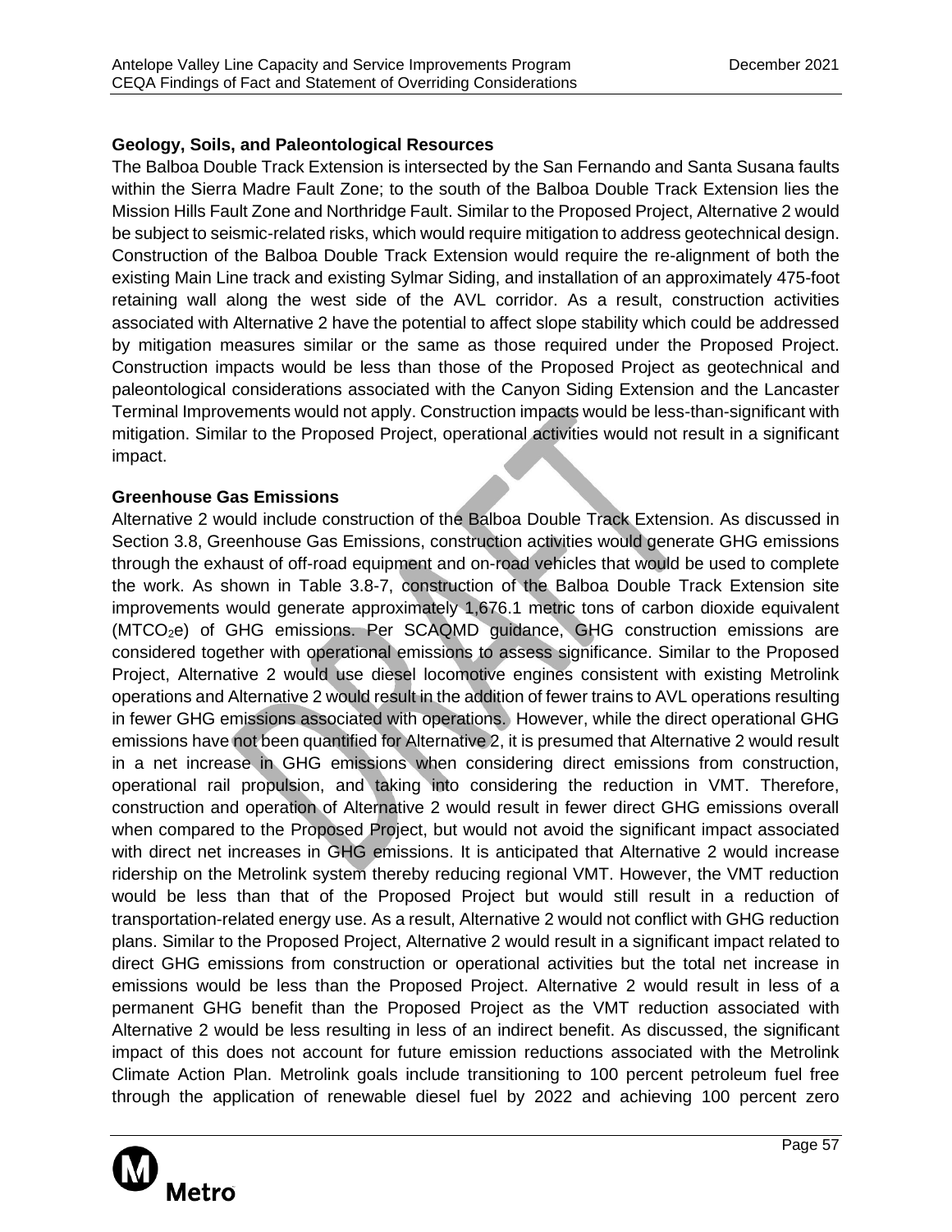### Geology, Soils, and Paleontological Resources

The Balboa Double Track Extension is intersected by the San Fernando and Santa Susana faults within the Sierra Madre Fault Zone; to the south of the Balboa Double Track Extension lies the Mission Hills Fault Zone and Northridge Fault. Similar to the Proposed Project, Alternative 2 would be subject to seismic-related risks, which would require mitigation to address geotechnical design. Construction of the Balboa Double Track Extension would require the re-alignment of both the existing Main Line track and existing Sylmar Siding, and installation of an approximately 475-foot retaining wall along the west side of the AVL corridor. As a result, construction activities associated with Alternative 2 have the potential to affect slope stability which could be addressed by mitigation measures similar or the same as those required under the Proposed Project. Construction impacts would be less than those of the Proposed Project as geotechnical and paleontological considerations associated with the Canyon Siding Extension and the Lancaster Terminal Improvements would not apply. Construction impacts would be less-than-significant with mitigation. Similar to the Proposed Project, operational activities would not result in a significant impact.

### Greenhouse Gas Emissions

Alternative 2 would include construction of the Balboa Double Track Extension. As discussed in Section 3.8, Greenhouse Gas Emissions, construction activities would generate GHG emissions through the exhaust of off-road equipment and on-road vehicles that would be used to complete the work. As shown in Table 3.8-7, construction of the Balboa Double Track Extension site improvements would generate approximately 1,676.1 metric tons of carbon dioxide equivalent ($MTCO_2e$) of GHG emissions. Per SCAQMD guidance, GHG construction emissions are considered together with operational emissions to assess significance. Similar to the Proposed Project, Alternative 2 would use diesel locomotive engines consistent with existing Metrolink operations and Alternative 2 would result in the addition of fewer trains to AVL operations resulting in fewer GHG emissions associated with operations. However, while the direct operational GHG emissions have not been quantified for Alternative 2, it is presumed that Alternative 2 would result in a net increase in GHG emissions when considering direct emissions from construction, operational rail propulsion, and taking into considering the reduction in VMT. Therefore, construction and operation of Alternative 2 would result in fewer direct GHG emissions overall when compared to the Proposed Project, but would not avoid the significant impact associated with direct net increases in GHG emissions. It is anticipated that Alternative 2 would increase ridership on the Metrolink system thereby reducing regional VMT. However, the VMT reduction would be less than that of the Proposed Project but would still result in a reduction of transportation-related energy use. As a result, Alternative 2 would not conflict with GHG reduction plans. Similar to the Proposed Project, Alternative 2 would result in a significant impact related to direct GHG emissions from construction or operational activities but the total net increase in emissions would be less than the Proposed Project. Alternative 2 would result in less of a permanent GHG benefit than the Proposed Project as the VMT reduction associated with Alternative 2 would be less resulting in less of an indirect benefit. As discussed, the significant impact of this does not account for future emission reductions associated with the Metrolink Climate Action Plan. Metrolink goals include transitioning to 100 percent petroleum fuel free through the application of renewable diesel fuel by 2022 and achieving 100 percent zero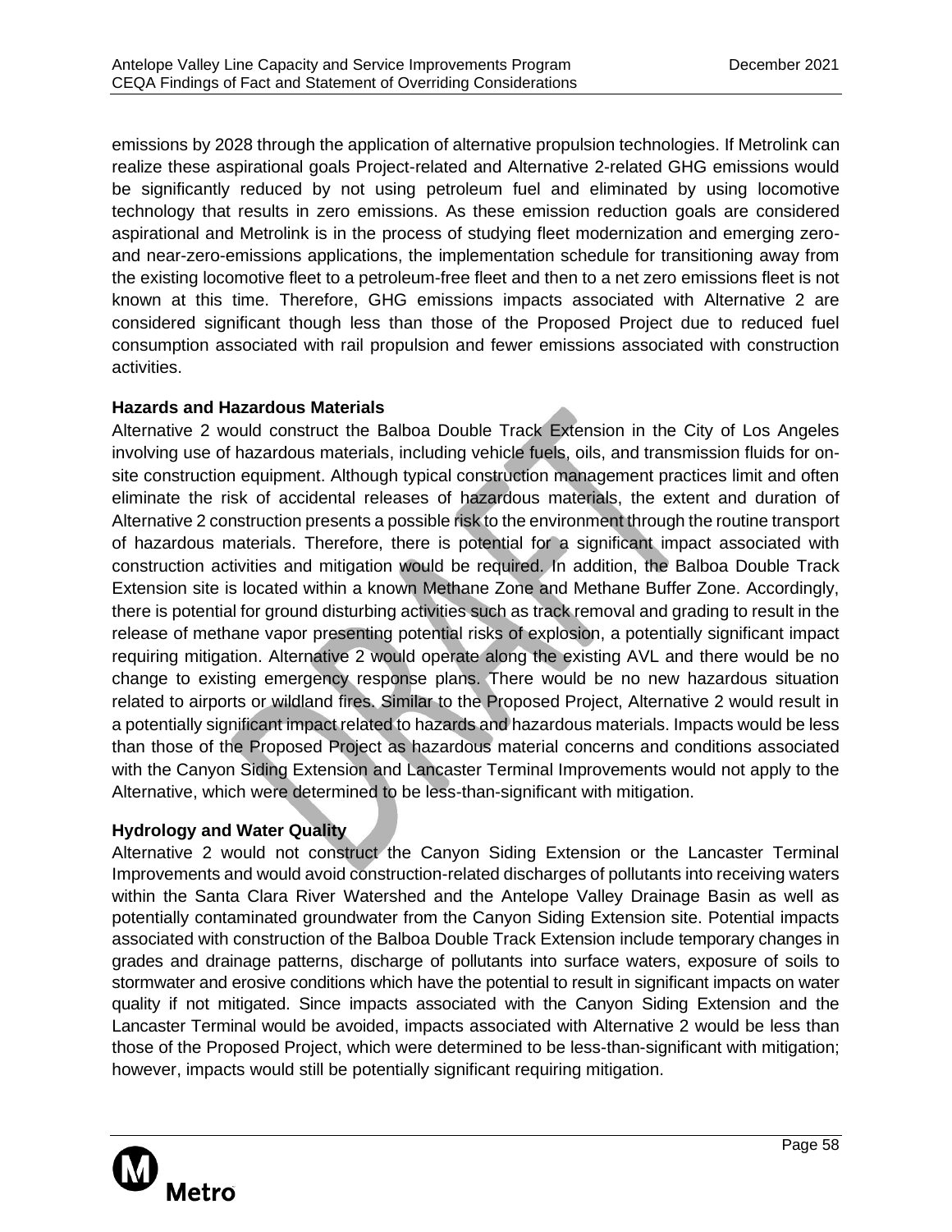emissions by 2028 through the application of alternative propulsion technologies. If Metrolink can realize these aspirational goals Project-related and Alternative 2-related GHG emissions would be significantly reduced by not using petroleum fuel and eliminated by using locomotive technology that results in zero emissions. As these emission reduction goals are considered aspirational and Metrolink is in the process of studying fleet modernization and emerging zero- and near-zero-emissions applications, the implementation schedule for transitioning away from the existing locomotive fleet to a petroleum-free fleet and then to a net zero emissions fleet is not known at this time. Therefore, GHG emissions impacts associated with Alternative 2 are considered significant though less than those of the Proposed Project due to reduced fuel consumption associated with rail propulsion and fewer emissions associated with construction activities.

**Hazards and Hazardous Materials**

Alternative 2 would construct the Balboa Double Track Extension in the City of Los Angeles involving use of hazardous materials, including vehicle fuels, oils, and transmission fluids for on-site construction equipment. Although typical construction management practices limit and often eliminate the risk of accidental releases of hazardous materials, the extent and duration of Alternative 2 construction presents a possible risk to the environment through the routine transport of hazardous materials. Therefore, there is potential for a significant impact associated with construction activities and mitigation would be required. In addition, the Balboa Double Track Extension site is located within a known Methane Zone and Methane Buffer Zone. Accordingly, there is potential for ground disturbing activities such as track removal and grading to result in the release of methane vapor presenting potential risks of explosion, a potentially significant impact requiring mitigation. Alternative 2 would operate along the existing AVL and there would be no change to existing emergency response plans. There would be no new hazardous situation related to airports or wildland fires. Similar to the Proposed Project, Alternative 2 would result in a potentially significant impact related to hazards and hazardous materials. Impacts would be less than those of the Proposed Project as hazardous material concerns and conditions associated with the Canyon Siding Extension and Lancaster Terminal Improvements would not apply to the Alternative, which were determined to be less-than-significant with mitigation.

**Hydrology and Water Quality**

Alternative 2 would not construct the Canyon Siding Extension or the Lancaster Terminal Improvements and would avoid construction-related discharges of pollutants into receiving waters within the Santa Clara River Watershed and the Antelope Valley Drainage Basin as well as potentially contaminated groundwater from the Canyon Siding Extension site. Potential impacts associated with construction of the Balboa Double Track Extension include temporary changes in grades and drainage patterns, discharge of pollutants into surface waters, exposure of soils to stormwater and erosive conditions which have the potential to result in significant impacts on water quality if not mitigated. Since impacts associated with the Canyon Siding Extension and the Lancaster Terminal would be avoided, impacts associated with Alternative 2 would be less than those of the Proposed Project, which were determined to be less-than-significant with mitigation; however, impacts would still be potentially significant requiring mitigation.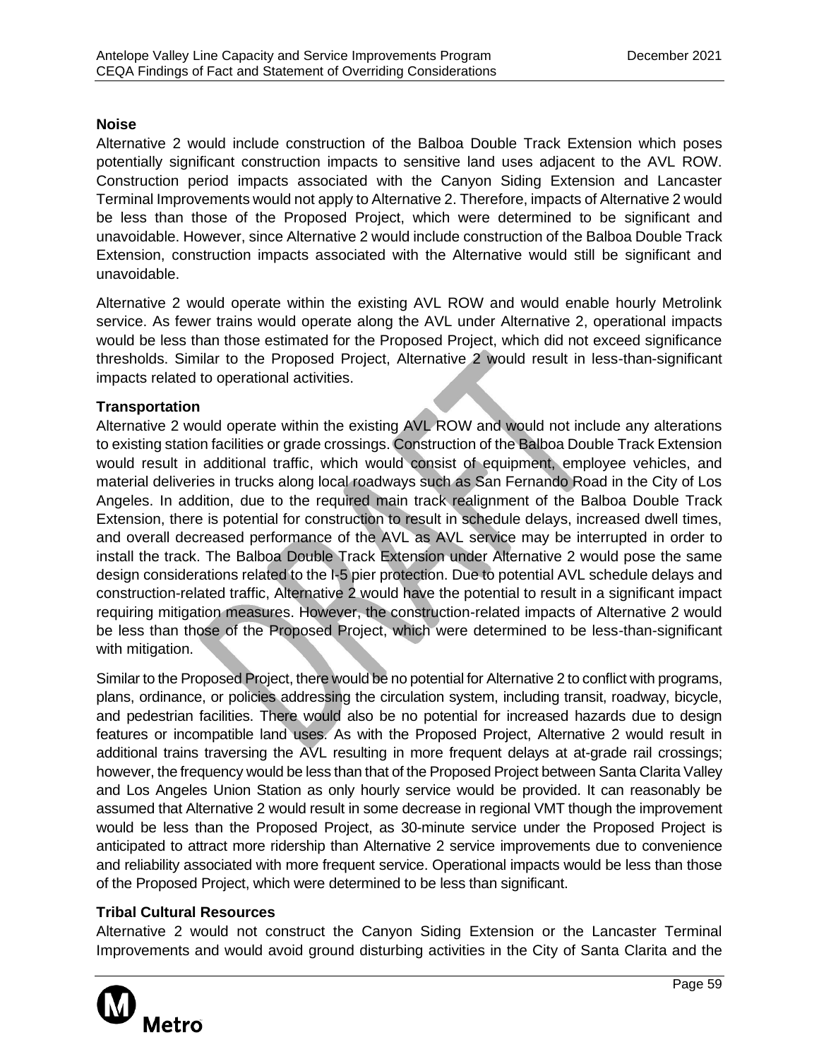### Noise

Alternative 2 would include construction of the Balboa Double Track Extension which poses potentially significant construction impacts to sensitive land uses adjacent to the AVL ROW. Construction period impacts associated with the Canyon Siding Extension and Lancaster Terminal Improvements would not apply to Alternative 2. Therefore, impacts of Alternative 2 would be less than those of the Proposed Project, which were determined to be significant and unavoidable. However, since Alternative 2 would include construction of the Balboa Double Track Extension, construction impacts associated with the Alternative would still be significant and unavoidable.

Alternative 2 would operate within the existing AVL ROW and would enable hourly Metrolink service. As fewer trains would operate along the AVL under Alternative 2, operational impacts would be less than those estimated for the Proposed Project, which did not exceed significance thresholds. Similar to the Proposed Project, Alternative 2 would result in less-than-significant impacts related to operational activities.

### Transportation

Alternative 2 would operate within the existing AVL ROW and would not include any alterations to existing station facilities or grade crossings. Construction of the Balboa Double Track Extension would result in additional traffic, which would consist of equipment, employee vehicles, and material deliveries in trucks along local roadways such as San Fernando Road in the City of Los Angeles. In addition, due to the required main track realignment of the Balboa Double Track Extension, there is potential for construction to result in schedule delays, increased dwell times, and overall decreased performance of the AVL as AVL service may be interrupted in order to install the track. The Balboa Double Track Extension under Alternative 2 would pose the same design considerations related to the I-5 pier protection. Due to potential AVL schedule delays and construction-related traffic, Alternative 2 would have the potential to result in a significant impact requiring mitigation measures. However, the construction-related impacts of Alternative 2 would be less than those of the Proposed Project, which were determined to be less-than-significant with mitigation.

Similar to the Proposed Project, there would be no potential for Alternative 2 to conflict with programs, plans, ordinance, or policies addressing the circulation system, including transit, roadway, bicycle, and pedestrian facilities. There would also be no potential for increased hazards due to design features or incompatible land uses. As with the Proposed Project, Alternative 2 would result in additional trains traversing the AVL resulting in more frequent delays at at-grade rail crossings; however, the frequency would be less than that of the Proposed Project between Santa Clarita Valley and Los Angeles Union Station as only hourly service would be provided. It can reasonably be assumed that Alternative 2 would result in some decrease in regional VMT though the improvement would be less than the Proposed Project, as 30-minute service under the Proposed Project is anticipated to attract more ridership than Alternative 2 service improvements due to convenience and reliability associated with more frequent service. Operational impacts would be less than those of the Proposed Project, which were determined to be less than significant.

### Tribal Cultural Resources

Alternative 2 would not construct the Canyon Siding Extension or the Lancaster Terminal Improvements and would avoid ground disturbing activities in the City of Santa Clarita and the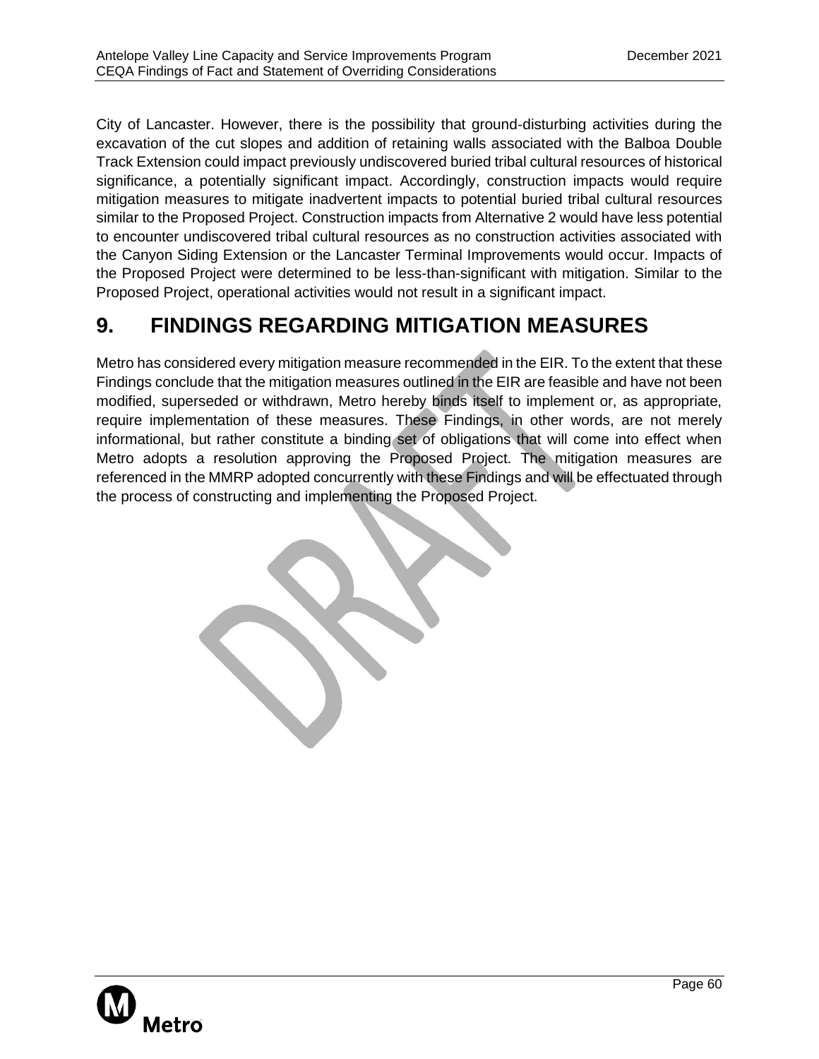City of Lancaster. However, there is the possibility that ground-disturbing activities during the excavation of the cut slopes and addition of retaining walls associated with the Balboa Double Track Extension could impact previously undiscovered buried tribal cultural resources of historical significance, a potentially significant impact. Accordingly, construction impacts would require mitigation measures to mitigate inadvertent impacts to potential buried tribal cultural resources similar to the Proposed Project. Construction impacts from Alternative 2 would have less potential to encounter undiscovered tribal cultural resources as no construction activities associated with the Canyon Siding Extension or the Lancaster Terminal Improvements would occur. Impacts of the Proposed Project were determined to be less-than-significant with mitigation. Similar to the Proposed Project, operational activities would not result in a significant impact.

# 9. FINDINGS REGARDING MITIGATION MEASURES

Metro has considered every mitigation measure recommended in the EIR. To the extent that these Findings conclude that the mitigation measures outlined in the EIR are feasible and have not been modified, superseded or withdrawn, Metro hereby binds itself to implement or, as appropriate, require implementation of these measures. These Findings, in other words, are not merely informational, but rather constitute a binding set of obligations that will come into effect when Metro adopts a resolution approving the Proposed Project. The mitigation measures are referenced in the MMRP adopted concurrently with these Findings and will be effectuated through the process of constructing and implementing the Proposed Project.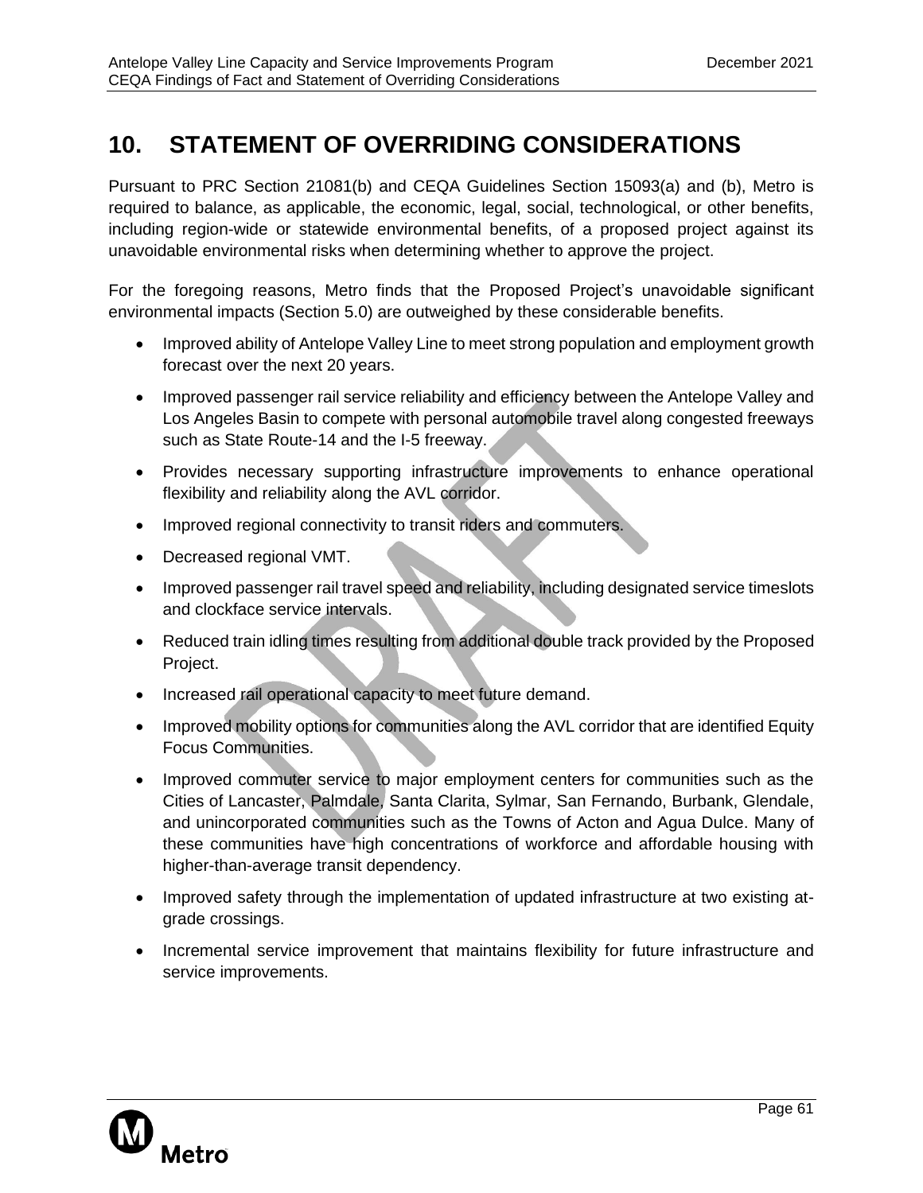# 10. STATEMENT OF OVERRIDING CONSIDERATIONS

Pursuant to PRC Section 21081(b) and CEQA Guidelines Section 15093(a) and (b), Metro is required to balance, as applicable, the economic, legal, social, technological, or other benefits, including region-wide or statewide environmental benefits, of a proposed project against its unavoidable environmental risks when determining whether to approve the project.

For the foregoing reasons, Metro finds that the Proposed Project's unavoidable significant environmental impacts (Section 5.0) are outweighed by these considerable benefits.

- Improved ability of Antelope Valley Line to meet strong population and employment growth forecast over the next 20 years.
- Improved passenger rail service reliability and efficiency between the Antelope Valley and Los Angeles Basin to compete with personal automobile travel along congested freeways such as State Route-14 and the I-5 freeway.
- Provides necessary supporting infrastructure improvements to enhance operational flexibility and reliability along the AVL corridor.
- Improved regional connectivity to transit riders and commuters.
- Decreased regional VMT.
- Improved passenger rail travel speed and reliability, including designated service timeslots and clockface service intervals.
- Reduced train idling times resulting from additional double track provided by the Proposed Project.
- Increased rail operational capacity to meet future demand.
- Improved mobility options for communities along the AVL corridor that are identified Equity Focus Communities.
- Improved commuter service to major employment centers for communities such as the Cities of Lancaster, Palmdale, Santa Clarita, Sylmar, San Fernando, Burbank, Glendale, and unincorporated communities such as the Towns of Acton and Agua Dulce. Many of these communities have high concentrations of workforce and affordable housing with higher-than-average transit dependency.
- Improved safety through the implementation of updated infrastructure at two existing at-grade crossings.
- Incremental service improvement that maintains flexibility for future infrastructure and service improvements.